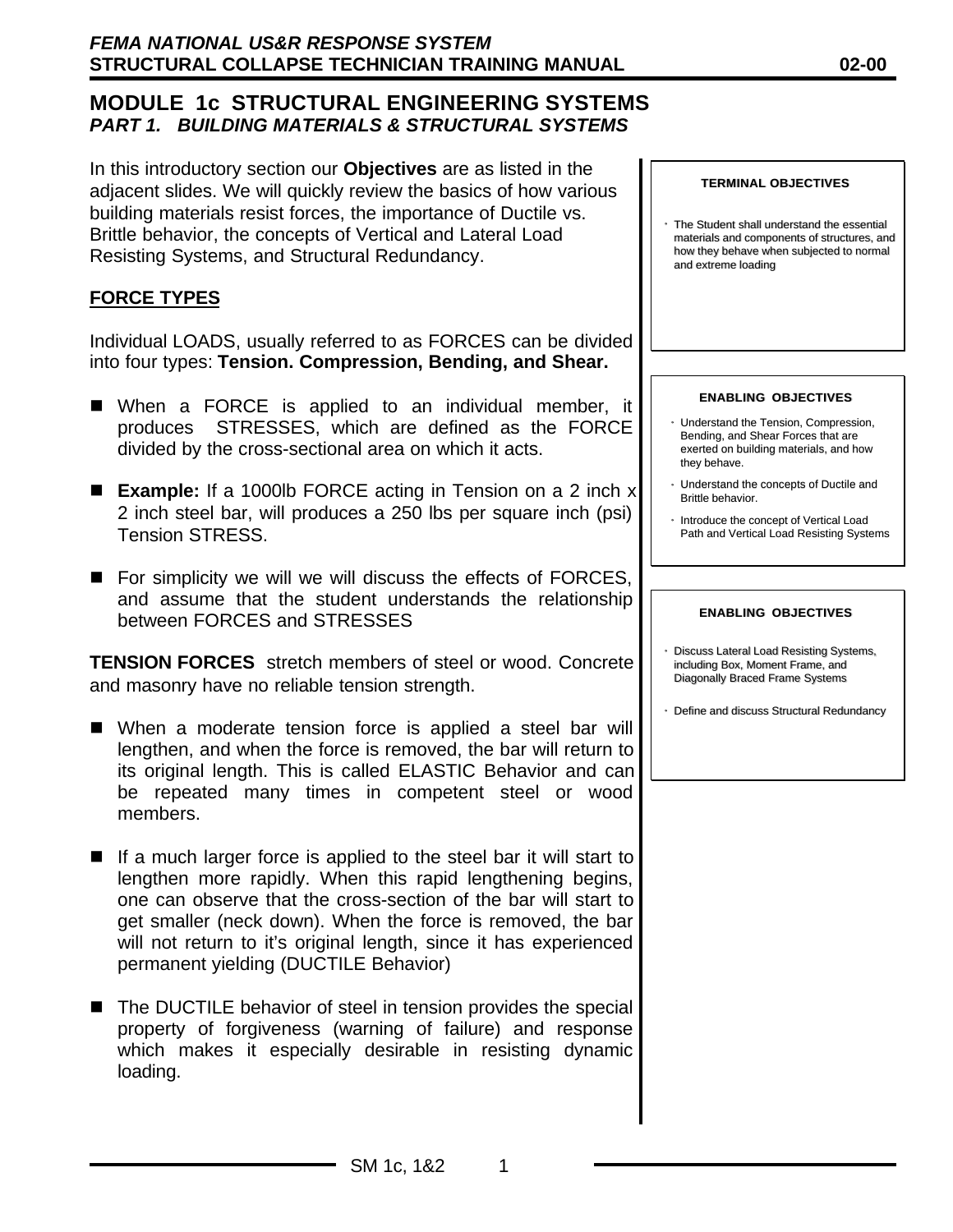# MODULE 1c STRUCTURAL ENGINEERING SYSTEMS

## *PART 1. BUILDING MATERIALS & STRUCTURAL SYSTEMS*

In this introductory section our **Objectives** are as listed in the adjacent slides. We will quickly review the basics of how various building materials resist forces, the importance of Ductile vs. Brittle behavior, the concepts of Vertical and Lateral Load Resisting Systems, and Structural Redundancy.

**TERMINAL OBJECTIVES**

- The Student shall understand the essential materials and components of structures, and how they behave when subjected to normal and extreme loading

**ENABLING OBJECTIVES**

- Understand the Tension, Compression, Bending, and Shear Forces that are exerted on building materials, and how they behave.
- Understand the concepts of Ductile and Brittle behavior.
- Introduce the concept of Vertical Load Path and Vertical Load Resisting Systems

**ENABLING OBJECTIVES**

- Discuss Lateral Load Resisting Systems, including Box, Moment Frame, and Diagonally Braced Frame Systems
- Define and discuss Structural Redundancy

### FORCE TYPES

Individual LOADS, usually referred to as FORCES can be divided into four types: **Tension. Compression, Bending, and Shear.**

- When a FORCE is applied to an individual member, it produces STRESSES, which are defined as the FORCE divided by the cross-sectional area on which it acts.
- **Example:** If a 1000lb FORCE acting in Tension on a 2 inch x 2 inch steel bar, will produces a 250 lbs per square inch (psi) Tension STRESS.
- For simplicity we will we will discuss the effects of FORCES, and assume that the student understands the relationship between FORCES and STRESSES

**TENSION FORCES** stretch members of steel or wood. Concrete and masonry have no reliable tension strength.

- When a moderate tension force is applied a steel bar will lengthen, and when the force is removed, the bar will return to its original length. This is called ELASTIC Behavior and can be repeated many times in competent steel or wood members.
- If a much larger force is applied to the steel bar it will start to lengthen more rapidly. When this rapid lengthening begins, one can observe that the cross-section of the bar will start to get smaller (neck down). When the force is removed, the bar will not return to it's original length, since it has experienced permanent yielding (DUCTILE Behavior)
- The DUCTILE behavior of steel in tension provides the special property of forgiveness (warning of failure) and response which makes it especially desirable in resisting dynamic loading.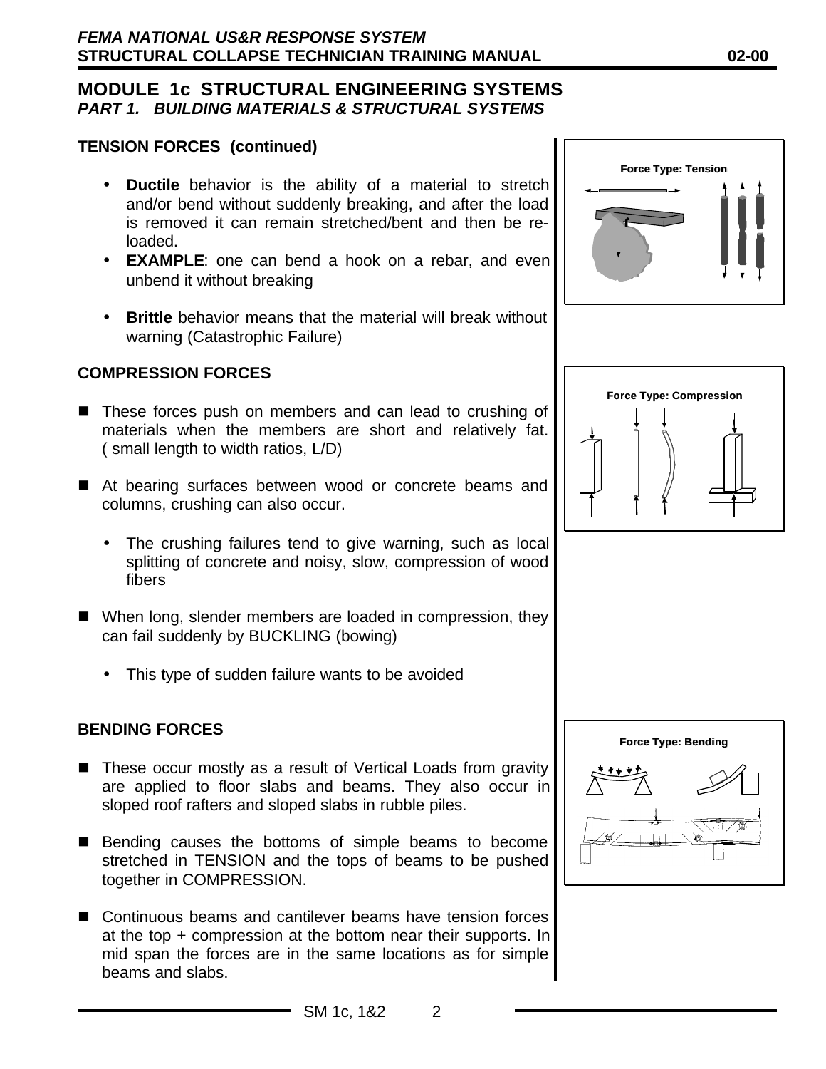## MODULE 1c STRUCTURAL ENGINEERING SYSTEMS
### *PART 1. BUILDING MATERIALS & STRUCTURAL SYSTEMS*

**TENSION FORCES (continued)**

- **Ductile** behavior is the ability of a material to stretch and/or bend without suddenly breaking, and after the load is removed it can remain stretched/bent and then be re-loaded.
- **EXAMPLE**: one can bend a hook on a rebar, and even unbend it without breaking

- **Brittle** behavior means that the material will break without warning (Catastrophic Failure)

Force Type: Tension

**COMPRESSION FORCES**

- These forces push on members and can lead to crushing of materials when the members are short and relatively fat. ( small length to width ratios, L/D)

- At bearing surfaces between wood or concrete beams and columns, crushing can also occur.

  - The crushing failures tend to give warning, such as local splitting of concrete and noisy, slow, compression of wood fibers

- When long, slender members are loaded in compression, they can fail suddenly by BUCKLING (bowing)

  - This type of sudden failure wants to be avoided

Force Type: Compression

**BENDING FORCES**

- These occur mostly as a result of Vertical Loads from gravity are applied to floor slabs and beams. They also occur in sloped roof rafters and sloped slabs in rubble piles.

- Bending causes the bottoms of simple beams to become stretched in TENSION and the tops of beams to be pushed together in COMPRESSION.

- Continuous beams and cantilever beams have tension forces at the top + compression at the bottom near their supports. In mid span the forces are in the same locations as for simple beams and slabs.

Force Type: Bending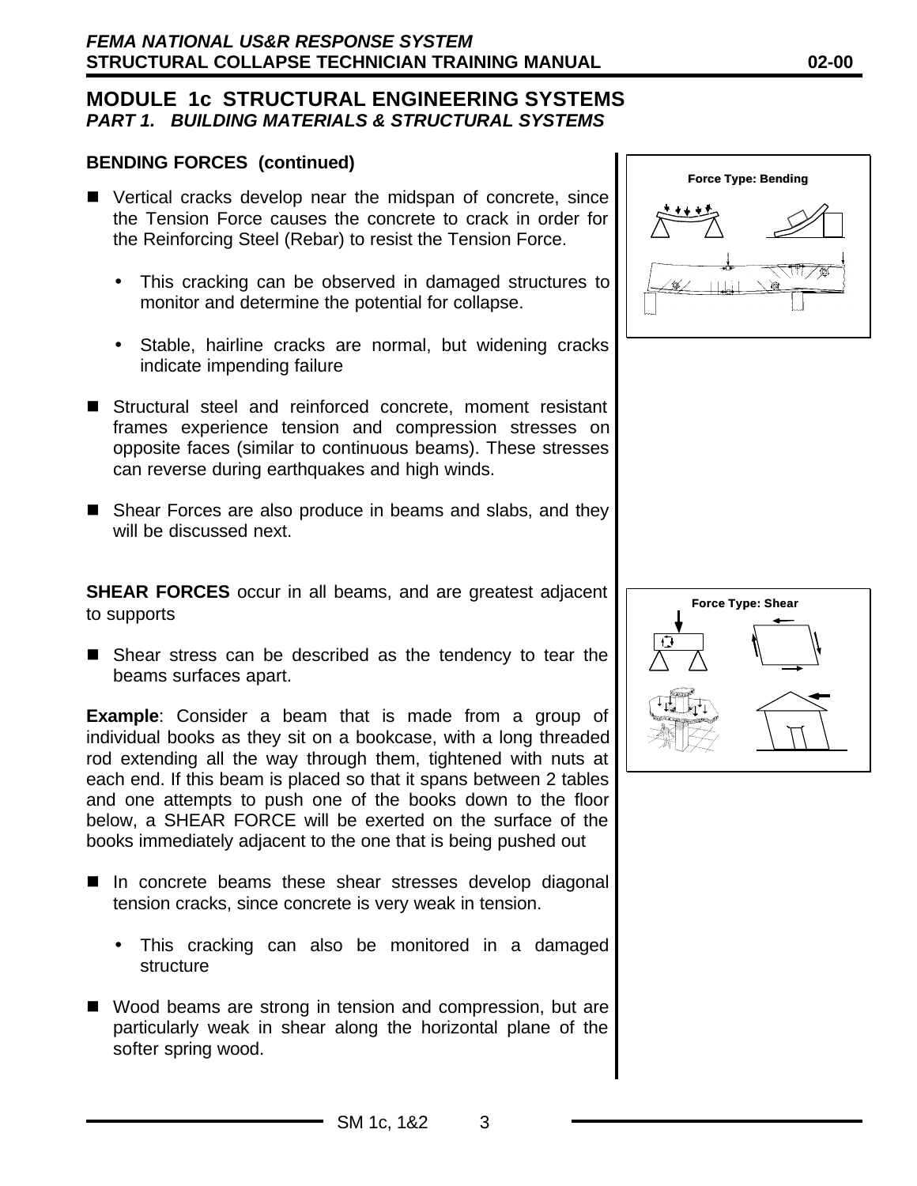## MODULE 1c STRUCTURAL ENGINEERING SYSTEMS

### *PART 1. BUILDING MATERIALS & STRUCTURAL SYSTEMS*

**BENDING FORCES (continued)**

- Vertical cracks develop near the midspan of concrete, since the Tension Force causes the concrete to crack in order for the Reinforcing Steel (Rebar) to resist the Tension Force.
  - This cracking can be observed in damaged structures to monitor and determine the potential for collapse.
  - Stable, hairline cracks are normal, but widening cracks indicate impending failure
- Structural steel and reinforced concrete, moment resistant frames experience tension and compression stresses on opposite faces (similar to continuous beams). These stresses can reverse during earthquakes and high winds.
- Shear Forces are also produce in beams and slabs, and they will be discussed next.

Force Type: Bending

**SHEAR FORCES** occur in all beams, and are greatest adjacent to supports

- Shear stress can be described as the tendency to tear the beams surfaces apart.

**Example**: Consider a beam that is made from a group of individual books as they sit on a bookcase, with a long threaded rod extending all the way through them, tightened with nuts at each end. If this beam is placed so that it spans between 2 tables and one attempts to push one of the books down to the floor below, a SHEAR FORCE will be exerted on the surface of the books immediately adjacent to the one that is being pushed out

- In concrete beams these shear stresses develop diagonal tension cracks, since concrete is very weak in tension.
  - This cracking can also be monitored in a damaged structure
- Wood beams are strong in tension and compression, but are particularly weak in shear along the horizontal plane of the softer spring wood.

Force Type: Shear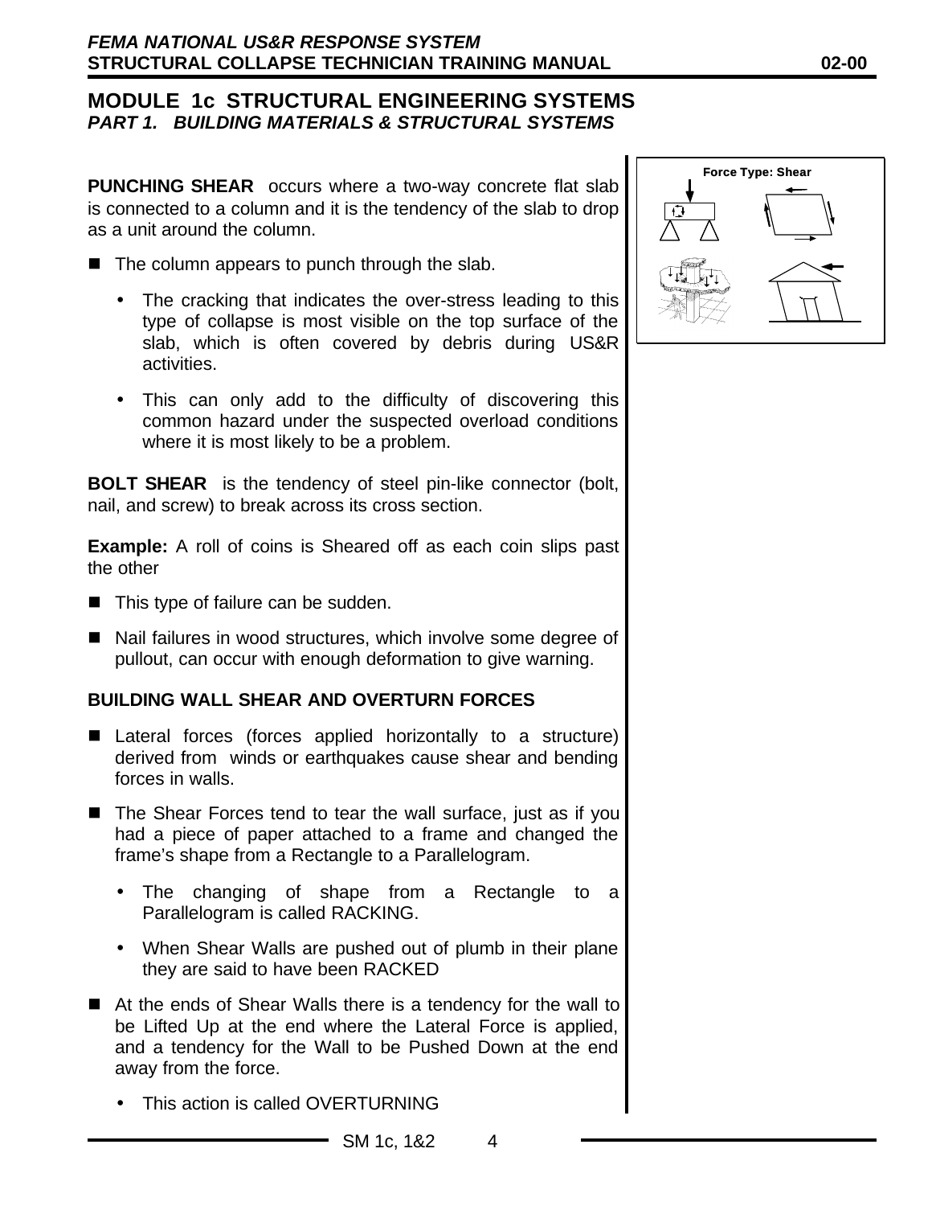## MODULE 1c STRUCTURAL ENGINEERING SYSTEMS

### *PART 1. BUILDING MATERIALS & STRUCTURAL SYSTEMS*

**PUNCHING SHEAR** occurs where a two-way concrete flat slab is connected to a column and it is the tendency of the slab to drop as a unit around the column.

- The column appears to punch through the slab.
  - The cracking that indicates the over-stress leading to this type of collapse is most visible on the top surface of the slab, which is often covered by debris during US&R activities.
  - This can only add to the difficulty of discovering this common hazard under the suspected overload conditions where it is most likely to be a problem.

**BOLT SHEAR** is the tendency of steel pin-like connector (bolt, nail, and screw) to break across its cross section.

**Example:** A roll of coins is Sheared off as each coin slips past the other

- This type of failure can be sudden.
- Nail failures in wood structures, which involve some degree of pullout, can occur with enough deformation to give warning.

**BUILDING WALL SHEAR AND OVERTURN FORCES**

- Lateral forces (forces applied horizontally to a structure) derived from winds or earthquakes cause shear and bending forces in walls.
- The Shear Forces tend to tear the wall surface, just as if you had a piece of paper attached to a frame and changed the frame's shape from a Rectangle to a Parallelogram.
  - The changing of shape from a Rectangle to a Parallelogram is called RACKING.
  - When Shear Walls are pushed out of plumb in their plane they are said to have been RACKED
- At the ends of Shear Walls there is a tendency for the wall to be Lifted Up at the end where the Lateral Force is applied, and a tendency for the Wall to be Pushed Down at the end away from the force.
  - This action is called OVERTURNING

Force Type: Shear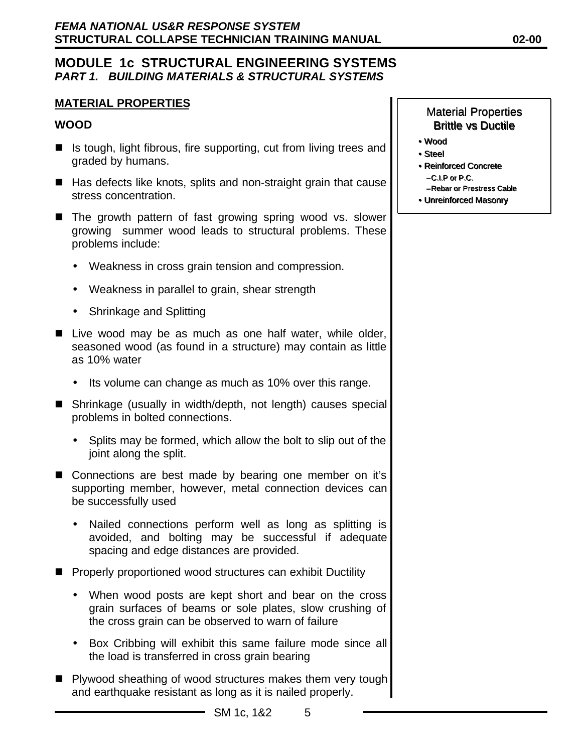# MODULE 1c STRUCTURAL ENGINEERING SYSTEMS

***PART 1. BUILDING MATERIALS & STRUCTURAL SYSTEMS***

**MATERIAL PROPERTIES**

**WOOD**

- Is tough, light fibrous, fire supporting, cut from living trees and graded by humans.
- Has defects like knots, splits and non-straight grain that cause stress concentration.
- The growth pattern of fast growing spring wood vs. slower growing summer wood leads to structural problems. These problems include:
  - Weakness in cross grain tension and compression.
  - Weakness in parallel to grain, shear strength
  - Shrinkage and Splitting
- Live wood may be as much as one half water, while older, seasoned wood (as found in a structure) may contain as little as 10% water
  - Its volume can change as much as 10% over this range.
- Shrinkage (usually in width/depth, not length) causes special problems in bolted connections.
  - Splits may be formed, which allow the bolt to slip out of the joint along the split.
- Connections are best made by bearing one member on it's supporting member, however, metal connection devices can be successfully used
  - Nailed connections perform well as long as splitting is avoided, and bolting may be successful if adequate spacing and edge distances are provided.
- Properly proportioned wood structures can exhibit Ductility
  - When wood posts are kept short and bear on the cross grain surfaces of beams or sole plates, slow crushing of the cross grain can be observed to warn of failure
  - Box Cribbing will exhibit this same failure mode since all the load is transferred in cross grain bearing
- Plywood sheathing of wood structures makes them very tough and earthquake resistant as long as it is nailed properly.

---

**Material Properties**
**Brittle vs Ductile**

- Wood
- Steel
- Reinforced Concrete
  - C.I.P or P.C.
  - Rebar or Prestress Cable
- Unreinforced Masonry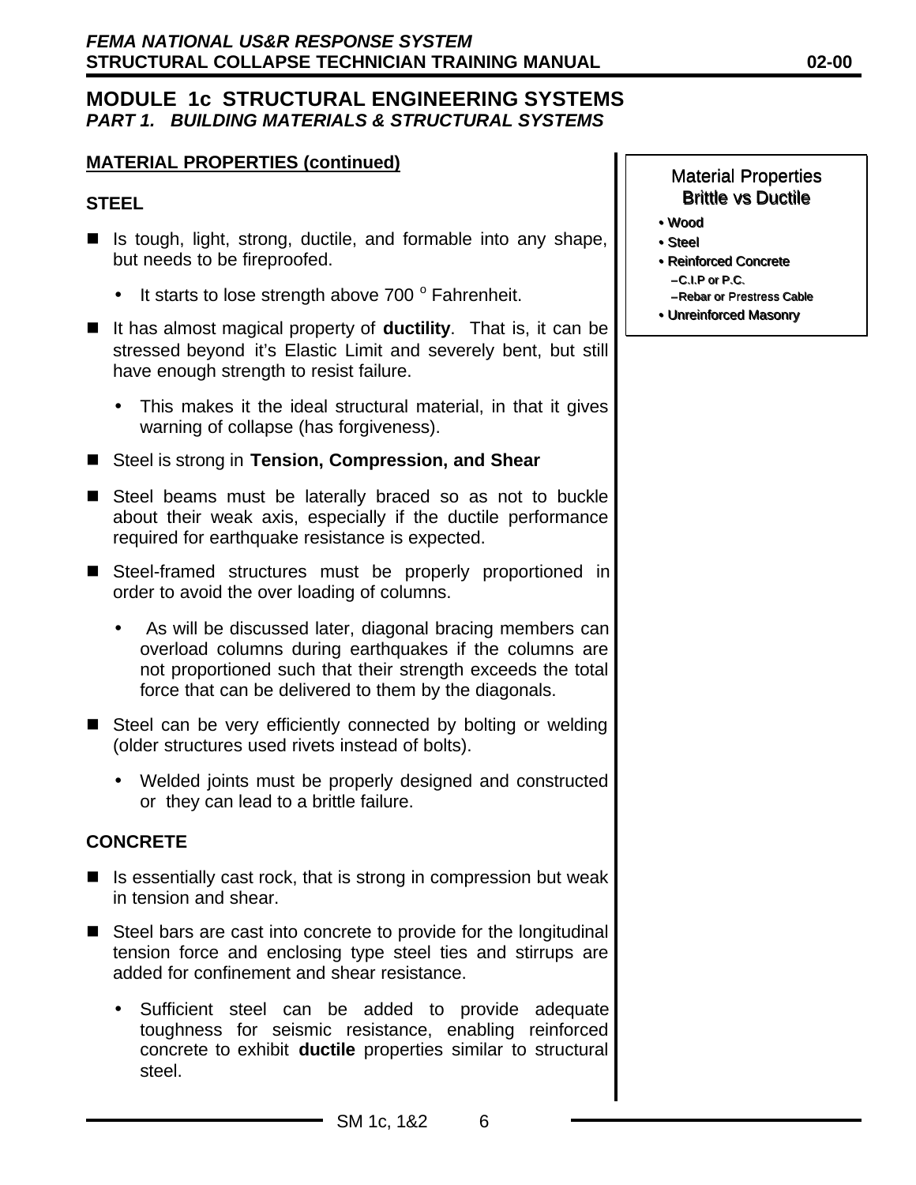# MODULE 1c STRUCTURAL ENGINEERING SYSTEMS

## *PART 1. BUILDING MATERIALS & STRUCTURAL SYSTEMS*

**MATERIAL PROPERTIES (continued)**

**STEEL**

- Is tough, light, strong, ductile, and formable into any shape, but needs to be fireproofed.
  - It starts to lose strength above 700 $^{o}$ Fahrenheit.
- It has almost magical property of **ductility**. That is, it can be stressed beyond it's Elastic Limit and severely bent, but still have enough strength to resist failure.
  - This makes it the ideal structural material, in that it gives warning of collapse (has forgiveness).
- Steel is strong in **Tension, Compression, and Shear**
- Steel beams must be laterally braced so as not to buckle about their weak axis, especially if the ductile performance required for earthquake resistance is expected.
- Steel-framed structures must be properly proportioned in order to avoid the over loading of columns.
  - As will be discussed later, diagonal bracing members can overload columns during earthquakes if the columns are not proportioned such that their strength exceeds the total force that can be delivered to them by the diagonals.
- Steel can be very efficiently connected by bolting or welding (older structures used rivets instead of bolts).
  - Welded joints must be properly designed and constructed or they can lead to a brittle failure.

**CONCRETE**

- Is essentially cast rock, that is strong in compression but weak in tension and shear.
- Steel bars are cast into concrete to provide for the longitudinal tension force and enclosing type steel ties and stirrups are added for confinement and shear resistance.
  - Sufficient steel can be added to provide adequate toughness for seismic resistance, enabling reinforced concrete to exhibit **ductile** properties similar to structural steel.

Material Properties
Brittle vs Ductile

- Wood
- Steel
- Reinforced Concrete
  - C.I.P or P.C.
  - Rebar or Prestress Cable
- Unreinforced Masonry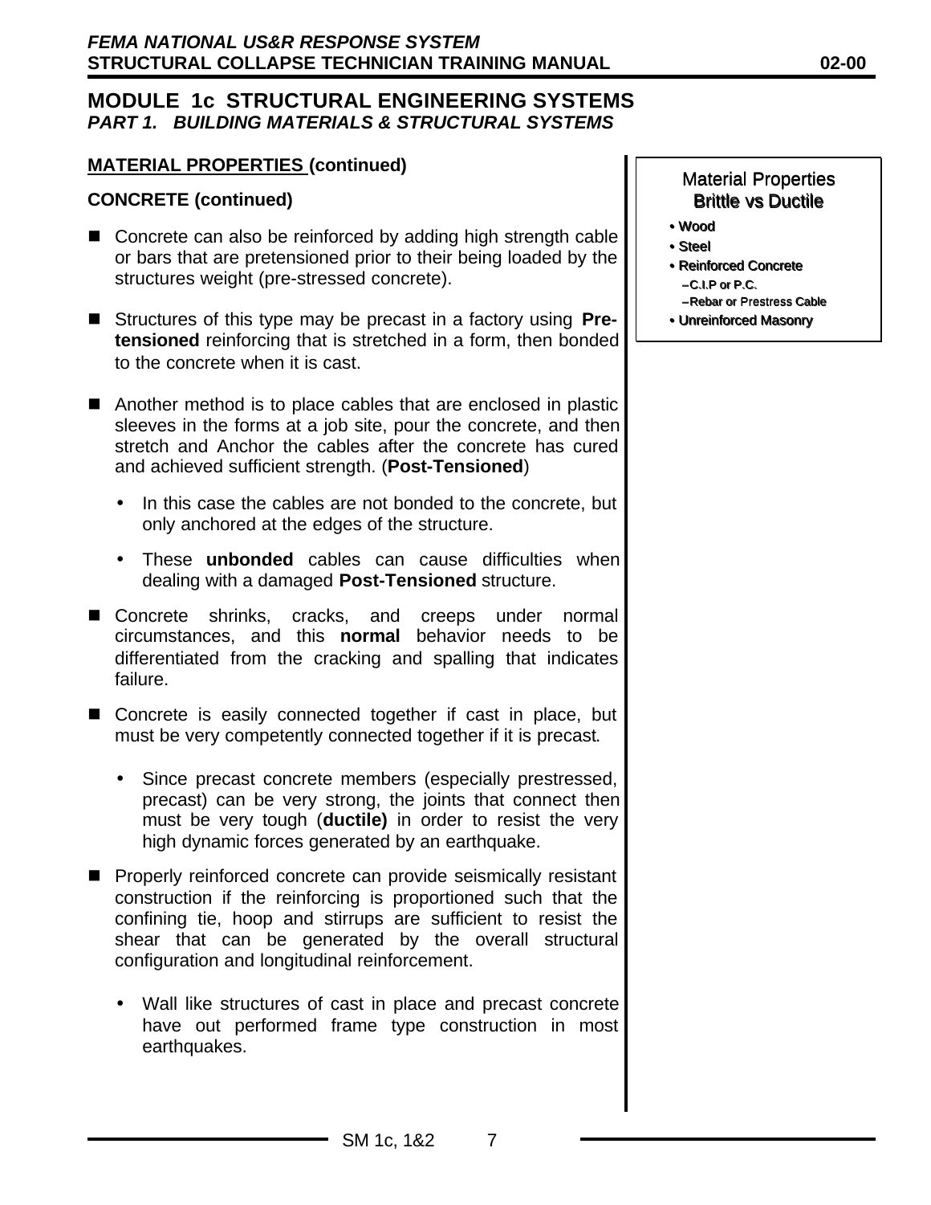## MODULE 1c STRUCTURAL ENGINEERING SYSTEMS

### *PART 1. BUILDING MATERIALS & STRUCTURAL SYSTEMS*

**MATERIAL PROPERTIES (continued)**

**CONCRETE (continued)**

- Concrete can also be reinforced by adding high strength cable or bars that are pretensioned prior to their being loaded by the structures weight (pre-stressed concrete).

- Structures of this type may be precast in a factory using **Pre-tensioned** reinforcing that is stretched in a form, then bonded to the concrete when it is cast.

- Another method is to place cables that are enclosed in plastic sleeves in the forms at a job site, pour the concrete, and then stretch and Anchor the cables after the concrete has cured and achieved sufficient strength. (**Post-Tensioned**)
  - In this case the cables are not bonded to the concrete, but only anchored at the edges of the structure.
  - These **unbonded** cables can cause difficulties when dealing with a damaged **Post-Tensioned** structure.

- Concrete shrinks, cracks, and creeps under normal circumstances, and this **normal** behavior needs to be differentiated from the cracking and spalling that indicates failure.

- Concrete is easily connected together if cast in place, but must be very competently connected together if it is precast.
  - Since precast concrete members (especially prestressed, precast) can be very strong, the joints that connect then must be very tough (**ductile)** in order to resist the very high dynamic forces generated by an earthquake.

- Properly reinforced concrete can provide seismically resistant construction if the reinforcing is proportioned such that the confining tie, hoop and stirrups are sufficient to resist the shear that can be generated by the overall structural configuration and longitudinal reinforcement.
  - Wall like structures of cast in place and precast concrete have out performed frame type construction in most earthquakes.

---

**Material Properties**
**Brittle vs Ductile**

- Wood
- Steel
- Reinforced Concrete
  - C.I.P or P.C.
  - Rebar or Prestress Cable
- Unreinforced Masonry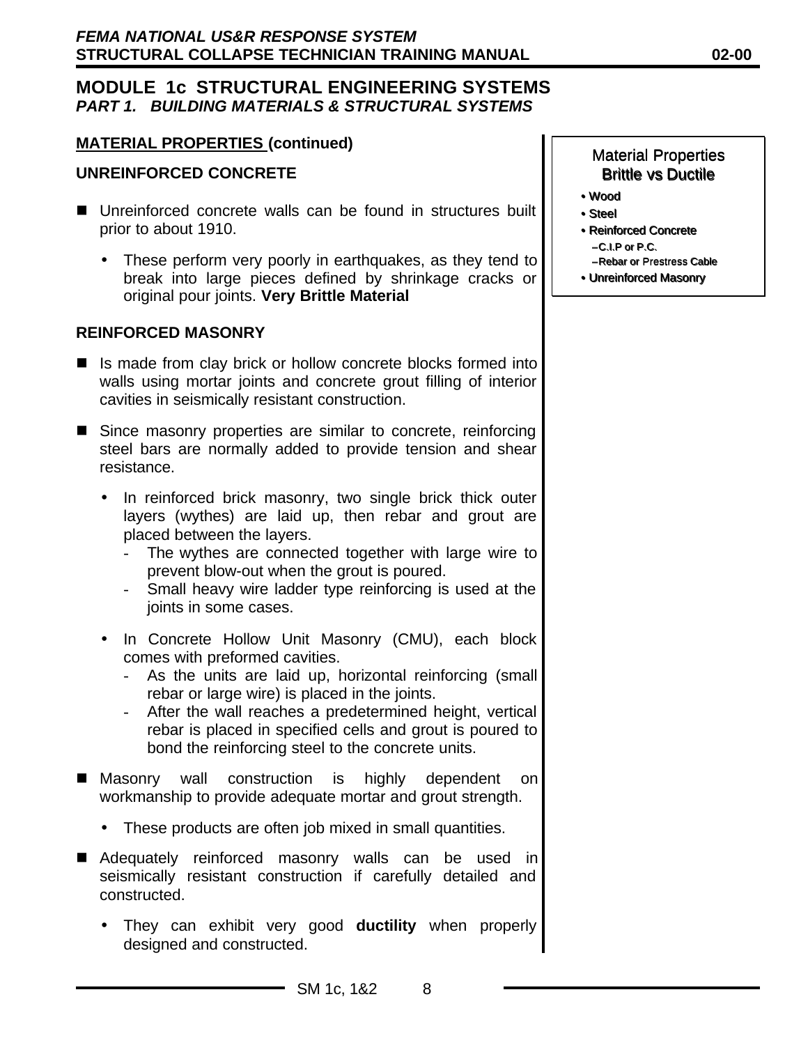# MODULE 1c STRUCTURAL ENGINEERING SYSTEMS

## *PART 1. BUILDING MATERIALS & STRUCTURAL SYSTEMS*

**MATERIAL PROPERTIES (continued)**

**UNREINFORCED CONCRETE**

- Unreinforced concrete walls can be found in structures built prior to about 1910.
  - These perform very poorly in earthquakes, as they tend to break into large pieces defined by shrinkage cracks or original pour joints. **Very Brittle Material**

**REINFORCED MASONRY**

- Is made from clay brick or hollow concrete blocks formed into walls using mortar joints and concrete grout filling of interior cavities in seismically resistant construction.
- Since masonry properties are similar to concrete, reinforcing steel bars are normally added to provide tension and shear resistance.
  - In reinforced brick masonry, two single brick thick outer layers (wythes) are laid up, then rebar and grout are placed between the layers.
    - The wythes are connected together with large wire to prevent blow-out when the grout is poured.
    - Small heavy wire ladder type reinforcing is used at the joints in some cases.
  - In Concrete Hollow Unit Masonry (CMU), each block comes with preformed cavities.
    - As the units are laid up, horizontal reinforcing (small rebar or large wire) is placed in the joints.
    - After the wall reaches a predetermined height, vertical rebar is placed in specified cells and grout is poured to bond the reinforcing steel to the concrete units.
- Masonry wall construction is highly dependent on workmanship to provide adequate mortar and grout strength.
  - These products are often job mixed in small quantities.
- Adequately reinforced masonry walls can be used in seismically resistant construction if carefully detailed and constructed.
  - They can exhibit very good **ductility** when properly designed and constructed.

Material Properties
Brittle vs Ductile

- Wood
- Steel
- Reinforced Concrete
  - C.I.P or P.C.
  - Rebar or Prestress Cable
- Unreinforced Masonry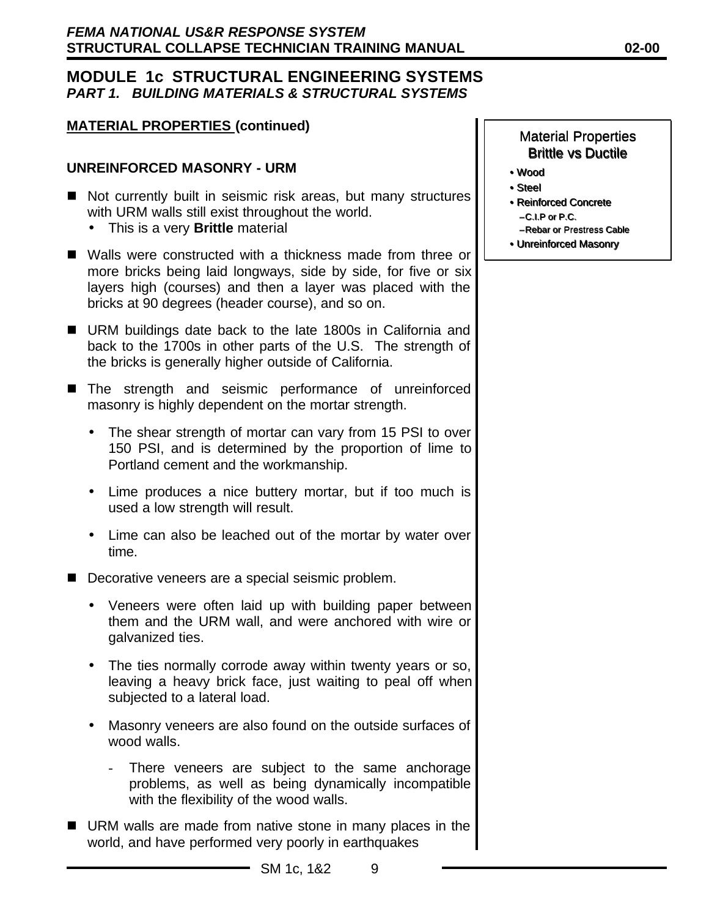## MODULE 1c STRUCTURAL ENGINEERING SYSTEMS
### *PART 1. BUILDING MATERIALS & STRUCTURAL SYSTEMS*

**MATERIAL PROPERTIES (continued)**

**UNREINFORCED MASONRY - URM**

- Not currently built in seismic risk areas, but many structures with URM walls still exist throughout the world.
  - This is a very **Brittle** material
- Walls were constructed with a thickness made from three or more bricks being laid longways, side by side, for five or six layers high (courses) and then a layer was placed with the bricks at 90 degrees (header course), and so on.
- URM buildings date back to the late 1800s in California and back to the 1700s in other parts of the U.S. The strength of the bricks is generally higher outside of California.
- The strength and seismic performance of unreinforced masonry is highly dependent on the mortar strength.
  - The shear strength of mortar can vary from 15 PSI to over 150 PSI, and is determined by the proportion of lime to Portland cement and the workmanship.
  - Lime produces a nice buttery mortar, but if too much is used a low strength will result.
  - Lime can also be leached out of the mortar by water over time.
- Decorative veneers are a special seismic problem.
  - Veneers were often laid up with building paper between them and the URM wall, and were anchored with wire or galvanized ties.
  - The ties normally corrode away within twenty years or so, leaving a heavy brick face, just waiting to peal off when subjected to a lateral load.
  - Masonry veneers are also found on the outside surfaces of wood walls.
    - There veneers are subject to the same anchorage problems, as well as being dynamically incompatible with the flexibility of the wood walls.
- URM walls are made from native stone in many places in the world, and have performed very poorly in earthquakes

Material Properties
Brittle vs Ductile

- Wood
- Steel
- Reinforced Concrete
  - C.I.P or P.C.
  - Rebar or Prestress Cable
- Unreinforced Masonry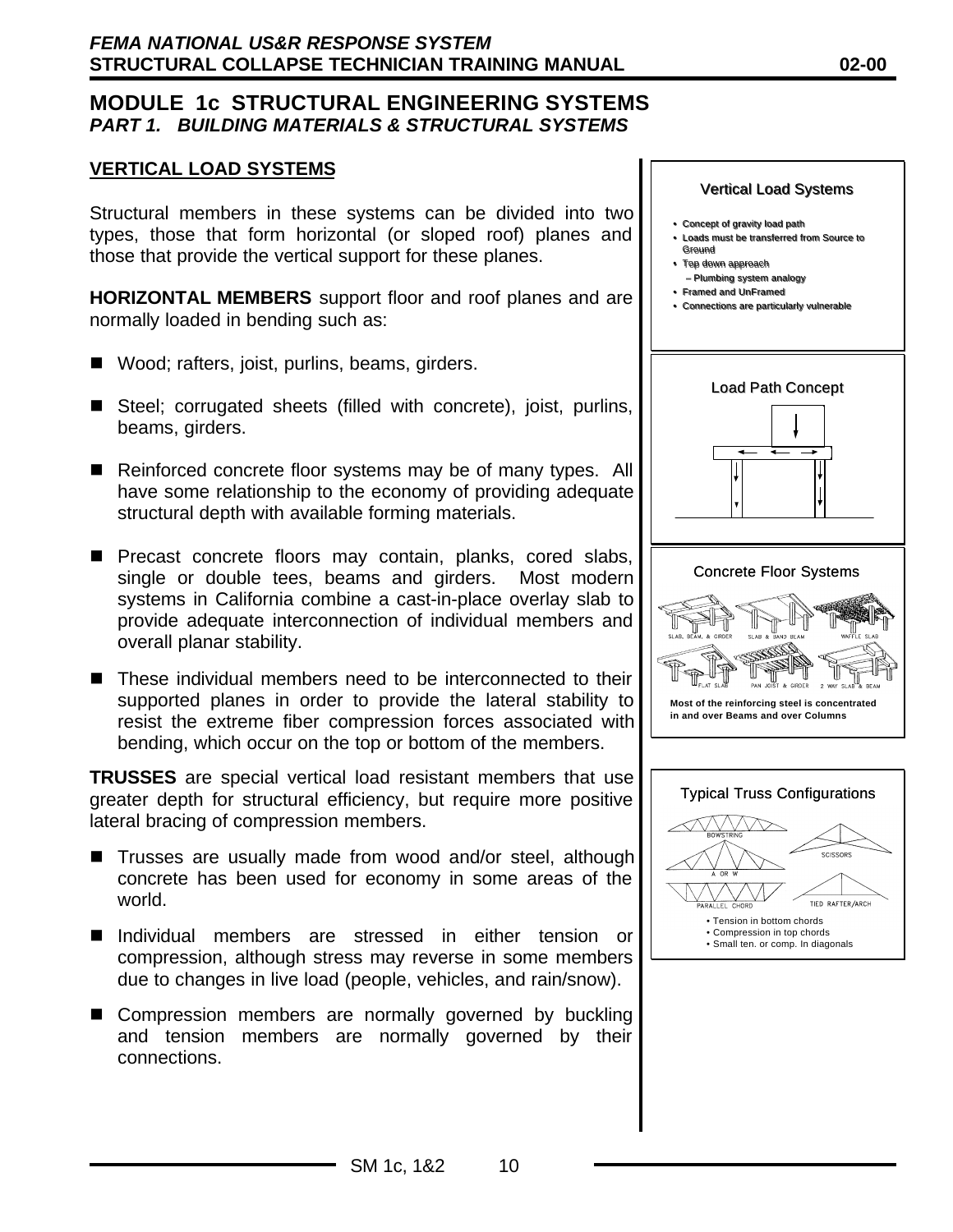## MODULE 1c STRUCTURAL ENGINEERING SYSTEMS

### *PART 1. BUILDING MATERIALS & STRUCTURAL SYSTEMS*

### VERTICAL LOAD SYSTEMS

Structural members in these systems can be divided into two types, those that form horizontal (or sloped roof) planes and those that provide the vertical support for these planes.

**HORIZONTAL MEMBERS** support floor and roof planes and are normally loaded in bending such as:

- Wood; rafters, joist, purlins, beams, girders.
- Steel; corrugated sheets (filled with concrete), joist, purlins, beams, girders.
- Reinforced concrete floor systems may be of many types. All have some relationship to the economy of providing adequate structural depth with available forming materials.
- Precast concrete floors may contain, planks, cored slabs, single or double tees, beams and girders. Most modern systems in California combine a cast-in-place overlay slab to provide adequate interconnection of individual members and overall planar stability.
- These individual members need to be interconnected to their supported planes in order to provide the lateral stability to resist the extreme fiber compression forces associated with bending, which occur on the top or bottom of the members.

**TRUSSES** are special vertical load resistant members that use greater depth for structural efficiency, but require more positive lateral bracing of compression members.

- Trusses are usually made from wood and/or steel, although concrete has been used for economy in some areas of the world.
- Individual members are stressed in either tension or compression, although stress may reverse in some members due to changes in live load (people, vehicles, and rain/snow).
- Compression members are normally governed by buckling and tension members are normally governed by their connections.

**Vertical Load Systems**

- Concept of gravity load path
- Loads must be transferred from Source to Ground
- Top down approach
  - Plumbing system analogy
- Framed and UnFramed
- Connections are particularly vulnerable

**Load Path Concept**

**Concrete Floor Systems**

SLAB, BEAM, & GIRDER; SLAB & BAND BEAM; WAFFLE SLAB; FLAT SLAB; PAN JOIST & GIRDER; 2 WAY SLAB & BEAM

**Most of the reinforcing steel is concentrated in and over Beams and over Columns**

**Typical Truss Configurations**

BOWSTRING; SCISSORS; A OR W; PARALLEL CHORD; TIED RAFTER/ARCH

- Tension in bottom chords
- Compression in top chords
- Small ten. or comp. In diagonals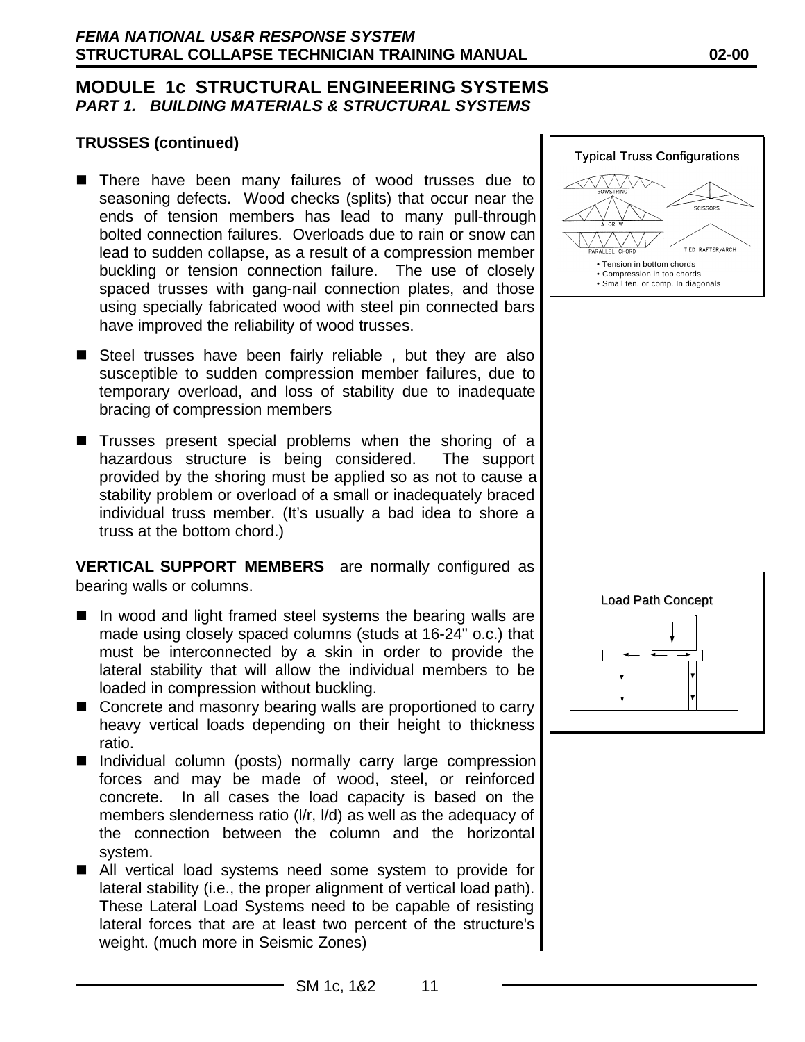## MODULE 1c STRUCTURAL ENGINEERING SYSTEMS
### *PART 1. BUILDING MATERIALS & STRUCTURAL SYSTEMS*

**TRUSSES (continued)**

- There have been many failures of wood trusses due to seasoning defects. Wood checks (splits) that occur near the ends of tension members has lead to many pull-through bolted connection failures. Overloads due to rain or snow can lead to sudden collapse, as a result of a compression member buckling or tension connection failure. The use of closely spaced trusses with gang-nail connection plates, and those using specially fabricated wood with steel pin connected bars have improved the reliability of wood trusses.

- Steel trusses have been fairly reliable , but they are also susceptible to sudden compression member failures, due to temporary overload, and loss of stability due to inadequate bracing of compression members

- Trusses present special problems when the shoring of a hazardous structure is being considered. The support provided by the shoring must be applied so as not to cause a stability problem or overload of a small or inadequately braced individual truss member. (It's usually a bad idea to shore a truss at the bottom chord.)

Typical Truss Configurations

BOWSTRING, A OR W, PARALLEL CHORD, SCISSORS, TIED RAFTER/ARCH

- Tension in bottom chords
- Compression in top chords
- Small ten. or comp. In diagonals

**VERTICAL SUPPORT MEMBERS** are normally configured as bearing walls or columns.

- In wood and light framed steel systems the bearing walls are made using closely spaced columns (studs at 16-24" o.c.) that must be interconnected by a skin in order to provide the lateral stability that will allow the individual members to be loaded in compression without buckling.
- Concrete and masonry bearing walls are proportioned to carry heavy vertical loads depending on their height to thickness ratio.
- Individual column (posts) normally carry large compression forces and may be made of wood, steel, or reinforced concrete. In all cases the load capacity is based on the members slenderness ratio (l/r, l/d) as well as the adequacy of the connection between the column and the horizontal system.
- All vertical load systems need some system to provide for lateral stability (i.e., the proper alignment of vertical load path). These Lateral Load Systems need to be capable of resisting lateral forces that are at least two percent of the structure's weight. (much more in Seismic Zones)

Load Path Concept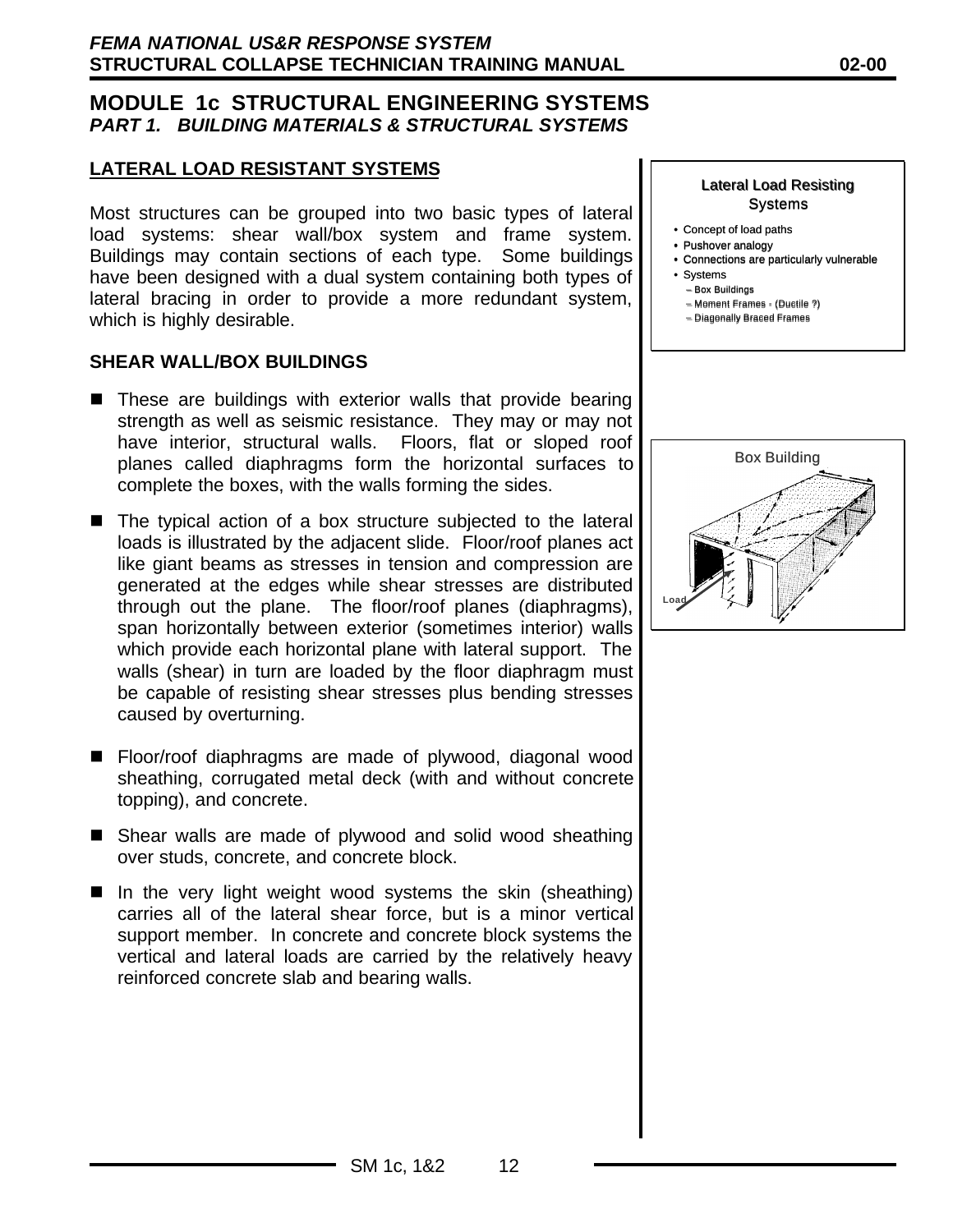## MODULE 1c STRUCTURAL ENGINEERING SYSTEMS
### *PART 1. BUILDING MATERIALS & STRUCTURAL SYSTEMS*

**LATERAL LOAD RESISTANT SYSTEMS**

Most structures can be grouped into two basic types of lateral load systems: shear wall/box system and frame system. Buildings may contain sections of each type. Some buildings have been designed with a dual system containing both types of lateral bracing in order to provide a more redundant system, which is highly desirable.

**Lateral Load Resisting Systems**

- Concept of load paths
- Pushover analogy
- Connections are particularly vulnerable
- Systems
  - Box Buildings
  - Moment Frames - (Ductile ?)
  - Diagonally Braced Frames

**SHEAR WALL/BOX BUILDINGS**

- These are buildings with exterior walls that provide bearing strength as well as seismic resistance. They may or may not have interior, structural walls. Floors, flat or sloped roof planes called diaphragms form the horizontal surfaces to complete the boxes, with the walls forming the sides.

- The typical action of a box structure subjected to the lateral loads is illustrated by the adjacent slide. Floor/roof planes act like giant beams as stresses in tension and compression are generated at the edges while shear stresses are distributed through out the plane. The floor/roof planes (diaphragms), span horizontally between exterior (sometimes interior) walls which provide each horizontal plane with lateral support. The walls (shear) in turn are loaded by the floor diaphragm must be capable of resisting shear stresses plus bending stresses caused by overturning.

Box Building

Load

- Floor/roof diaphragms are made of plywood, diagonal wood sheathing, corrugated metal deck (with and without concrete topping), and concrete.

- Shear walls are made of plywood and solid wood sheathing over studs, concrete, and concrete block.

- In the very light weight wood systems the skin (sheathing) carries all of the lateral shear force, but is a minor vertical support member. In concrete and concrete block systems the vertical and lateral loads are carried by the relatively heavy reinforced concrete slab and bearing walls.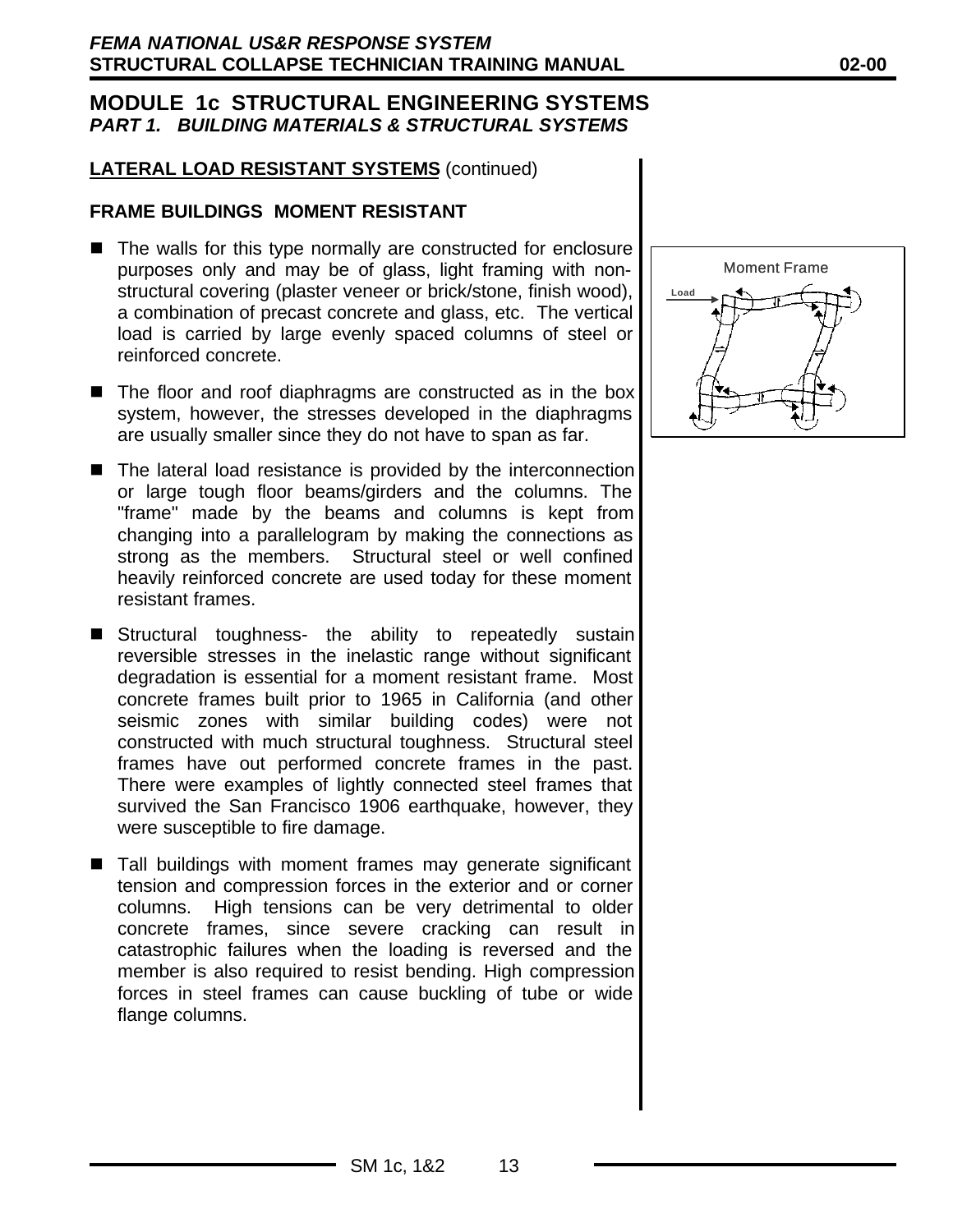## MODULE 1c STRUCTURAL ENGINEERING SYSTEMS
### *PART 1. BUILDING MATERIALS & STRUCTURAL SYSTEMS*

**LATERAL LOAD RESISTANT SYSTEMS** (continued)

**FRAME BUILDINGS MOMENT RESISTANT**

- The walls for this type normally are constructed for enclosure purposes only and may be of glass, light framing with non-structural covering (plaster veneer or brick/stone, finish wood), a combination of precast concrete and glass, etc. The vertical load is carried by large evenly spaced columns of steel or reinforced concrete.
- The floor and roof diaphragms are constructed as in the box system, however, the stresses developed in the diaphragms are usually smaller since they do not have to span as far.
- The lateral load resistance is provided by the interconnection or large tough floor beams/girders and the columns. The "frame" made by the beams and columns is kept from changing into a parallelogram by making the connections as strong as the members. Structural steel or well confined heavily reinforced concrete are used today for these moment resistant frames.
- Structural toughness- the ability to repeatedly sustain reversible stresses in the inelastic range without significant degradation is essential for a moment resistant frame. Most concrete frames built prior to 1965 in California (and other seismic zones with similar building codes) were not constructed with much structural toughness. Structural steel frames have out performed concrete frames in the past. There were examples of lightly connected steel frames that survived the San Francisco 1906 earthquake, however, they were susceptible to fire damage.
- Tall buildings with moment frames may generate significant tension and compression forces in the exterior and or corner columns. High tensions can be very detrimental to older concrete frames, since severe cracking can result in catastrophic failures when the loading is reversed and the member is also required to resist bending. High compression forces in steel frames can cause buckling of tube or wide flange columns.

Moment Frame

Load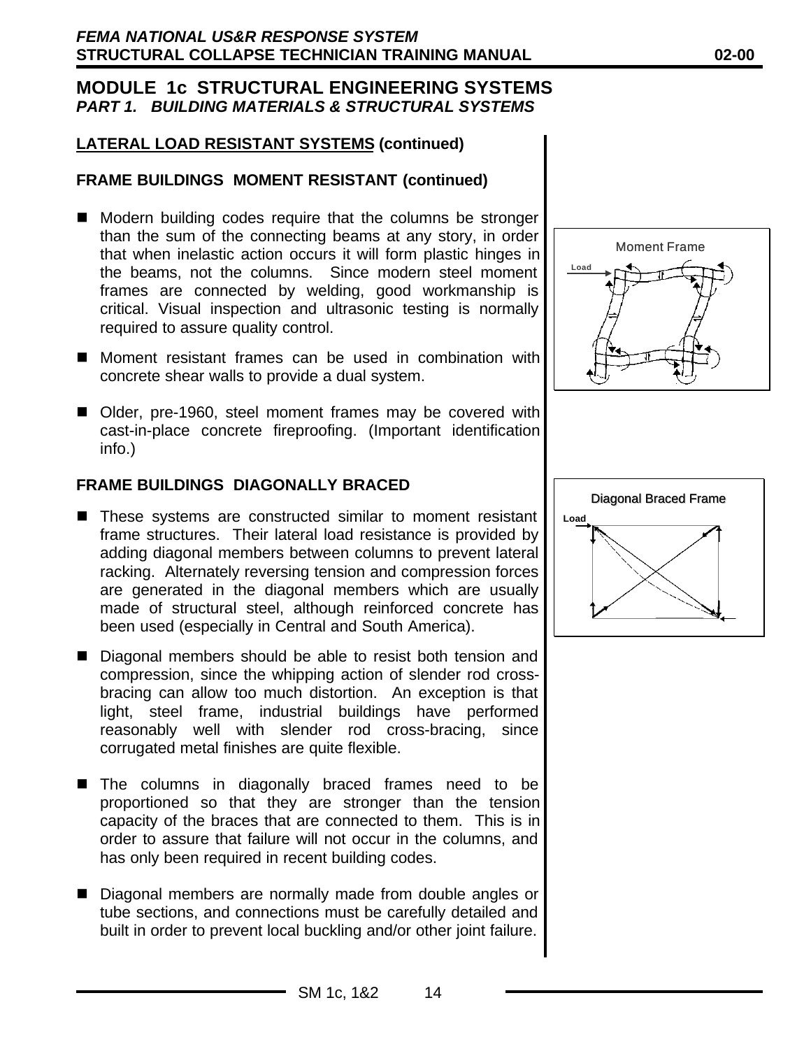## MODULE 1c STRUCTURAL ENGINEERING SYSTEMS
### *PART 1. BUILDING MATERIALS & STRUCTURAL SYSTEMS*

**LATERAL LOAD RESISTANT SYSTEMS (continued)**

**FRAME BUILDINGS MOMENT RESISTANT (continued)**

- Modern building codes require that the columns be stronger than the sum of the connecting beams at any story, in order that when inelastic action occurs it will form plastic hinges in the beams, not the columns. Since modern steel moment frames are connected by welding, good workmanship is critical. Visual inspection and ultrasonic testing is normally required to assure quality control.
- Moment resistant frames can be used in combination with concrete shear walls to provide a dual system.
- Older, pre-1960, steel moment frames may be covered with cast-in-place concrete fireproofing. (Important identification info.)

Moment Frame

**FRAME BUILDINGS DIAGONALLY BRACED**

- These systems are constructed similar to moment resistant frame structures. Their lateral load resistance is provided by adding diagonal members between columns to prevent lateral racking. Alternately reversing tension and compression forces are generated in the diagonal members which are usually made of structural steel, although reinforced concrete has been used (especially in Central and South America).
- Diagonal members should be able to resist both tension and compression, since the whipping action of slender rod cross-bracing can allow too much distortion. An exception is that light, steel frame, industrial buildings have performed reasonably well with slender rod cross-bracing, since corrugated metal finishes are quite flexible.
- The columns in diagonally braced frames need to be proportioned so that they are stronger than the tension capacity of the braces that are connected to them. This is in order to assure that failure will not occur in the columns, and has only been required in recent building codes.
- Diagonal members are normally made from double angles or tube sections, and connections must be carefully detailed and built in order to prevent local buckling and/or other joint failure.

Diagonal Braced Frame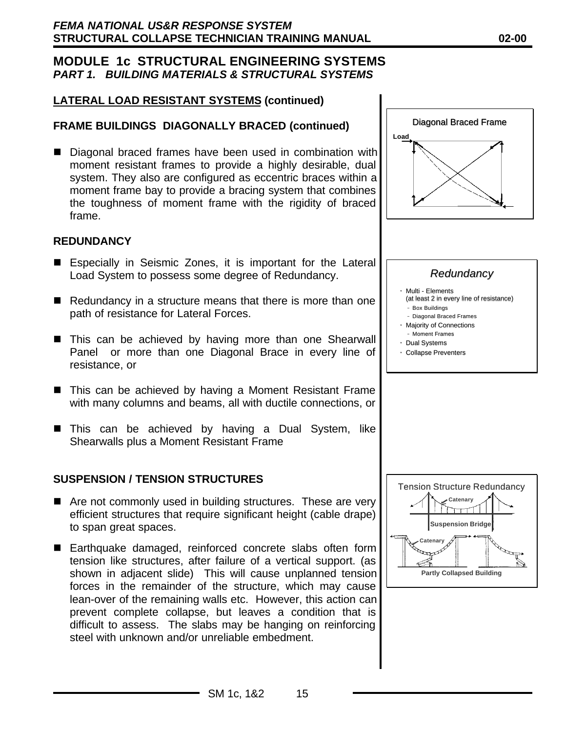# MODULE 1c STRUCTURAL ENGINEERING SYSTEMS

## *PART 1. BUILDING MATERIALS & STRUCTURAL SYSTEMS*

### LATERAL LOAD RESISTANT SYSTEMS (continued)

### FRAME BUILDINGS DIAGONALLY BRACED (continued)

- Diagonal braced frames have been used in combination with moment resistant frames to provide a highly desirable, dual system. They also are configured as eccentric braces within a moment frame bay to provide a bracing system that combines the toughness of moment frame with the rigidity of braced frame.

Diagonal Braced Frame

Load

### REDUNDANCY

- Especially in Seismic Zones, it is important for the Lateral Load System to possess some degree of Redundancy.
- Redundancy in a structure means that there is more than one path of resistance for Lateral Forces.
- This can be achieved by having more than one Shearwall Panel or more than one Diagonal Brace in every line of resistance, or
- This can be achieved by having a Moment Resistant Frame with many columns and beams, all with ductile connections, or
- This can be achieved by having a Dual System, like Shearwalls plus a Moment Resistant Frame

*Redundancy*

- Multi - Elements (at least 2 in every line of resistance)
  - Box Buildings
  - Diagonal Braced Frames
- Majority of Connections
  - Moment Frames
- Dual Systems
- Collapse Preventers

### SUSPENSION / TENSION STRUCTURES

- Are not commonly used in building structures. These are very efficient structures that require significant height (cable drape) to span great spaces.
- Earthquake damaged, reinforced concrete slabs often form tension like structures, after failure of a vertical support. (as shown in adjacent slide) This will cause unplanned tension forces in the remainder of the structure, which may cause lean-over of the remaining walls etc. However, this action can prevent complete collapse, but leaves a condition that is difficult to assess. The slabs may be hanging on reinforcing steel with unknown and/or unreliable embedment.

Tension Structure Redundancy

Catenary

Suspension Bridge

Catenary

Partly Collapsed Building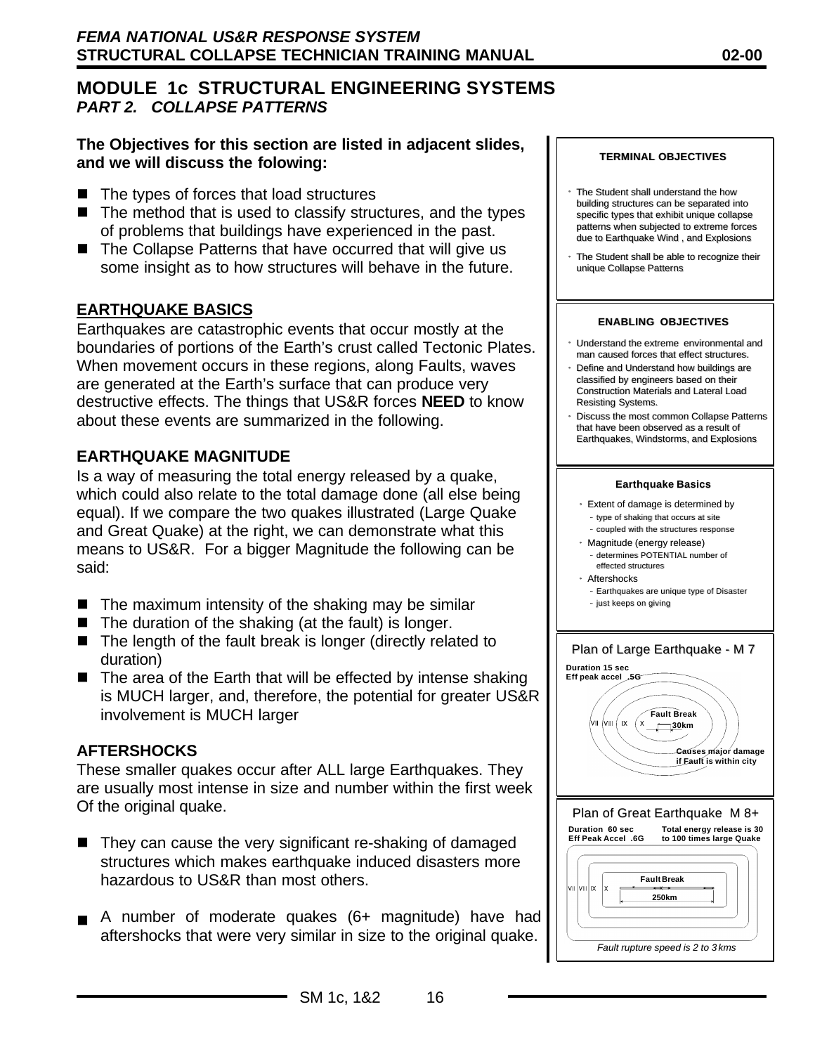# MODULE 1c STRUCTURAL ENGINEERING SYSTEMS

## *PART 2. COLLAPSE PATTERNS*

**The Objectives for this section are listed in adjacent slides, and we will discuss the folowing:**

- The types of forces that load structures
- The method that is used to classify structures, and the types of problems that buildings have experienced in the past.
- The Collapse Patterns that have occurred that will give us some insight as to how structures will behave in the future.

### EARTHQUAKE BASICS

Earthquakes are catastrophic events that occur mostly at the boundaries of portions of the Earth's crust called Tectonic Plates. When movement occurs in these regions, along Faults, waves are generated at the Earth's surface that can produce very destructive effects. The things that US&R forces **NEED** to know about these events are summarized in the following.

### EARTHQUAKE MAGNITUDE

Is a way of measuring the total energy released by a quake, which could also relate to the total damage done (all else being equal). If we compare the two quakes illustrated (Large Quake and Great Quake) at the right, we can demonstrate what this means to US&R. For a bigger Magnitude the following can be said:

- The maximum intensity of the shaking may be similar
- The duration of the shaking (at the fault) is longer.
- The length of the fault break is longer (directly related to duration)
- The area of the Earth that will be effected by intense shaking is MUCH larger, and, therefore, the potential for greater US&R involvement is MUCH larger

### AFTERSHOCKS

These smaller quakes occur after ALL large Earthquakes. They are usually most intense in size and number within the first week Of the original quake.

- They can cause the very significant re-shaking of damaged structures which makes earthquake induced disasters more hazardous to US&R than most others.
- A number of moderate quakes (6+ magnitude) have had aftershocks that were very similar in size to the original quake.

---

**TERMINAL OBJECTIVES**

- The Student shall understand the how building structures can be separated into specific types that exhibit unique collapse patterns when subjected to extreme forces due to Earthquake Wind , and Explosions
- The Student shall be able to recognize their unique Collapse Patterns

**ENABLING OBJECTIVES**

- Understand the extreme environmental and man caused forces that effect structures.
- Define and Understand how buildings are classified by engineers based on their Construction Materials and Lateral Load Resisting Systems.
- Discuss the most common Collapse Patterns that have been observed as a result of Earthquakes, Windstorms, and Explosions

**Earthquake Basics**

- Extent of damage is determined by
  - type of shaking that occurs at site
  - coupled with the structures response
- Magnitude (energy release)
  - determines POTENTIAL number of effected structures
- Aftershocks
  - Earthquakes are unique type of Disaster
  - just keeps on giving

**Plan of Large Earthquake - M 7**

Duration 15 sec
Eff peak accel .5G

VII VIII IX X — Fault Break 30km

Causes major damage if Fault is within city

**Plan of Great Earthquake M 8+**

Duration 60 sec
Eff Peak Accel .6G

Total energy release is 30 to 100 times large Quake

VII VIII IX X — Fault Break 250km

*Fault rupture speed is 2 to 3 kms*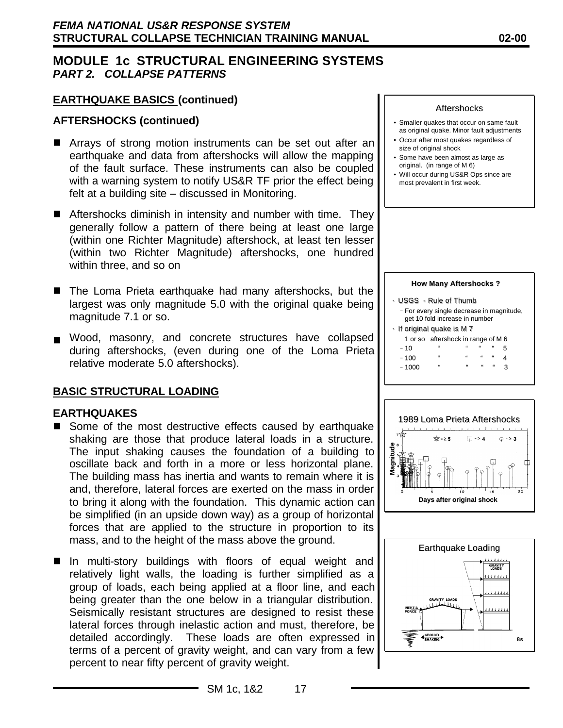## MODULE 1c STRUCTURAL ENGINEERING SYSTEMS
### *PART 2. COLLAPSE PATTERNS*

**EARTHQUAKE BASICS (continued)**

**AFTERSHOCKS (continued)**

- Arrays of strong motion instruments can be set out after an earthquake and data from aftershocks will allow the mapping of the fault surface. These instruments can also be coupled with a warning system to notify US&R TF prior the effect being felt at a building site – discussed in Monitoring.
- Aftershocks diminish in intensity and number with time. They generally follow a pattern of there being at least one large (within one Richter Magnitude) aftershock, at least ten lesser (within two Richter Magnitude) aftershocks, one hundred within three, and so on
- The Loma Prieta earthquake had many aftershocks, but the largest was only magnitude 5.0 with the original quake being magnitude 7.1 or so.
- Wood, masonry, and concrete structures have collapsed during aftershocks, (even during one of the Loma Prieta relative moderate 5.0 aftershocks).

Aftershocks

- Smaller quakes that occur on same fault as original quake. Minor fault adjustments
- Occur after most quakes regardless of size of original shock
- Some have been almost as large as original. (in range of M 6)
- Will occur during US&R Ops since are most prevalent in first week.

**How Many Aftershocks ?**

- USGS - Rule of Thumb
  - For every single decrease in magnitude, get 10 fold increase in number
- If original quake is M 7
  - 1 or so aftershock in range of M 6
  - 10 " " " " 5
  - 100 " " " " 4
  - 1000 " " " " 3

**BASIC STRUCTURAL LOADING**

**EARTHQUAKES**

- Some of the most destructive effects caused by earthquake shaking are those that produce lateral loads in a structure. The input shaking causes the foundation of a building to oscillate back and forth in a more or less horizontal plane. The building mass has inertia and wants to remain where it is and, therefore, lateral forces are exerted on the mass in order to bring it along with the foundation. This dynamic action can be simplified (in an upside down way) as a group of horizontal forces that are applied to the structure in proportion to its mass, and to the height of the mass above the ground.
- In multi-story buildings with floors of equal weight and relatively light walls, the loading is further simplified as a group of loads, each being applied at a floor line, and each being greater than the one below in a triangular distribution. Seismically resistant structures are designed to resist these lateral forces through inelastic action and must, therefore, be detailed accordingly. These loads are often expressed in terms of a percent of gravity weight, and can vary from a few percent to near fifty percent of gravity weight.

1989 Loma Prieta Aftershocks

Magnitude; Days after original shock; ☆ = ≥ 5; □ = ≥ 4; ○ = ≥ 3

Earthquake Loading

GRAVITY LOADS; INERTIA FORCE; GROUND SHAKING; 8s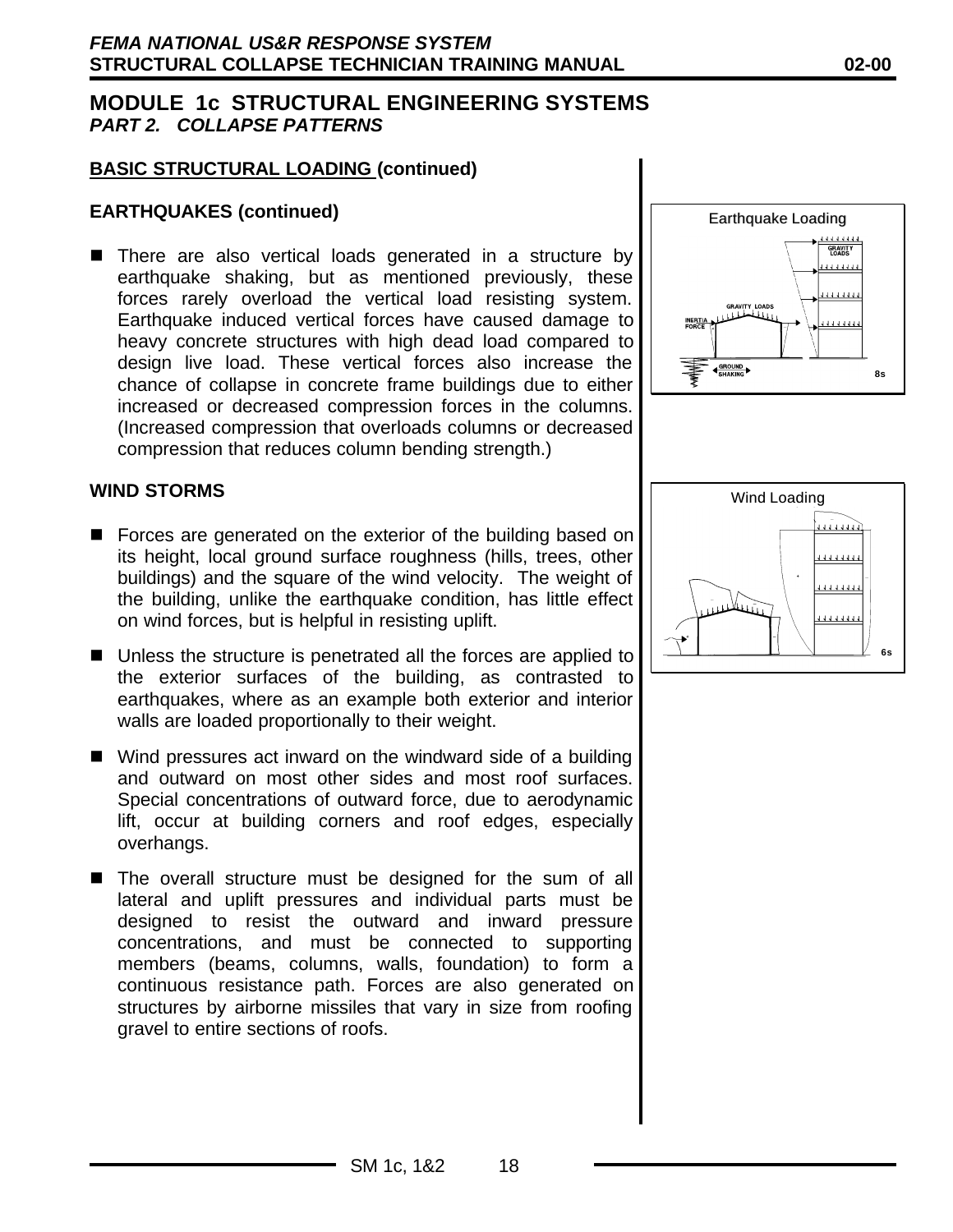## MODULE 1c STRUCTURAL ENGINEERING SYSTEMS
***PART 2. COLLAPSE PATTERNS***

**<u>BASIC STRUCTURAL LOADING</u> (continued)**

**EARTHQUAKES (continued)**

- There are also vertical loads generated in a structure by earthquake shaking, but as mentioned previously, these forces rarely overload the vertical load resisting system. Earthquake induced vertical forces have caused damage to heavy concrete structures with high dead load compared to design live load. These vertical forces also increase the chance of collapse in concrete frame buildings due to either increased or decreased compression forces in the columns. (Increased compression that overloads columns or decreased compression that reduces column bending strength.)

**WIND STORMS**

- Forces are generated on the exterior of the building based on its height, local ground surface roughness (hills, trees, other buildings) and the square of the wind velocity. The weight of the building, unlike the earthquake condition, has little effect on wind forces, but is helpful in resisting uplift.
- Unless the structure is penetrated all the forces are applied to the exterior surfaces of the building, as contrasted to earthquakes, where as an example both exterior and interior walls are loaded proportionally to their weight.
- Wind pressures act inward on the windward side of a building and outward on most other sides and most roof surfaces. Special concentrations of outward force, due to aerodynamic lift, occur at building corners and roof edges, especially overhangs.
- The overall structure must be designed for the sum of all lateral and uplift pressures and individual parts must be designed to resist the outward and inward pressure concentrations, and must be connected to supporting members (beams, columns, walls, foundation) to form a continuous resistance path. Forces are also generated on structures by airborne missiles that vary in size from roofing gravel to entire sections of roofs.

Earthquake Loading

Wind Loading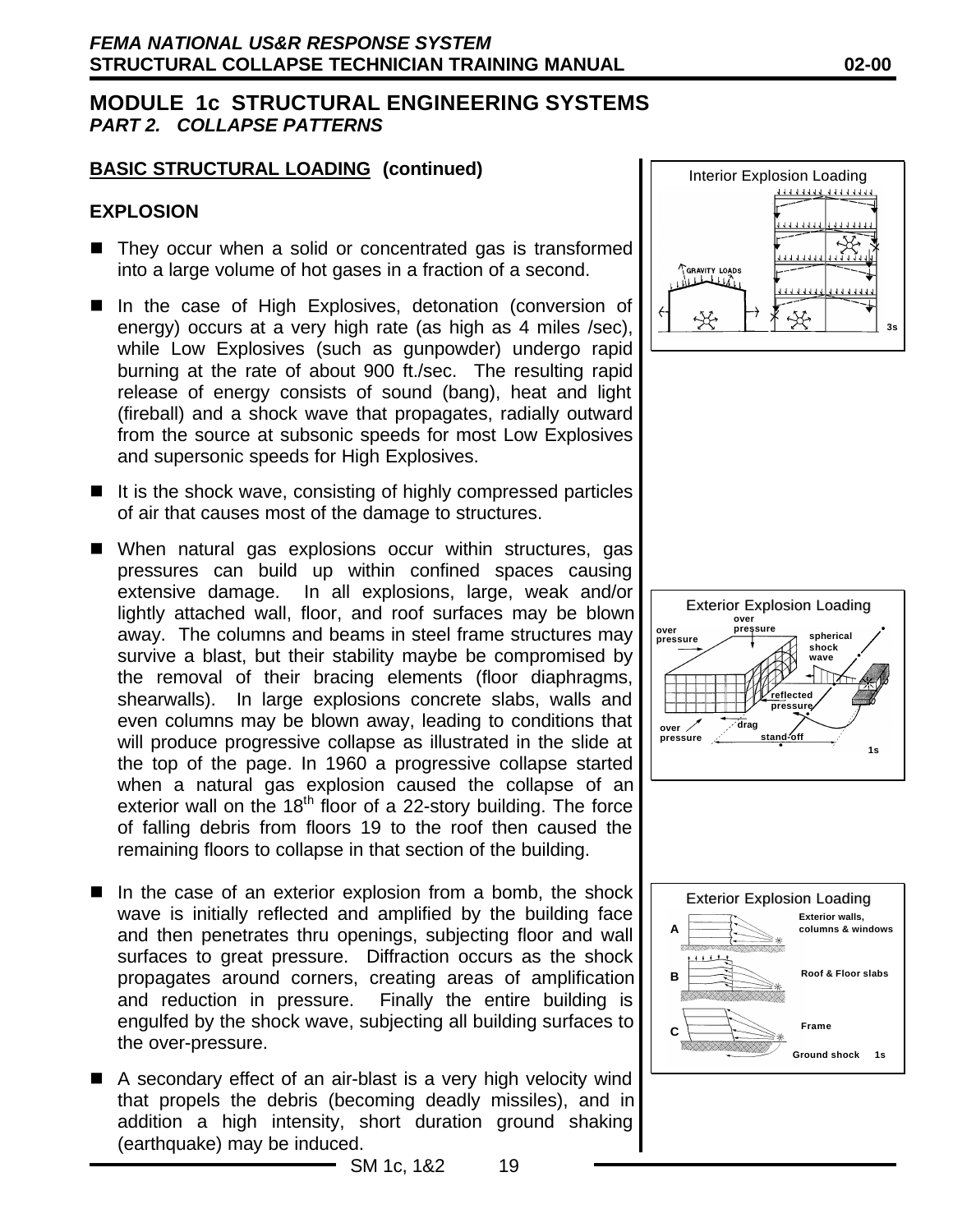## MODULE 1c STRUCTURAL ENGINEERING SYSTEMS
### *PART 2. COLLAPSE PATTERNS*

**BASIC STRUCTURAL LOADING (continued)**

**EXPLOSION**

- They occur when a solid or concentrated gas is transformed into a large volume of hot gases in a fraction of a second.
- In the case of High Explosives, detonation (conversion of energy) occurs at a very high rate (as high as 4 miles /sec), while Low Explosives (such as gunpowder) undergo rapid burning at the rate of about 900 ft./sec. The resulting rapid release of energy consists of sound (bang), heat and light (fireball) and a shock wave that propagates, radially outward from the source at subsonic speeds for most Low Explosives and supersonic speeds for High Explosives.
- It is the shock wave, consisting of highly compressed particles of air that causes most of the damage to structures.
- When natural gas explosions occur within structures, gas pressures can build up within confined spaces causing extensive damage. In all explosions, large, weak and/or lightly attached wall, floor, and roof surfaces may be blown away. The columns and beams in steel frame structures may survive a blast, but their stability maybe be compromised by the removal of their bracing elements (floor diaphragms, shearwalls). In large explosions concrete slabs, walls and even columns may be blown away, leading to conditions that will produce progressive collapse as illustrated in the slide at the top of the page. In 1960 a progressive collapse started when a natural gas explosion caused the collapse of an exterior wall on the 18th floor of a 22-story building. The force of falling debris from floors 19 to the roof then caused the remaining floors to collapse in that section of the building.
- In the case of an exterior explosion from a bomb, the shock wave is initially reflected and amplified by the building face and then penetrates thru openings, subjecting floor and wall surfaces to great pressure. Diffraction occurs as the shock propagates around corners, creating areas of amplification and reduction in pressure. Finally the entire building is engulfed by the shock wave, subjecting all building surfaces to the over-pressure.
- A secondary effect of an air-blast is a very high velocity wind that propels the debris (becoming deadly missiles), and in addition a high intensity, short duration ground shaking (earthquake) may be induced.

Interior Explosion Loading

GRAVITY LOADS

3s

Exterior Explosion Loading

over pressure

over pressure

spherical shock wave

reflected pressure

drag

over pressure

stand-off

1s

Exterior Explosion Loading

A — Exterior walls, columns & windows

B — Roof & Floor slabs

C — Frame

Ground shock 1s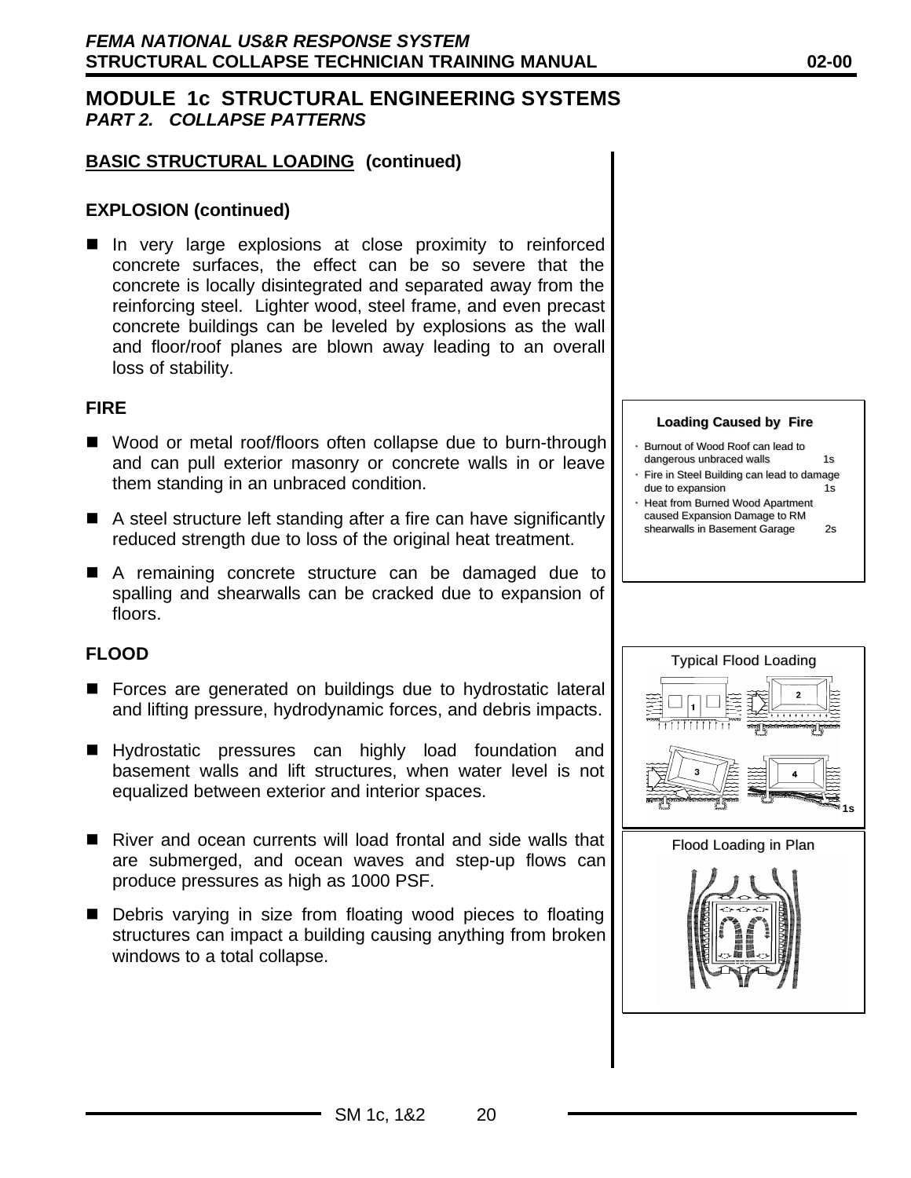# MODULE 1c STRUCTURAL ENGINEERING SYSTEMS

## *PART 2. COLLAPSE PATTERNS*

**BASIC STRUCTURAL LOADING (continued)**

### EXPLOSION (continued)

- In very large explosions at close proximity to reinforced concrete surfaces, the effect can be so severe that the concrete is locally disintegrated and separated away from the reinforcing steel. Lighter wood, steel frame, and even precast concrete buildings can be leveled by explosions as the wall and floor/roof planes are blown away leading to an overall loss of stability.

### FIRE

- Wood or metal roof/floors often collapse due to burn-through and can pull exterior masonry or concrete walls in or leave them standing in an unbraced condition.
- A steel structure left standing after a fire can have significantly reduced strength due to loss of the original heat treatment.
- A remaining concrete structure can be damaged due to spalling and shearwalls can be cracked due to expansion of floors.

**Loading Caused by Fire**

- Burnout of Wood Roof can lead to dangerous unbraced walls 1s
- Fire in Steel Building can lead to damage due to expansion 1s
- Heat from Burned Wood Apartment caused Expansion Damage to RM shearwalls in Basement Garage 2s

### FLOOD

- Forces are generated on buildings due to hydrostatic lateral and lifting pressure, hydrodynamic forces, and debris impacts.
- Hydrostatic pressures can highly load foundation and basement walls and lift structures, when water level is not equalized between exterior and interior spaces.
- River and ocean currents will load frontal and side walls that are submerged, and ocean waves and step-up flows can produce pressures as high as 1000 PSF.
- Debris varying in size from floating wood pieces to floating structures can impact a building causing anything from broken windows to a total collapse.

Typical Flood Loading

1s

Flood Loading in Plan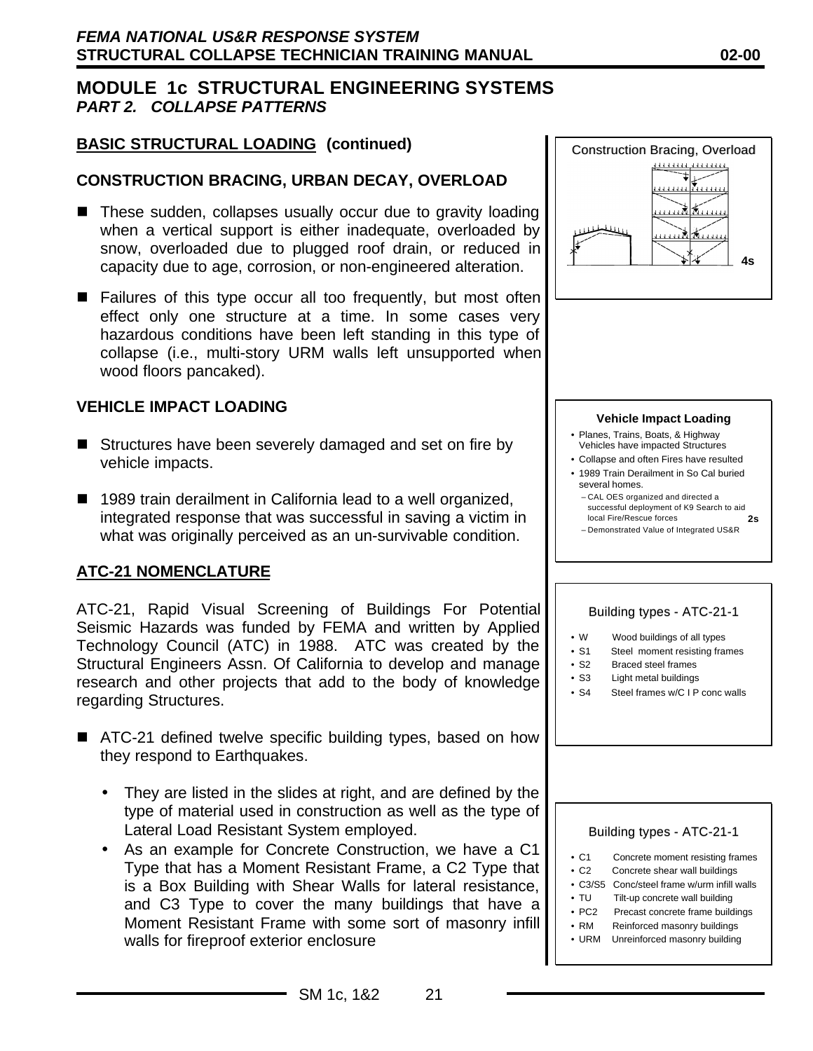# MODULE 1c STRUCTURAL ENGINEERING SYSTEMS

## *PART 2. COLLAPSE PATTERNS*

### BASIC STRUCTURAL LOADING (continued)

### CONSTRUCTION BRACING, URBAN DECAY, OVERLOAD

- These sudden, collapses usually occur due to gravity loading when a vertical support is either inadequate, overloaded by snow, overloaded due to plugged roof drain, or reduced in capacity due to age, corrosion, or non-engineered alteration.
- Failures of this type occur all too frequently, but most often effect only one structure at a time. In some cases very hazardous conditions have been left standing in this type of collapse (i.e., multi-story URM walls left unsupported when wood floors pancaked).

Construction Bracing, Overload

4s

### VEHICLE IMPACT LOADING

- Structures have been severely damaged and set on fire by vehicle impacts.
- 1989 train derailment in California lead to a well organized, integrated response that was successful in saving a victim in what was originally perceived as an un-survivable condition.

**Vehicle Impact Loading**

- Planes, Trains, Boats, & Highway Vehicles have impacted Structures
- Collapse and often Fires have resulted
- 1989 Train Derailment in So Cal buried several homes.
  - CAL OES organized and directed a successful deployment of K9 Search to aid local Fire/Rescue forces
  - Demonstrated Value of Integrated US&R

2s

### ATC-21 NOMENCLATURE

ATC-21, Rapid Visual Screening of Buildings For Potential Seismic Hazards was funded by FEMA and written by Applied Technology Council (ATC) in 1988. ATC was created by the Structural Engineers Assn. Of California to develop and manage research and other projects that add to the body of knowledge regarding Structures.

- ATC-21 defined twelve specific building types, based on how they respond to Earthquakes.
  - They are listed in the slides at right, and are defined by the type of material used in construction as well as the type of Lateral Load Resistant System employed.
  - As an example for Concrete Construction, we have a C1 Type that has a Moment Resistant Frame, a C2 Type that is a Box Building with Shear Walls for lateral resistance, and C3 Type to cover the many buildings that have a Moment Resistant Frame with some sort of masonry infill walls for fireproof exterior enclosure

Building types - ATC-21-1

- W Wood buildings of all types
- S1 Steel moment resisting frames
- S2 Braced steel frames
- S3 Light metal buildings
- S4 Steel frames w/C I P conc walls

Building types - ATC-21-1

- C1 Concrete moment resisting frames
- C2 Concrete shear wall buildings
- C3/S5 Conc/steel frame w/urm infill walls
- TU Tilt-up concrete wall building
- PC2 Precast concrete frame buildings
- RM Reinforced masonry buildings
- URM Unreinforced masonry building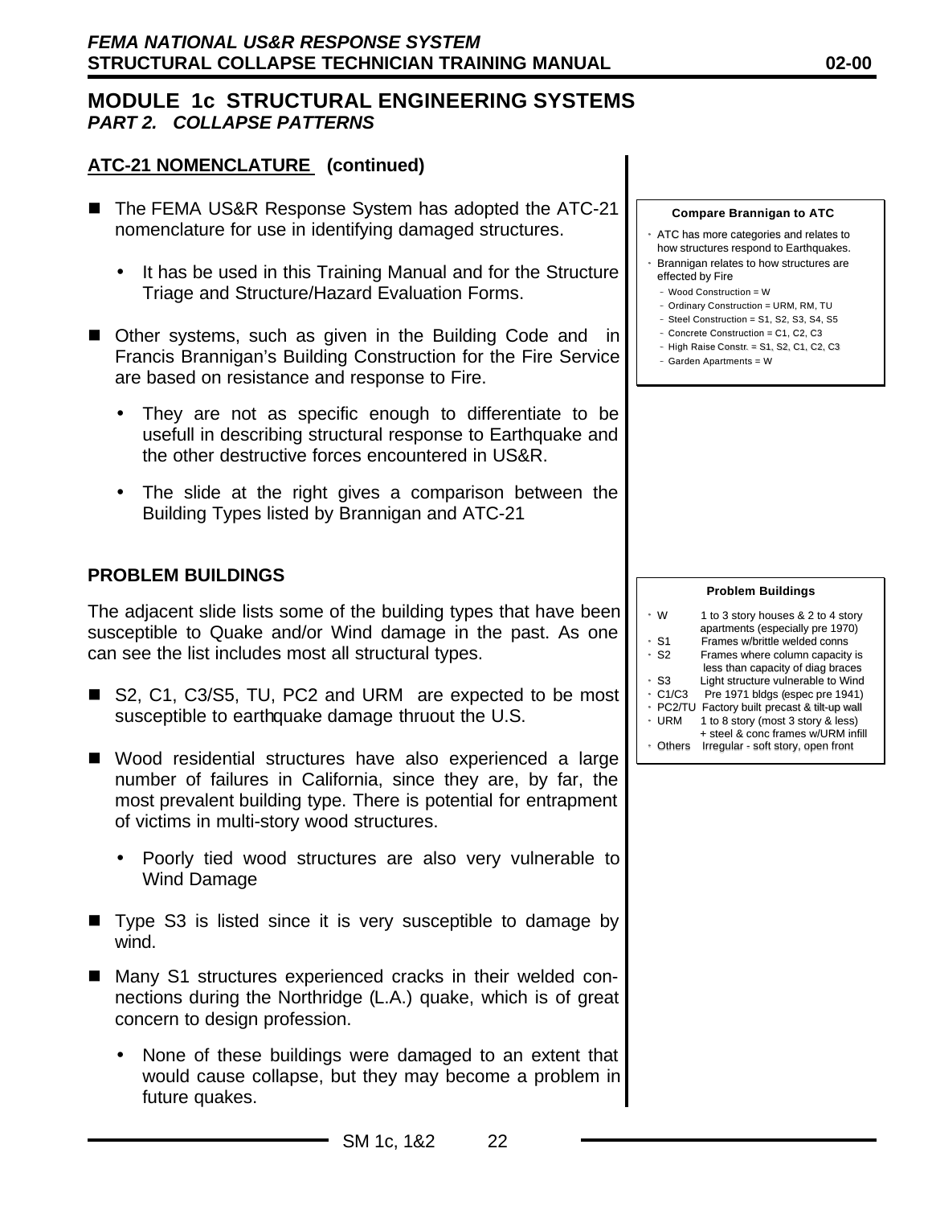## MODULE 1c STRUCTURAL ENGINEERING SYSTEMS

### *PART 2. COLLAPSE PATTERNS*

### ATC-21 NOMENCLATURE (continued)

- The FEMA US&R Response System has adopted the ATC-21 nomenclature for use in identifying damaged structures.
  - It has be used in this Training Manual and for the Structure Triage and Structure/Hazard Evaluation Forms.
- Other systems, such as given in the Building Code and in Francis Brannigan's Building Construction for the Fire Service are based on resistance and response to Fire.
  - They are not as specific enough to differentiate to be usefull in describing structural response to Earthquake and the other destructive forces encountered in US&R.
  - The slide at the right gives a comparison between the Building Types listed by Brannigan and ATC-21

**Compare Brannigan to ATC**

- ATC has more categories and relates to how structures respond to Earthquakes.
- Brannigan relates to how structures are effected by Fire
  - Wood Construction = W
  - Ordinary Construction = URM, RM, TU
  - Steel Construction = S1, S2, S3, S4, S5
  - Concrete Construction = C1, C2, C3
  - High Raise Constr. = S1, S2, C1, C2, C3
  - Garden Apartments = W

### PROBLEM BUILDINGS

The adjacent slide lists some of the building types that have been susceptible to Quake and/or Wind damage in the past. As one can see the list includes most all structural types.

- S2, C1, C3/S5, TU, PC2 and URM are expected to be most susceptible to earthquake damage thruout the U.S.
- Wood residential structures have also experienced a large number of failures in California, since they are, by far, the most prevalent building type. There is potential for entrapment of victims in multi-story wood structures.
  - Poorly tied wood structures are also very vulnerable to Wind Damage
- Type S3 is listed since it is very susceptible to damage by wind.
- Many S1 structures experienced cracks in their welded connections during the Northridge (L.A.) quake, which is of great concern to design profession.
  - None of these buildings were damaged to an extent that would cause collapse, but they may become a problem in future quakes.

**Problem Buildings**

- W 1 to 3 story houses & 2 to 4 story apartments (especially pre 1970)
- S1 Frames w/brittle welded conns
- S2 Frames where column capacity is less than capacity of diag braces
- S3 Light structure vulnerable to Wind
- C1/C3 Pre 1971 bldgs (espec pre 1941)
- PC2/TU Factory built precast & tilt-up wall
- URM 1 to 8 story (most 3 story & less) + steel & conc frames w/URM infill
- Others Irregular - soft story, open front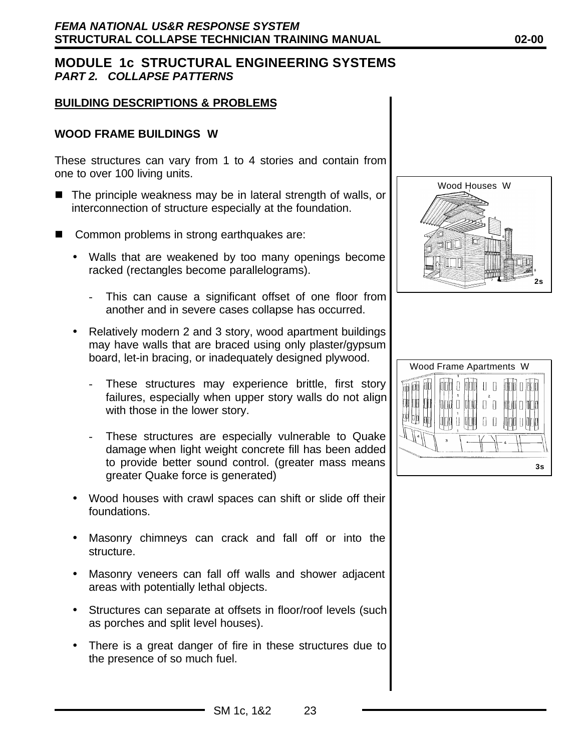# MODULE 1c STRUCTURAL ENGINEERING SYSTEMS

## *PART 2. COLLAPSE PATTERNS*

**BUILDING DESCRIPTIONS & PROBLEMS**

### WOOD FRAME BUILDINGS W

These structures can vary from 1 to 4 stories and contain from one to over 100 living units.

- The principle weakness may be in lateral strength of walls, or interconnection of structure especially at the foundation.
- Common problems in strong earthquakes are:
  - Walls that are weakened by too many openings become racked (rectangles become parallelograms).
    - This can cause a significant offset of one floor from another and in severe cases collapse has occurred.
  - Relatively modern 2 and 3 story, wood apartment buildings may have walls that are braced using only plaster/gypsum board, let-in bracing, or inadequately designed plywood.
    - These structures may experience brittle, first story failures, especially when upper story walls do not align with those in the lower story.
    - These structures are especially vulnerable to Quake damage when light weight concrete fill has been added to provide better sound control. (greater mass means greater Quake force is generated)
  - Wood houses with crawl spaces can shift or slide off their foundations.
  - Masonry chimneys can crack and fall off or into the structure.
  - Masonry veneers can fall off walls and shower adjacent areas with potentially lethal objects.
  - Structures can separate at offsets in floor/roof levels (such as porches and split level houses).
  - There is a great danger of fire in these structures due to the presence of so much fuel.

Wood Houses W

2s

Wood Frame Apartments W

3s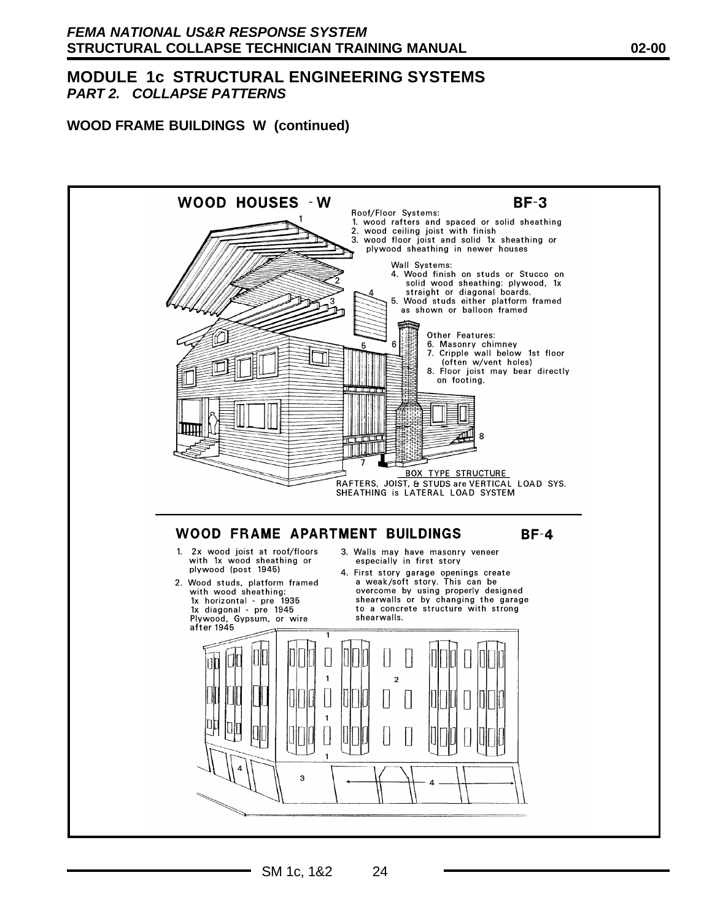# MODULE 1c STRUCTURAL ENGINEERING SYSTEMS

***PART 2. COLLAPSE PATTERNS***

**WOOD FRAME BUILDINGS W (continued)**

## WOOD HOUSES - W — BF-3

Roof/Floor Systems:
1. wood rafters and spaced or solid sheathing
2. wood ceiling joist with finish
3. wood floor joist and solid 1x sheathing or plywood sheathing in newer houses

Wall Systems:
4. Wood finish on studs or Stucco on solid wood sheathing: plywood, 1x straight or diagonal boards.
5. Wood studs either platform framed as shown or balloon framed

Other Features:
6. Masonry chimney
7. Cripple wall below 1st floor (often w/vent holes)
8. Floor joist may bear directly on footing.

BOX TYPE STRUCTURE

RAFTERS, JOIST, & STUDS are VERTICAL LOAD SYS.
SHEATHING is LATERAL LOAD SYSTEM

## WOOD FRAME APARTMENT BUILDINGS — BF-4

1. 2x wood joist at roof/floors with 1x wood sheathing or plywood (post 1945)
2. Wood studs, platform framed with wood sheathing:
   1x horizontal - pre 1935
   1x diagonal - pre 1945
   Plywood, Gypsum, or wire after 1945
3. Walls may have masonry veneer especially in first story
4. First story garage openings create a weak/soft story. This can be overcome by using properly designed shearwalls or by changing the garage to a concrete structure with strong shearwalls.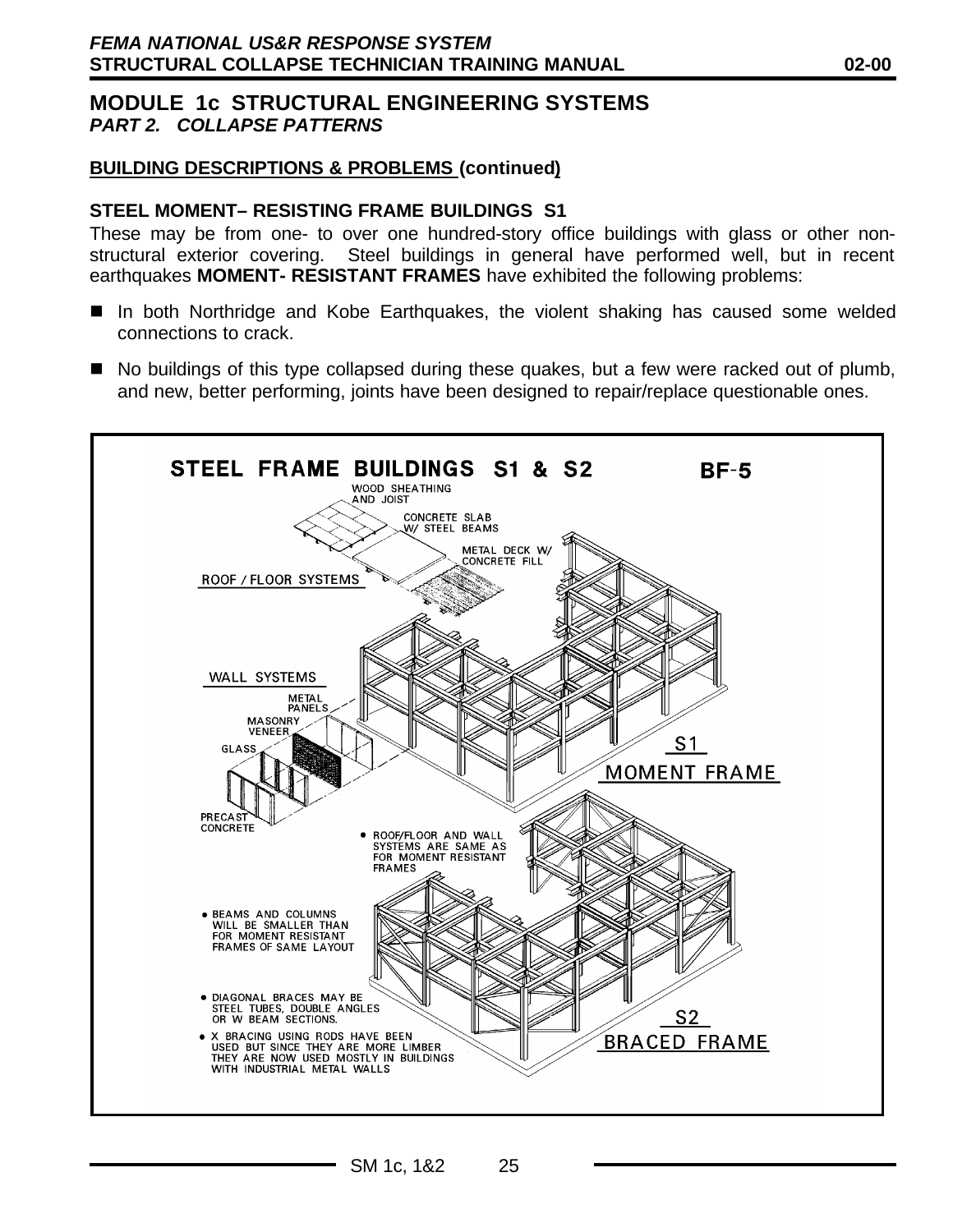## MODULE 1c STRUCTURAL ENGINEERING SYSTEMS
### *PART 2. COLLAPSE PATTERNS*

**BUILDING DESCRIPTIONS & PROBLEMS (continued)**

**STEEL MOMENT– RESISTING FRAME BUILDINGS S1**

These may be from one- to over one hundred-story office buildings with glass or other non-structural exterior covering. Steel buildings in general have performed well, but in recent earthquakes **MOMENT- RESISTANT FRAMES** have exhibited the following problems:

- In both Northridge and Kobe Earthquakes, the violent shaking has caused some welded connections to crack.
- No buildings of this type collapsed during these quakes, but a few were racked out of plumb, and new, better performing, joints have been designed to repair/replace questionable ones.

**STEEL FRAME BUILDINGS S1 & S2** — **BF-5**

ROOF / FLOOR SYSTEMS: WOOD SHEATHING AND JOIST; CONCRETE SLAB W/ STEEL BEAMS; METAL DECK W/ CONCRETE FILL

WALL SYSTEMS: METAL PANELS; MASONRY VENEER; GLASS; PRECAST CONCRETE

S1 MOMENT FRAME

- ROOF/FLOOR AND WALL SYSTEMS ARE SAME AS FOR MOMENT RESISTANT FRAMES
- BEAMS AND COLUMNS WILL BE SMALLER THAN FOR MOMENT RESISTANT FRAMES OF SAME LAYOUT
- DIAGONAL BRACES MAY BE STEEL TUBES, DOUBLE ANGLES OR W BEAM SECTIONS.
- X BRACING USING RODS HAVE BEEN USED BUT SINCE THEY ARE MORE LIMBER THEY ARE NOW USED MOSTLY IN BUILDINGS WITH INDUSTRIAL METAL WALLS

S2 BRACED FRAME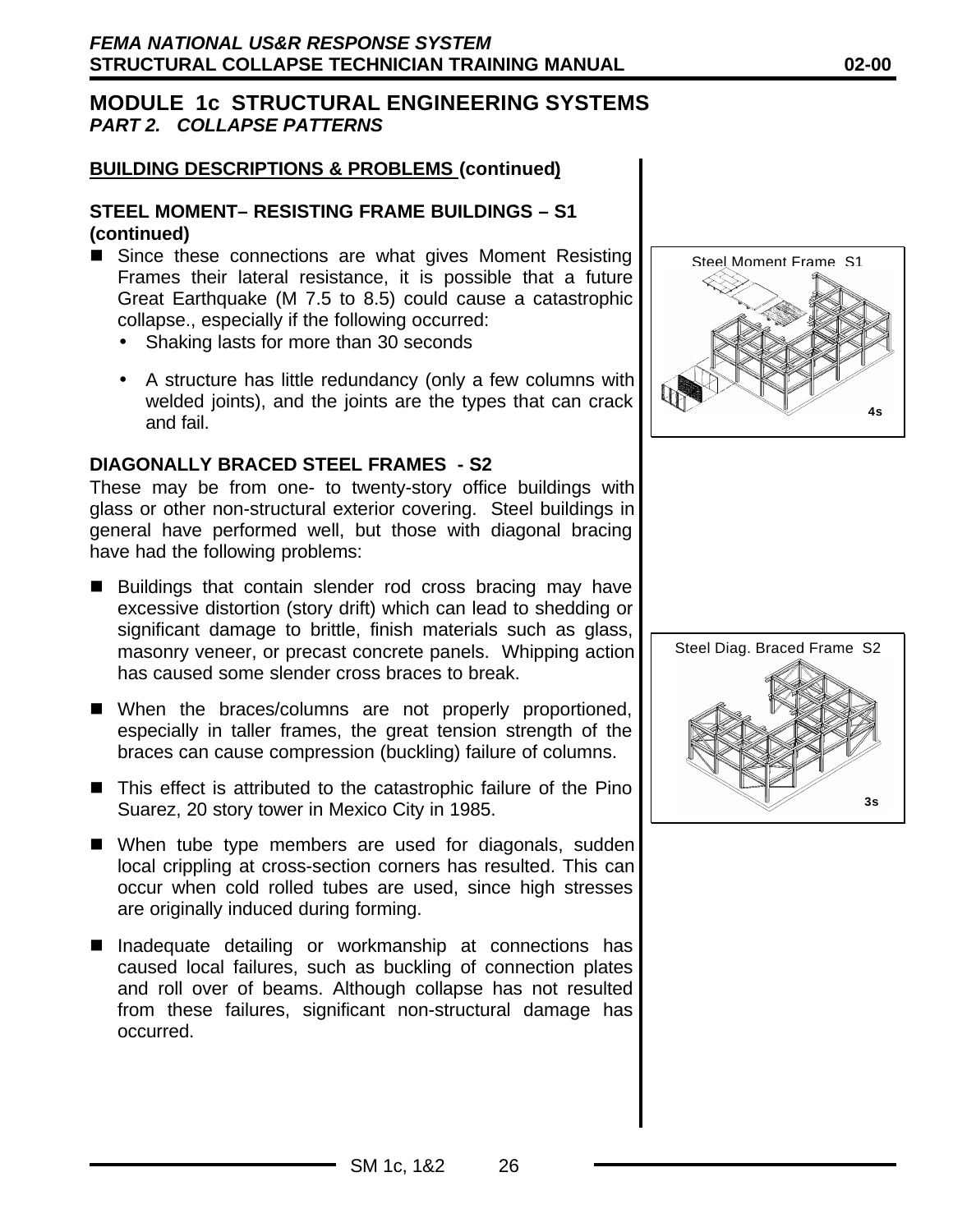## MODULE 1c STRUCTURAL ENGINEERING SYSTEMS
### *PART 2. COLLAPSE PATTERNS*

**BUILDING DESCRIPTIONS & PROBLEMS (continued)**

**STEEL MOMENT– RESISTING FRAME BUILDINGS – S1 (continued)**

- Since these connections are what gives Moment Resisting Frames their lateral resistance, it is possible that a future Great Earthquake (M 7.5 to 8.5) could cause a catastrophic collapse., especially if the following occurred:
  - Shaking lasts for more than 30 seconds
  - A structure has little redundancy (only a few columns with welded joints), and the joints are the types that can crack and fail.

Steel Moment Frame S1

4s

**DIAGONALLY BRACED STEEL FRAMES - S2**

These may be from one- to twenty-story office buildings with glass or other non-structural exterior covering. Steel buildings in general have performed well, but those with diagonal bracing have had the following problems:

- Buildings that contain slender rod cross bracing may have excessive distortion (story drift) which can lead to shedding or significant damage to brittle, finish materials such as glass, masonry veneer, or precast concrete panels. Whipping action has caused some slender cross braces to break.
- When the braces/columns are not properly proportioned, especially in taller frames, the great tension strength of the braces can cause compression (buckling) failure of columns.
- This effect is attributed to the catastrophic failure of the Pino Suarez, 20 story tower in Mexico City in 1985.
- When tube type members are used for diagonals, sudden local crippling at cross-section corners has resulted. This can occur when cold rolled tubes are used, since high stresses are originally induced during forming.
- Inadequate detailing or workmanship at connections has caused local failures, such as buckling of connection plates and roll over of beams. Although collapse has not resulted from these failures, significant non-structural damage has occurred.

Steel Diag. Braced Frame S2

3s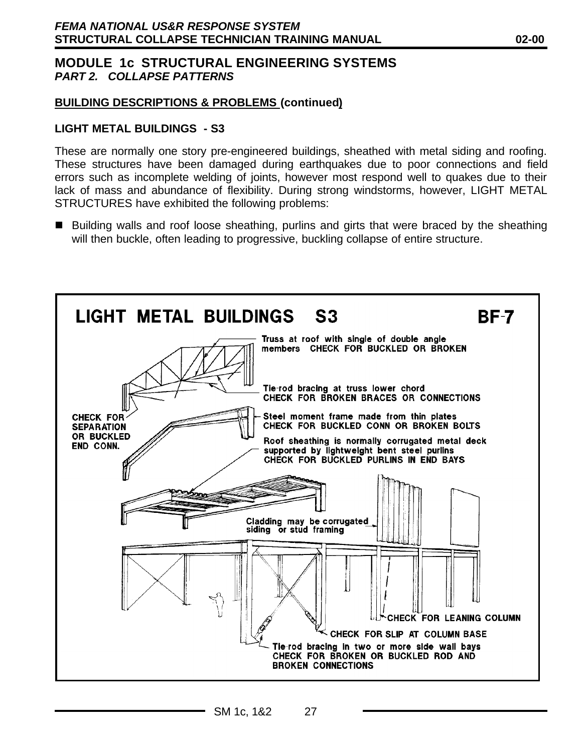## MODULE 1c STRUCTURAL ENGINEERING SYSTEMS

### *PART 2. COLLAPSE PATTERNS*

**BUILDING DESCRIPTIONS & PROBLEMS (continued)**

**LIGHT METAL BUILDINGS - S3**

These are normally one story pre-engineered buildings, sheathed with metal siding and roofing. These structures have been damaged during earthquakes due to poor connections and field errors such as incomplete welding of joints, however most respond well to quakes due to their lack of mass and abundance of flexibility. During strong windstorms, however, LIGHT METAL STRUCTURES have exhibited the following problems:

- Building walls and roof loose sheathing, purlins and girts that were braced by the sheathing will then buckle, often leading to progressive, buckling collapse of entire structure.

**LIGHT METAL BUILDINGS S3** **BF-7**

- Truss at roof with single of double angle members CHECK FOR BUCKLED OR BROKEN
- Tie-rod bracing at truss lower chord CHECK FOR BROKEN BRACES OR CONNECTIONS
- CHECK FOR SEPARATION OR BUCKLED END CONN.
- Steel moment frame made from thin plates CHECK FOR BUCKLED CONN OR BROKEN BOLTS
- Roof sheathing is normally corrugated metal deck supported by lightweight bent steel purlins CHECK FOR BUCKLED PURLINS IN END BAYS
- Cladding may be corrugated siding or stud framing
- CHECK FOR LEANING COLUMN
- CHECK FOR SLIP AT COLUMN BASE
- Tie-rod bracing in two or more side wall bays CHECK FOR BROKEN OR BUCKLED ROD AND BROKEN CONNECTIONS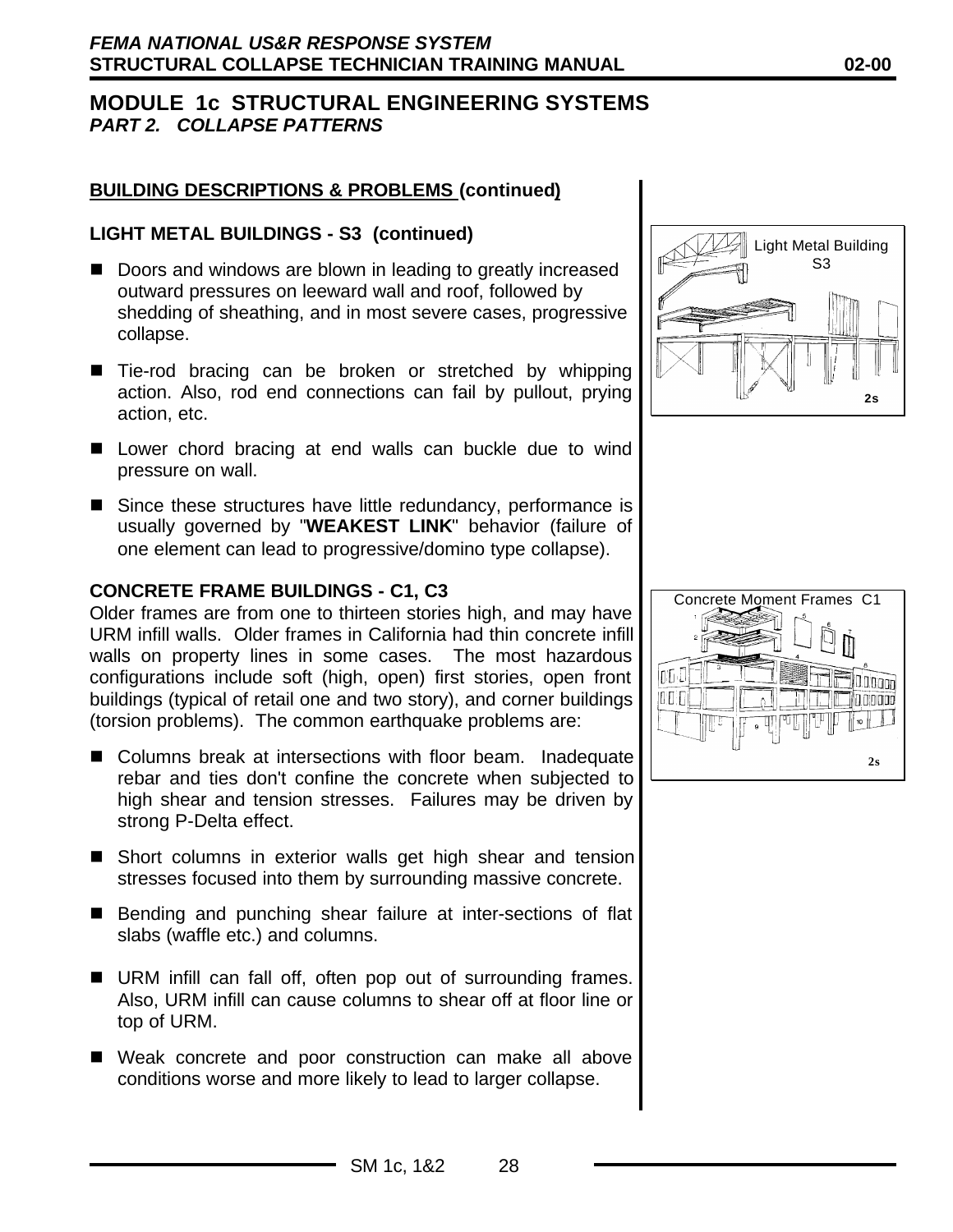## MODULE 1c STRUCTURAL ENGINEERING SYSTEMS

### *PART 2. COLLAPSE PATTERNS*

**BUILDING DESCRIPTIONS & PROBLEMS (continued)**

**LIGHT METAL BUILDINGS - S3 (continued)**

- Doors and windows are blown in leading to greatly increased outward pressures on leeward wall and roof, followed by shedding of sheathing, and in most severe cases, progressive collapse.
- Tie-rod bracing can be broken or stretched by whipping action. Also, rod end connections can fail by pullout, prying action, etc.
- Lower chord bracing at end walls can buckle due to wind pressure on wall.
- Since these structures have little redundancy, performance is usually governed by "**WEAKEST LINK**" behavior (failure of one element can lead to progressive/domino type collapse).

Light Metal Building S3

**CONCRETE FRAME BUILDINGS - C1, C3**

Older frames are from one to thirteen stories high, and may have URM infill walls. Older frames in California had thin concrete infill walls on property lines in some cases. The most hazardous configurations include soft (high, open) first stories, open front buildings (typical of retail one and two story), and corner buildings (torsion problems). The common earthquake problems are:

- Columns break at intersections with floor beam. Inadequate rebar and ties don't confine the concrete when subjected to high shear and tension stresses. Failures may be driven by strong P-Delta effect.
- Short columns in exterior walls get high shear and tension stresses focused into them by surrounding massive concrete.
- Bending and punching shear failure at inter-sections of flat slabs (waffle etc.) and columns.
- URM infill can fall off, often pop out of surrounding frames. Also, URM infill can cause columns to shear off at floor line or top of URM.
- Weak concrete and poor construction can make all above conditions worse and more likely to lead to larger collapse.

Concrete Moment Frames C1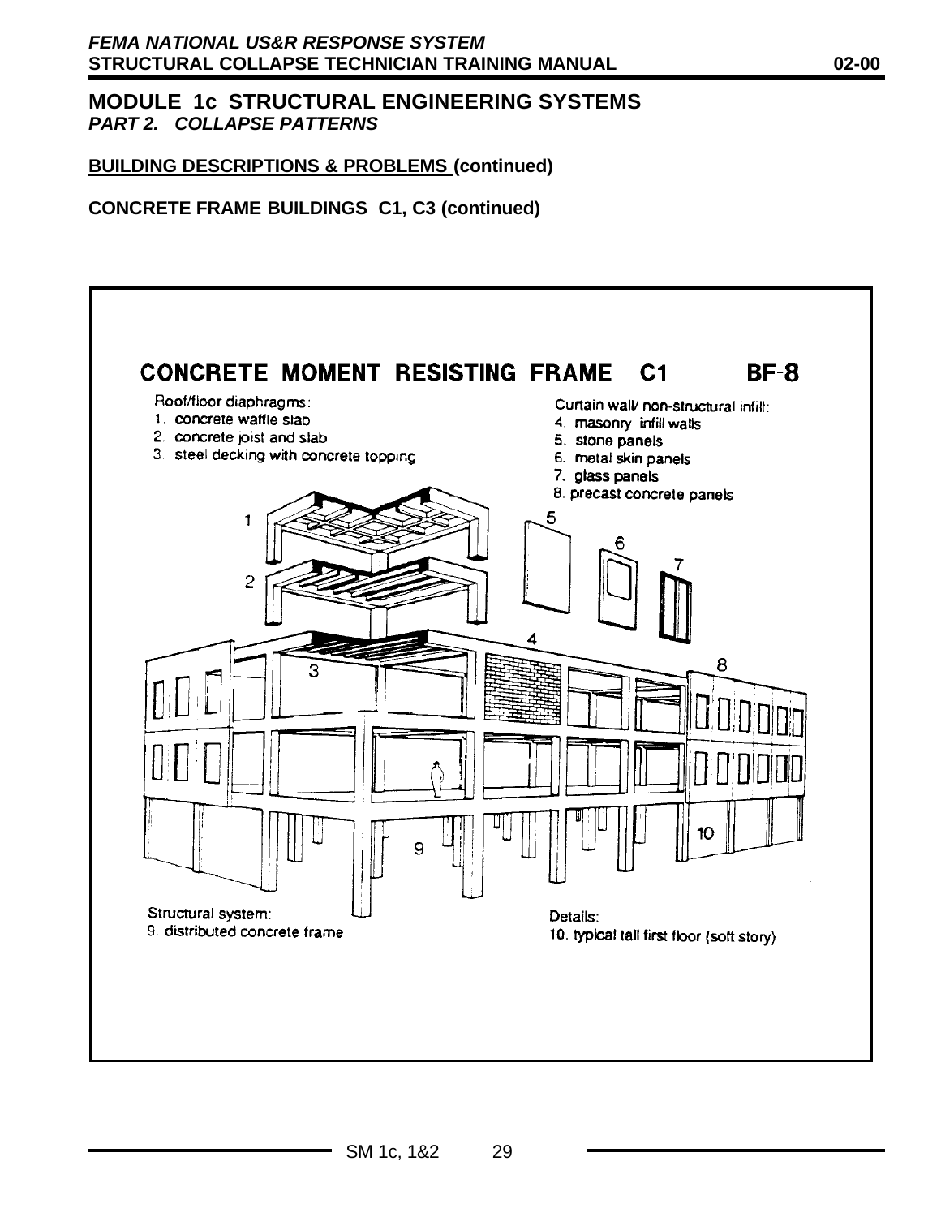## MODULE 1c STRUCTURAL ENGINEERING SYSTEMS
### *PART 2. COLLAPSE PATTERNS*

**BUILDING DESCRIPTIONS & PROBLEMS (continued)**

**CONCRETE FRAME BUILDINGS C1, C3 (continued)**

**CONCRETE MOMENT RESISTING FRAME C1 BF-8**

Roof/floor diaphragms:
1. concrete waffle slab
2. concrete joist and slab
3. steel decking with concrete topping

Curtain wall/ non-structural infill:
4. masonry infill walls
5. stone panels
6. metal skin panels
7. glass panels
8. precast concrete panels

Structural system:
9. distributed concrete frame

Details:
10. typical tall first floor (soft story)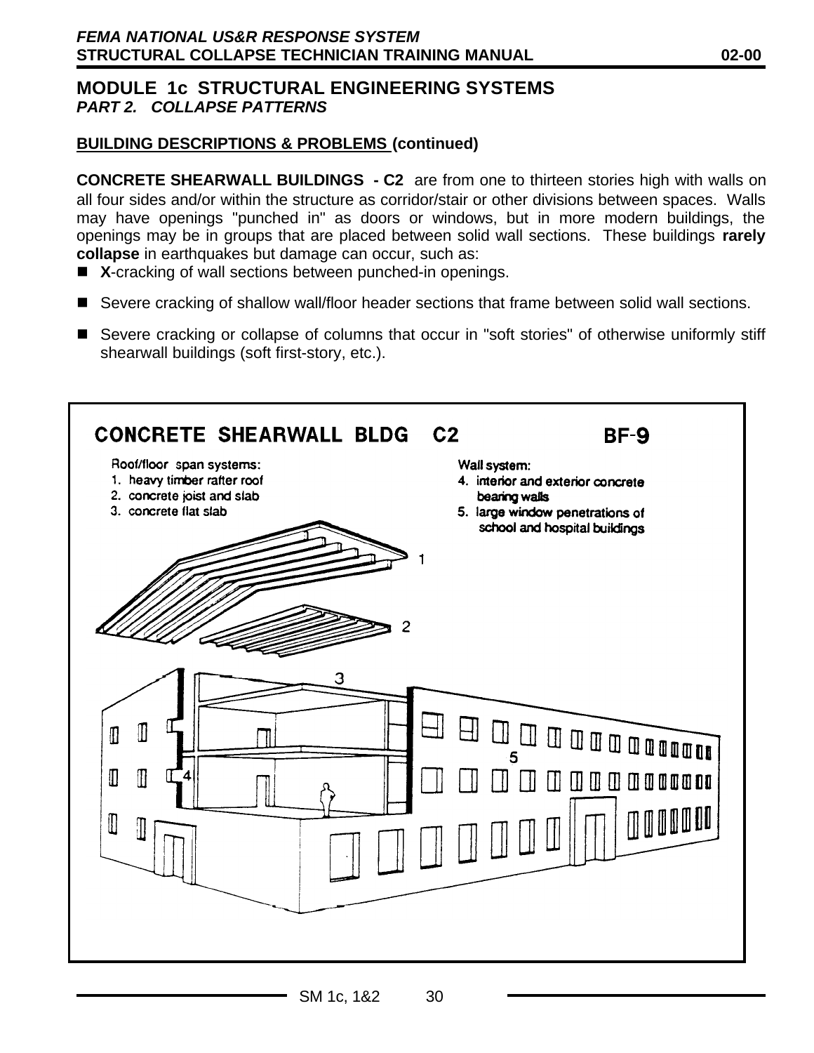## MODULE 1c STRUCTURAL ENGINEERING SYSTEMS

### *PART 2. COLLAPSE PATTERNS*

**BUILDING DESCRIPTIONS & PROBLEMS (continued)**

**CONCRETE SHEARWALL BUILDINGS - C2** are from one to thirteen stories high with walls on all four sides and/or within the structure as corridor/stair or other divisions between spaces. Walls may have openings "punched in" as doors or windows, but in more modern buildings, the openings may be in groups that are placed between solid wall sections. These buildings **rarely collapse** in earthquakes but damage can occur, such as:

- **X**-cracking of wall sections between punched-in openings.
- Severe cracking of shallow wall/floor header sections that frame between solid wall sections.
- Severe cracking or collapse of columns that occur in "soft stories" of otherwise uniformly stiff shearwall buildings (soft first-story, etc.).

**CONCRETE SHEARWALL BLDG C2** **BF-9**

Roof/floor span systems:
1. heavy timber rafter roof
2. concrete joist and slab
3. concrete flat slab

Wall system:
4. interior and exterior concrete bearing walls
5. large window penetrations of school and hospital buildings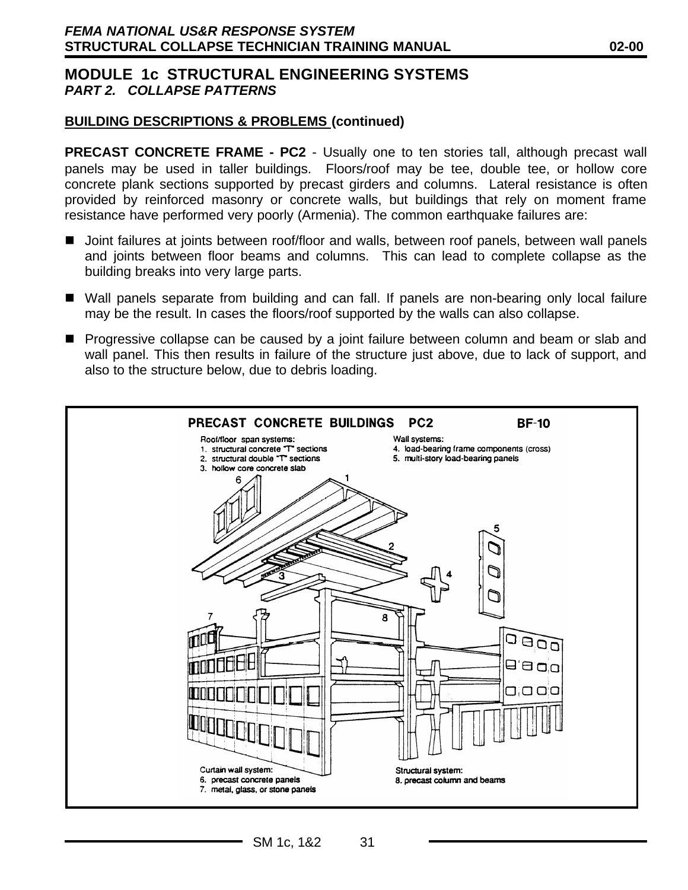## MODULE 1c STRUCTURAL ENGINEERING SYSTEMS
### *PART 2. COLLAPSE PATTERNS*

**BUILDING DESCRIPTIONS & PROBLEMS (continued)**

**PRECAST CONCRETE FRAME - PC2** - Usually one to ten stories tall, although precast wall panels may be used in taller buildings. Floors/roof may be tee, double tee, or hollow core concrete plank sections supported by precast girders and columns. Lateral resistance is often provided by reinforced masonry or concrete walls, but buildings that rely on moment frame resistance have performed very poorly (Armenia). The common earthquake failures are:

- Joint failures at joints between roof/floor and walls, between roof panels, between wall panels and joints between floor beams and columns. This can lead to complete collapse as the building breaks into very large parts.
- Wall panels separate from building and can fall. If panels are non-bearing only local failure may be the result. In cases the floors/roof supported by the walls can also collapse.
- Progressive collapse can be caused by a joint failure between column and beam or slab and wall panel. This then results in failure of the structure just above, due to lack of support, and also to the structure below, due to debris loading.

**PRECAST CONCRETE BUILDINGS PC2** **BF-10**

Roof/floor span systems:
1. structural concrete "T" sections
2. structural double "T" sections
3. hollow core concrete slab

Wall systems:
4. load-bearing frame components (cross)
5. multi-story load-bearing panels

Curtain wall system:
6. precast concrete panels
7. metal, glass, or stone panels

Structural system:
8. precast column and beams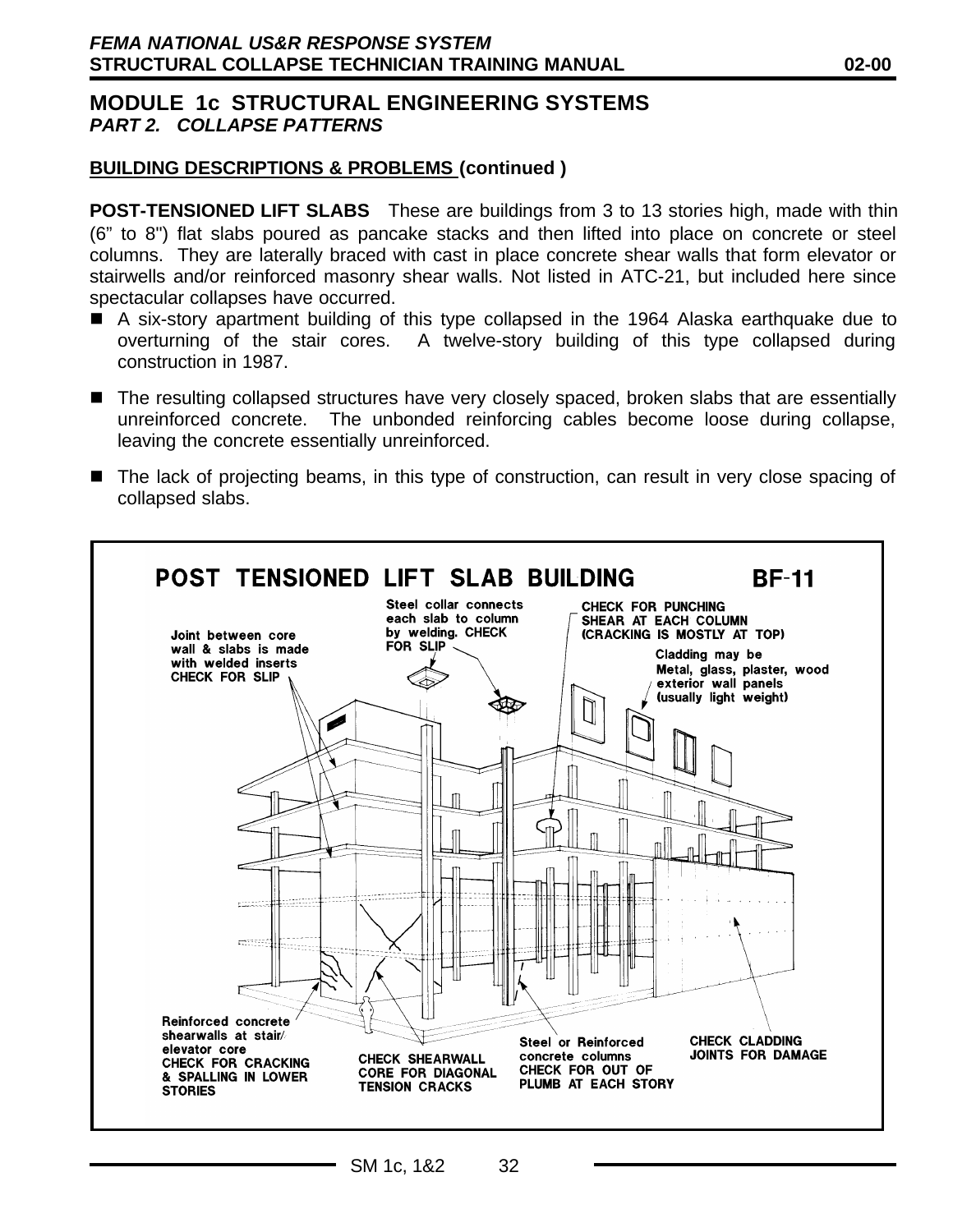## MODULE 1c STRUCTURAL ENGINEERING SYSTEMS

### *PART 2. COLLAPSE PATTERNS*

**BUILDING DESCRIPTIONS & PROBLEMS (continued )**

**POST-TENSIONED LIFT SLABS** These are buildings from 3 to 13 stories high, made with thin (6" to 8") flat slabs poured as pancake stacks and then lifted into place on concrete or steel columns. They are laterally braced with cast in place concrete shear walls that form elevator or stairwells and/or reinforced masonry shear walls. Not listed in ATC-21, but included here since spectacular collapses have occurred.

- A six-story apartment building of this type collapsed in the 1964 Alaska earthquake due to overturning of the stair cores. A twelve-story building of this type collapsed during construction in 1987.
- The resulting collapsed structures have very closely spaced, broken slabs that are essentially unreinforced concrete. The unbonded reinforcing cables become loose during collapse, leaving the concrete essentially unreinforced.
- The lack of projecting beams, in this type of construction, can result in very close spacing of collapsed slabs.

**POST TENSIONED LIFT SLAB BUILDING** **BF-11**

- Joint between core wall & slabs is made with welded inserts CHECK FOR SLIP
- Steel collar connects each slab to column by welding. CHECK FOR SLIP
- CHECK FOR PUNCHING SHEAR AT EACH COLUMN (CRACKING IS MOSTLY AT TOP)
- Cladding may be Metal, glass, plaster, wood exterior wall panels (usually light weight)
- Reinforced concrete shearwalls at stair/elevator core CHECK FOR CRACKING & SPALLING IN LOWER STORIES
- CHECK SHEARWALL CORE FOR DIAGONAL TENSION CRACKS
- Steel or Reinforced concrete columns CHECK FOR OUT OF PLUMB AT EACH STORY
- CHECK CLADDING JOINTS FOR DAMAGE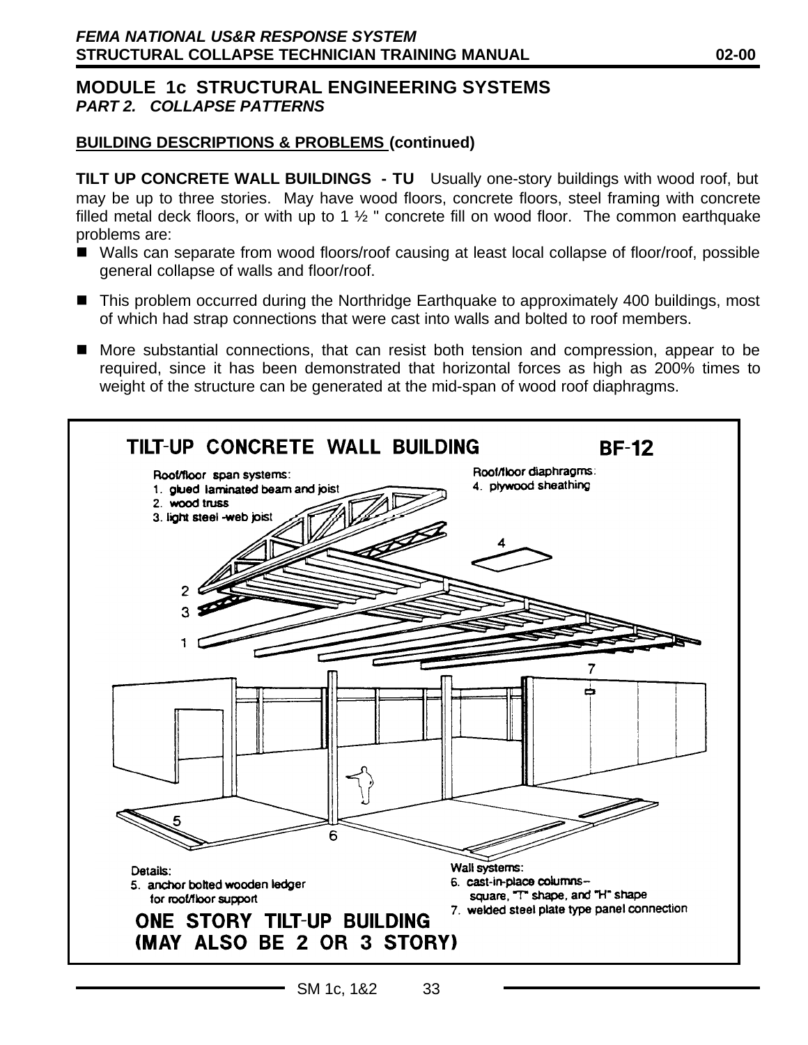## MODULE 1c STRUCTURAL ENGINEERING SYSTEMS

### *PART 2. COLLAPSE PATTERNS*

**BUILDING DESCRIPTIONS & PROBLEMS (continued)**

**TILT UP CONCRETE WALL BUILDINGS - TU** Usually one-story buildings with wood roof, but may be up to three stories. May have wood floors, concrete floors, steel framing with concrete filled metal deck floors, or with up to 1 ½ " concrete fill on wood floor. The common earthquake problems are:

- Walls can separate from wood floors/roof causing at least local collapse of floor/roof, possible general collapse of walls and floor/roof.
- This problem occurred during the Northridge Earthquake to approximately 400 buildings, most of which had strap connections that were cast into walls and bolted to roof members.
- More substantial connections, that can resist both tension and compression, appear to be required, since it has been demonstrated that horizontal forces as high as 200% times to weight of the structure can be generated at the mid-span of wood roof diaphragms.

**TILT-UP CONCRETE WALL BUILDING** **BF-12**

Roof/floor span systems:
1. glued laminated beam and joist
2. wood truss
3. light steel -web joist

Roof/floor diaphragms:
4. plywood sheathing

Details:
5. anchor bolted wooden ledger for roof/floor support

Wall systems:
6. cast-in-place columns-- square, "T" shape, and "H" shape
7. welded steel plate type panel connection

**ONE STORY TILT-UP BUILDING (MAY ALSO BE 2 OR 3 STORY)**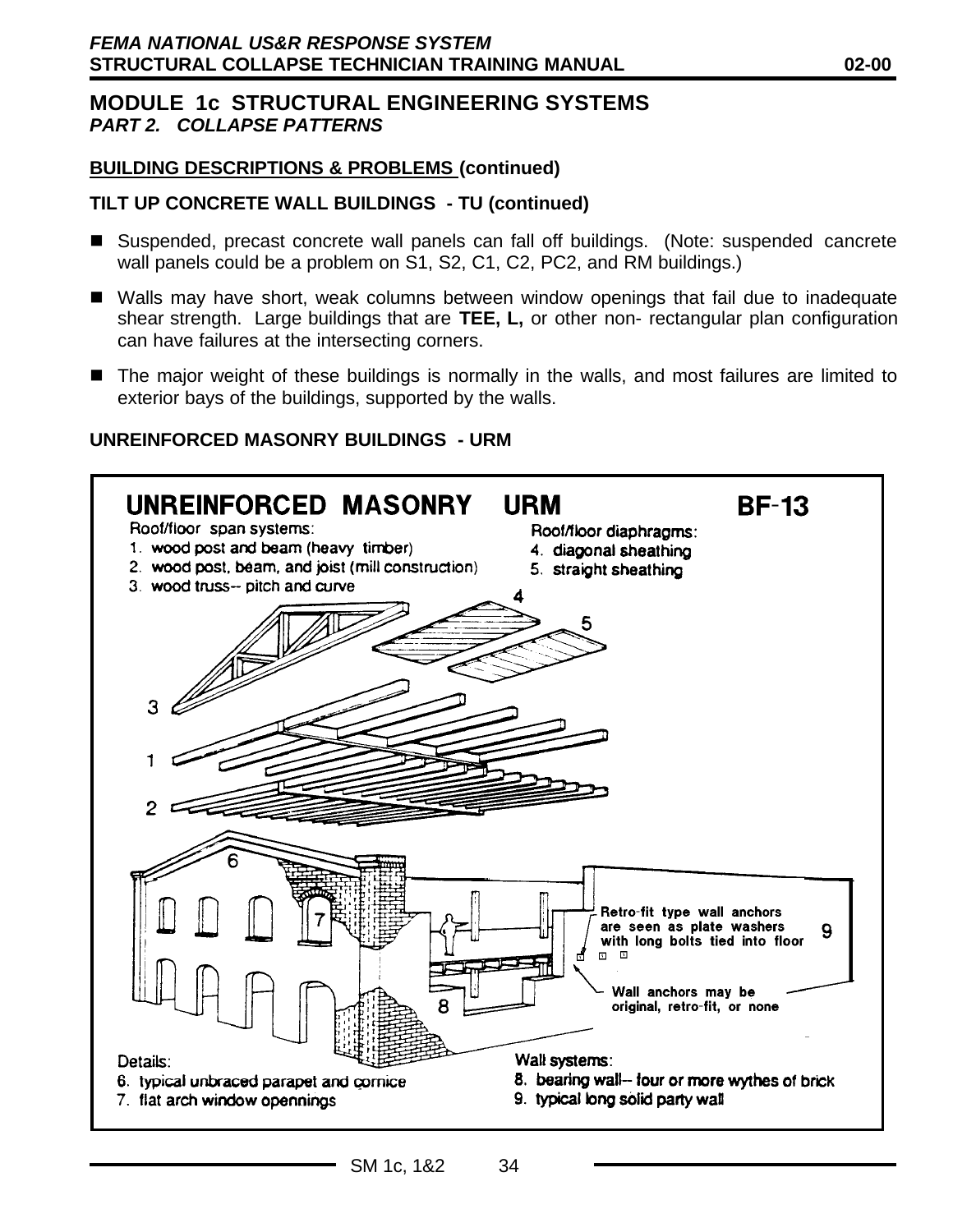# MODULE 1c STRUCTURAL ENGINEERING SYSTEMS
## *PART 2. COLLAPSE PATTERNS*

**BUILDING DESCRIPTIONS & PROBLEMS (continued)**

**TILT UP CONCRETE WALL BUILDINGS - TU (continued)**

- Suspended, precast concrete wall panels can fall off buildings. (Note: suspended cancrete wall panels could be a problem on S1, S2, C1, C2, PC2, and RM buildings.)
- Walls may have short, weak columns between window openings that fail due to inadequate shear strength. Large buildings that are **TEE, L,** or other non- rectangular plan configuration can have failures at the intersecting corners.
- The major weight of these buildings is normally in the walls, and most failures are limited to exterior bays of the buildings, supported by the walls.

**UNREINFORCED MASONRY BUILDINGS - URM**

**UNREINFORCED MASONRY URM** **BF-13**

Roof/floor span systems:
1. wood post and beam (heavy timber)
2. wood post, beam, and joist (mill construction)
3. wood truss-- pitch and curve

Roof/floor diaphragms:
4. diagonal sheathing
5. straight sheathing

Retro-fit type wall anchors are seen as plate washers with long bolts tied into floor

Wall anchors may be original, retro-fit, or none

Details:
6. typical unbraced parapet and cornice
7. flat arch window opennings

Wall systems:
8. bearing wall-- four or more wythes of brick
9. typical long solid party wall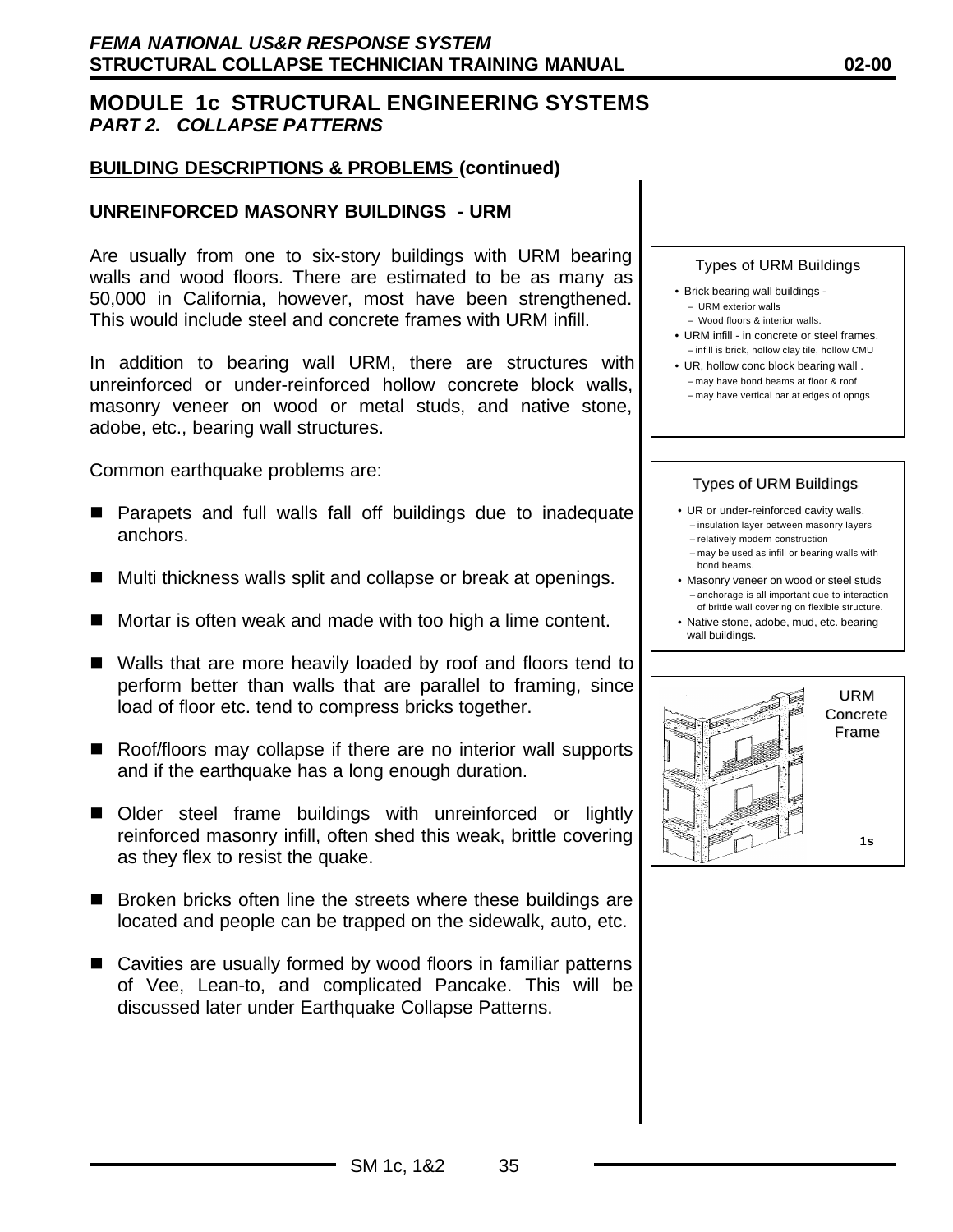## MODULE 1c STRUCTURAL ENGINEERING SYSTEMS
### *PART 2. COLLAPSE PATTERNS*

**BUILDING DESCRIPTIONS & PROBLEMS (continued)**

**UNREINFORCED MASONRY BUILDINGS - URM**

Are usually from one to six-story buildings with URM bearing walls and wood floors. There are estimated to be as many as 50,000 in California, however, most have been strengthened. This would include steel and concrete frames with URM infill.

In addition to bearing wall URM, there are structures with unreinforced or under-reinforced hollow concrete block walls, masonry veneer on wood or metal studs, and native stone, adobe, etc., bearing wall structures.

Common earthquake problems are:

- Parapets and full walls fall off buildings due to inadequate anchors.
- Multi thickness walls split and collapse or break at openings.
- Mortar is often weak and made with too high a lime content.
- Walls that are more heavily loaded by roof and floors tend to perform better than walls that are parallel to framing, since load of floor etc. tend to compress bricks together.
- Roof/floors may collapse if there are no interior wall supports and if the earthquake has a long enough duration.
- Older steel frame buildings with unreinforced or lightly reinforced masonry infill, often shed this weak, brittle covering as they flex to resist the quake.
- Broken bricks often line the streets where these buildings are located and people can be trapped on the sidewalk, auto, etc.
- Cavities are usually formed by wood floors in familiar patterns of Vee, Lean-to, and complicated Pancake. This will be discussed later under Earthquake Collapse Patterns.

Types of URM Buildings

- Brick bearing wall buildings -
  - URM exterior walls
  - Wood floors & interior walls.
- URM infill - in concrete or steel frames.
  - infill is brick, hollow clay tile, hollow CMU
- UR, hollow conc block bearing wall .
  - may have bond beams at floor & roof
  - may have vertical bar at edges of opngs

Types of URM Buildings

- UR or under-reinforced cavity walls.
  - insulation layer between masonry layers
  - relatively modern construction
  - may be used as infill or bearing walls with bond beams.
- Masonry veneer on wood or steel studs
  - anchorage is all important due to interaction of brittle wall covering on flexible structure.
- Native stone, adobe, mud, etc. bearing wall buildings.

URM Concrete Frame

1s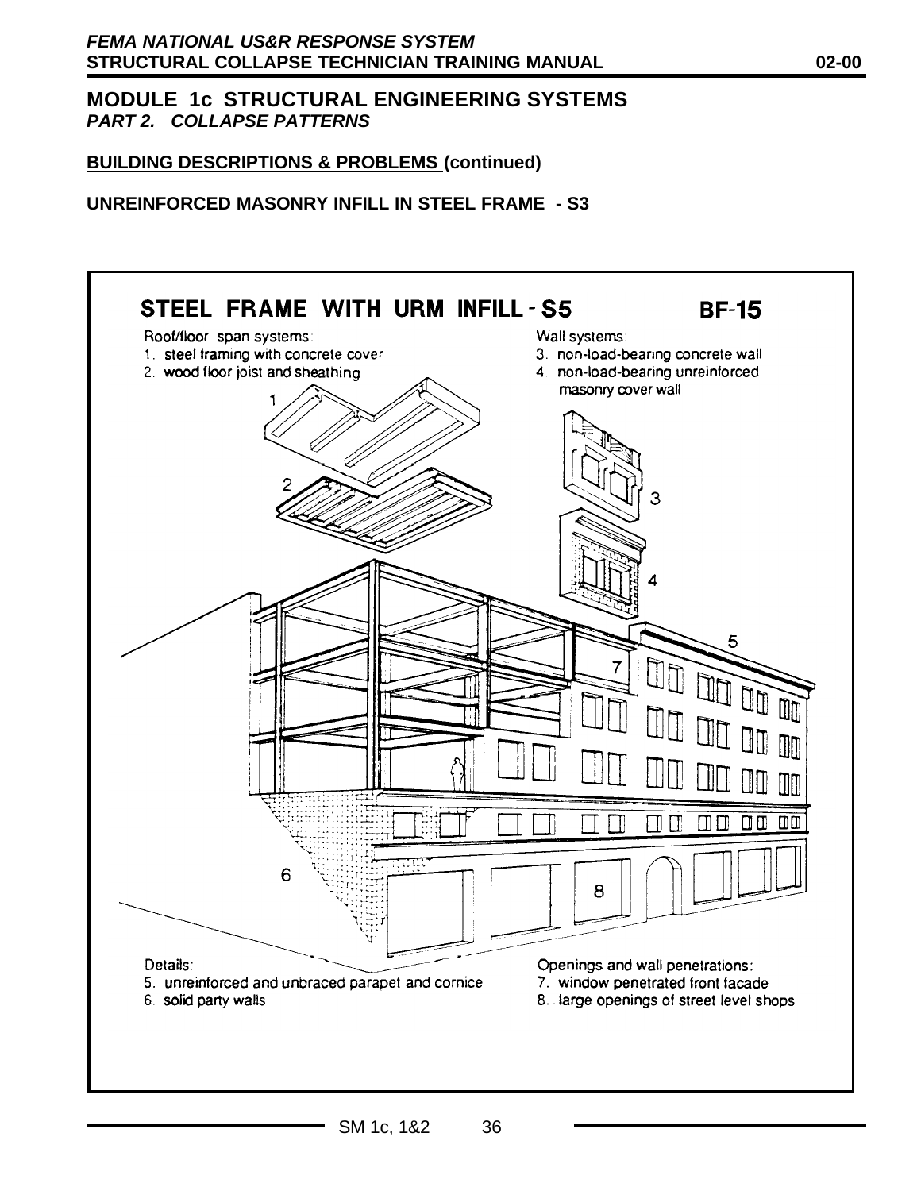## MODULE 1c STRUCTURAL ENGINEERING SYSTEMS
### *PART 2. COLLAPSE PATTERNS*

**BUILDING DESCRIPTIONS & PROBLEMS (continued)**

**UNREINFORCED MASONRY INFILL IN STEEL FRAME - S3**

**STEEL FRAME WITH URM INFILL - S5** **BF-15**

Roof/floor span systems:
1. steel framing with concrete cover
2. wood floor joist and sheathing

Wall systems:
3. non-load-bearing concrete wall
4. non-load-bearing unreinforced masonry cover wall

Details:
5. unreinforced and unbraced parapet and cornice
6. solid party walls

Openings and wall penetrations:
7. window penetrated front facade
8. large openings of street level shops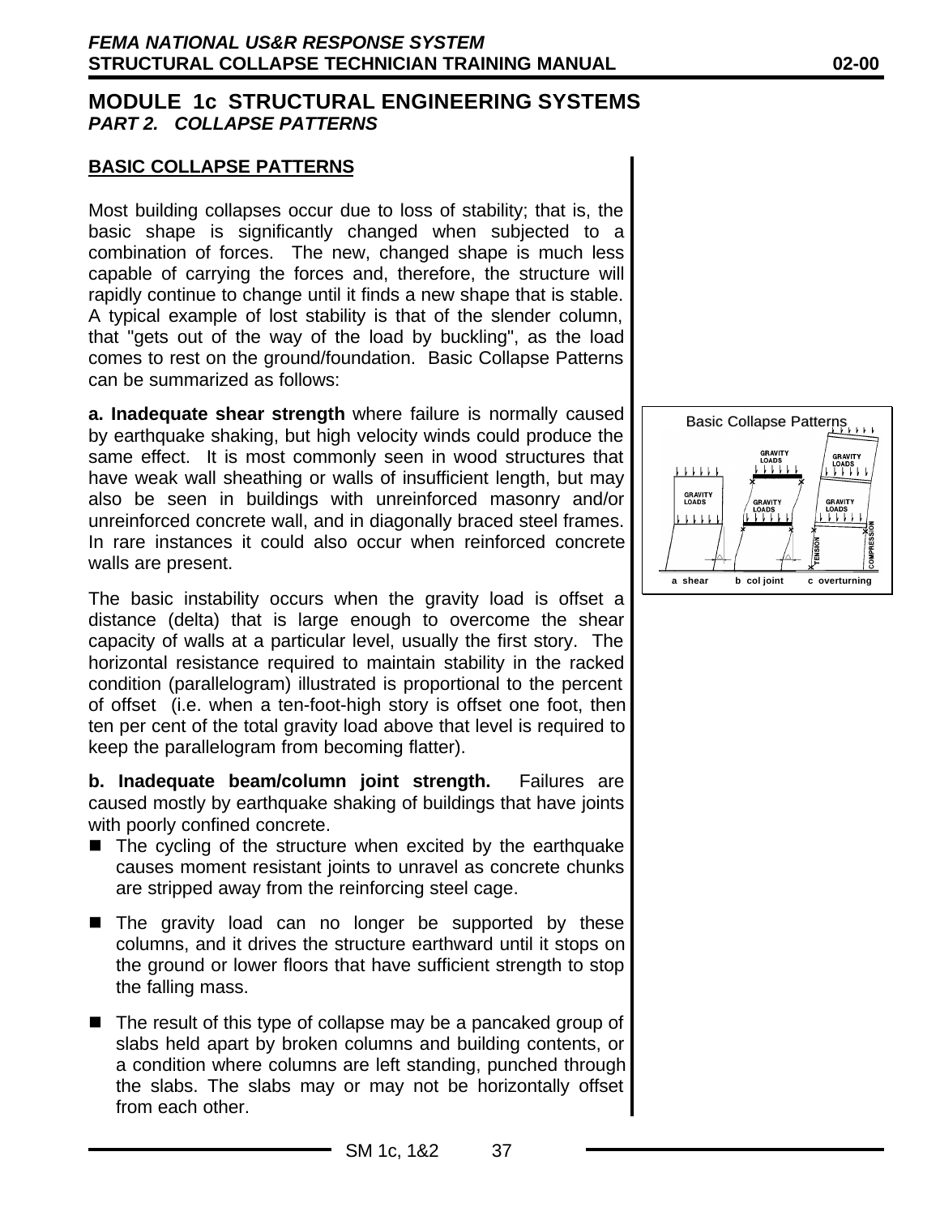## MODULE 1c STRUCTURAL ENGINEERING SYSTEMS

### *PART 2. COLLAPSE PATTERNS*

**BASIC COLLAPSE PATTERNS**

Most building collapses occur due to loss of stability; that is, the basic shape is significantly changed when subjected to a combination of forces. The new, changed shape is much less capable of carrying the forces and, therefore, the structure will rapidly continue to change until it finds a new shape that is stable. A typical example of lost stability is that of the slender column, that "gets out of the way of the load by buckling", as the load comes to rest on the ground/foundation. Basic Collapse Patterns can be summarized as follows:

**a. Inadequate shear strength** where failure is normally caused by earthquake shaking, but high velocity winds could produce the same effect. It is most commonly seen in wood structures that have weak wall sheathing or walls of insufficient length, but may also be seen in buildings with unreinforced masonry and/or unreinforced concrete wall, and in diagonally braced steel frames. In rare instances it could also occur when reinforced concrete walls are present.

Basic Collapse Patterns

GRAVITY LOADS — a shear — b col joint — c overturning — TENSION — COMPRESSION

The basic instability occurs when the gravity load is offset a distance (delta) that is large enough to overcome the shear capacity of walls at a particular level, usually the first story. The horizontal resistance required to maintain stability in the racked condition (parallelogram) illustrated is proportional to the percent of offset (i.e. when a ten-foot-high story is offset one foot, then ten per cent of the total gravity load above that level is required to keep the parallelogram from becoming flatter).

**b. Inadequate beam/column joint strength.** Failures are caused mostly by earthquake shaking of buildings that have joints with poorly confined concrete.

- The cycling of the structure when excited by the earthquake causes moment resistant joints to unravel as concrete chunks are stripped away from the reinforcing steel cage.
- The gravity load can no longer be supported by these columns, and it drives the structure earthward until it stops on the ground or lower floors that have sufficient strength to stop the falling mass.
- The result of this type of collapse may be a pancaked group of slabs held apart by broken columns and building contents, or a condition where columns are left standing, punched through the slabs. The slabs may or may not be horizontally offset from each other.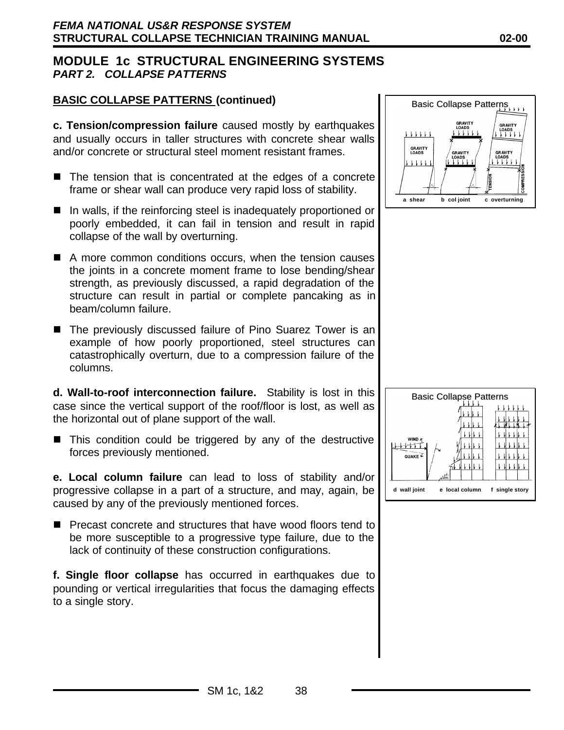## MODULE 1c STRUCTURAL ENGINEERING SYSTEMS
### *PART 2. COLLAPSE PATTERNS*

**BASIC COLLAPSE PATTERNS (continued)**

**c. Tension/compression failure** caused mostly by earthquakes and usually occurs in taller structures with concrete shear walls and/or concrete or structural steel moment resistant frames.

- The tension that is concentrated at the edges of a concrete frame or shear wall can produce very rapid loss of stability.
- In walls, if the reinforcing steel is inadequately proportioned or poorly embedded, it can fail in tension and result in rapid collapse of the wall by overturning.
- A more common conditions occurs, when the tension causes the joints in a concrete moment frame to lose bending/shear strength, as previously discussed, a rapid degradation of the structure can result in partial or complete pancaking as in beam/column failure.
- The previously discussed failure of Pino Suarez Tower is an example of how poorly proportioned, steel structures can catastrophically overturn, due to a compression failure of the columns.

**d. Wall-to-roof interconnection failure.** Stability is lost in this case since the vertical support of the roof/floor is lost, as well as the horizontal out of plane support of the wall.

- This condition could be triggered by any of the destructive forces previously mentioned.

**e. Local column failure** can lead to loss of stability and/or progressive collapse in a part of a structure, and may, again, be caused by any of the previously mentioned forces.

- Precast concrete and structures that have wood floors tend to be more susceptible to a progressive type failure, due to the lack of continuity of these construction configurations.

**f. Single floor collapse** has occurred in earthquakes due to pounding or vertical irregularities that focus the damaging effects to a single story.

Basic Collapse Patterns

a shear    b col joint    c overturning

Basic Collapse Patterns

d wall joint    e local column    f single story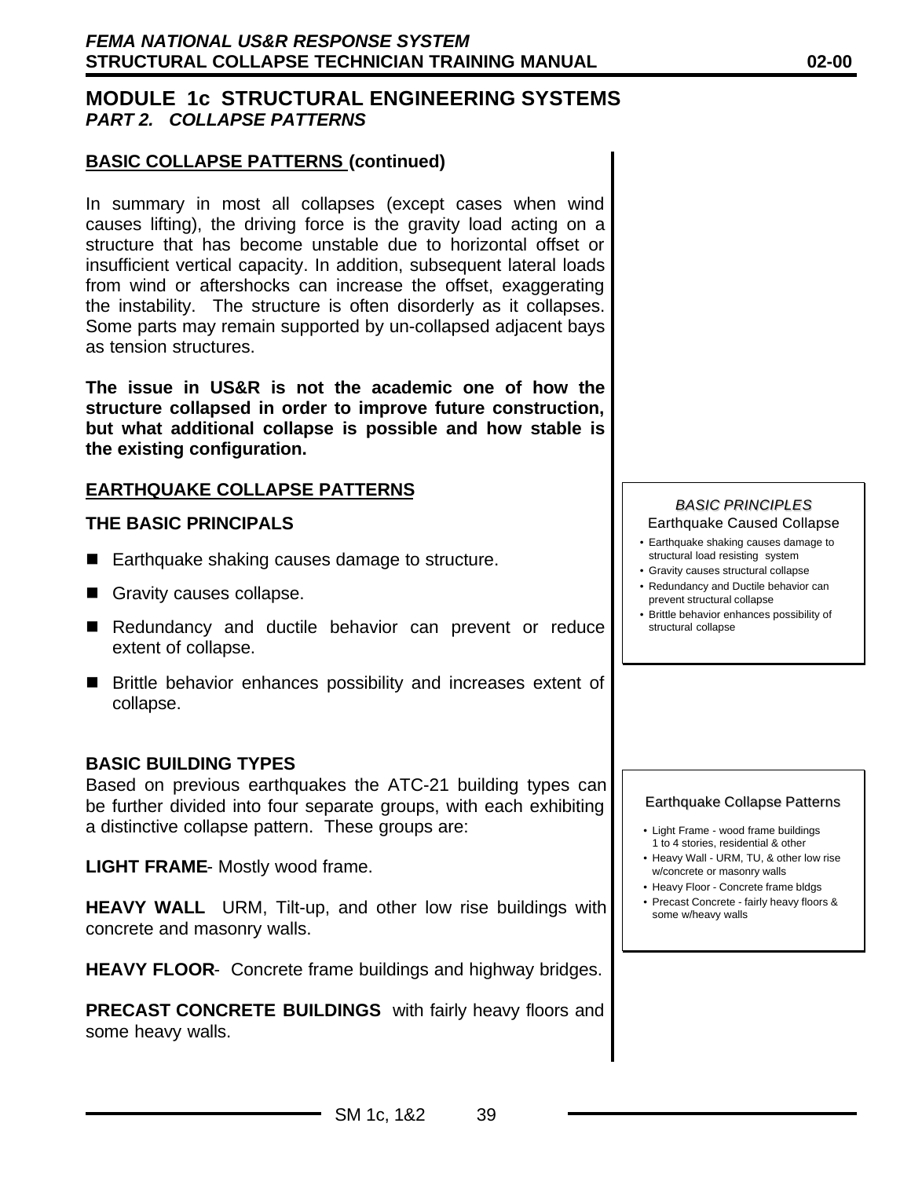## MODULE 1c STRUCTURAL ENGINEERING SYSTEMS

### *PART 2. COLLAPSE PATTERNS*

**BASIC COLLAPSE PATTERNS (continued)**

In summary in most all collapses (except cases when wind causes lifting), the driving force is the gravity load acting on a structure that has become unstable due to horizontal offset or insufficient vertical capacity. In addition, subsequent lateral loads from wind or aftershocks can increase the offset, exaggerating the instability. The structure is often disorderly as it collapses. Some parts may remain supported by un-collapsed adjacent bays as tension structures.

**The issue in US&R is not the academic one of how the structure collapsed in order to improve future construction, but what additional collapse is possible and how stable is the existing configuration.**

**EARTHQUAKE COLLAPSE PATTERNS**

**THE BASIC PRINCIPALS**

- Earthquake shaking causes damage to structure.
- Gravity causes collapse.
- Redundancy and ductile behavior can prevent or reduce extent of collapse.
- Brittle behavior enhances possibility and increases extent of collapse.

> *BASIC PRINCIPLES*
> Earthquake Caused Collapse
> - Earthquake shaking causes damage to structural load resisting system
> - Gravity causes structural collapse
> - Redundancy and Ductile behavior can prevent structural collapse
> - Brittle behavior enhances possibility of structural collapse

**BASIC BUILDING TYPES**

Based on previous earthquakes the ATC-21 building types can be further divided into four separate groups, with each exhibiting a distinctive collapse pattern. These groups are:

**LIGHT FRAME**- Mostly wood frame.

**HEAVY WALL** URM, Tilt-up, and other low rise buildings with concrete and masonry walls.

**HEAVY FLOOR**- Concrete frame buildings and highway bridges.

**PRECAST CONCRETE BUILDINGS** with fairly heavy floors and some heavy walls.

> Earthquake Collapse Patterns
> - Light Frame - wood frame buildings 1 to 4 stories, residential & other
> - Heavy Wall - URM, TU, & other low rise w/concrete or masonry walls
> - Heavy Floor - Concrete frame bldgs
> - Precast Concrete - fairly heavy floors & some w/heavy walls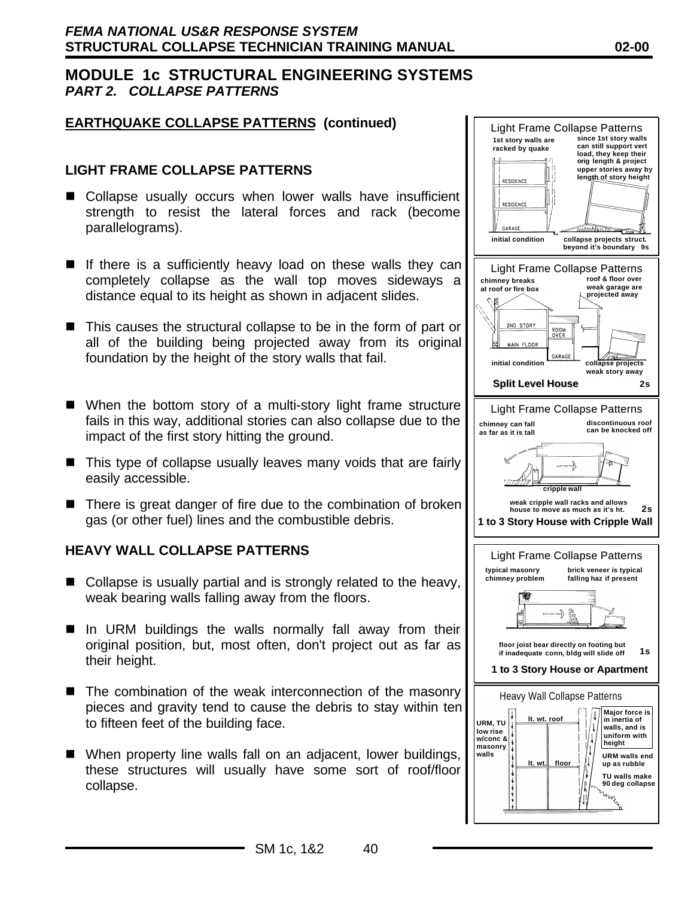## MODULE 1c STRUCTURAL ENGINEERING SYSTEMS

### *PART 2. COLLAPSE PATTERNS*

**EARTHQUAKE COLLAPSE PATTERNS (continued)**

### LIGHT FRAME COLLAPSE PATTERNS

- Collapse usually occurs when lower walls have insufficient strength to resist the lateral forces and rack (become parallelograms).
- If there is a sufficiently heavy load on these walls they can completely collapse as the wall top moves sideways a distance equal to its height as shown in adjacent slides.
- This causes the structural collapse to be in the form of part or all of the building being projected away from its original foundation by the height of the story walls that fail.
- When the bottom story of a multi-story light frame structure fails in this way, additional stories can also collapse due to the impact of the first story hitting the ground.
- This type of collapse usually leaves many voids that are fairly easily accessible.
- There is great danger of fire due to the combination of broken gas (or other fuel) lines and the combustible debris.

### HEAVY WALL COLLAPSE PATTERNS

- Collapse is usually partial and is strongly related to the heavy, weak bearing walls falling away from the floors.
- In URM buildings the walls normally fall away from their original position, but, most often, don't project out as far as their height.
- The combination of the weak interconnection of the masonry pieces and gravity tend to cause the debris to stay within ten to fifteen feet of the building face.
- When property line walls fall on an adjacent, lower buildings, these structures will usually have some sort of roof/floor collapse.

Light Frame Collapse Patterns
1st story walls are racked by quake
since 1st story walls can still support vert load, they keep their orig length & project upper stories away by length of story height
RESIDENCE
RESIDENCE
GARAGE
initial condition
collapse projects struct. beyond it's boundary 9s

Light Frame Collapse Patterns
chimney breaks at roof or fire box
roof & floor over weak garage are projected away
2ND STORY
ROOM OVER
MAIN FLOOR
GARAGE
initial condition
collapse projects weak story away
**Split Level House** 2s

Light Frame Collapse Patterns
chimney can fall as far as it is tall
discontinuous roof can be knocked off
cripple wall
weak cripple wall racks and allows house to move as much as it's ht. 2s
**1 to 3 Story House with Cripple Wall**

Light Frame Collapse Patterns
typical masonry chimney problem
brick veneer is typical falling haz if present
floor joist bear directly on footing but if inadequate conn, bldg will slide off 1s
**1 to 3 Story House or Apartment**

Heavy Wall Collapse Patterns
URM, TU low rise w/conc & masonry walls
lt. wt. roof
lt. wt. floor
Major force is in inertia of walls, and is uniform with height
URM walls end up as rubble
TU walls make 90 deg collapse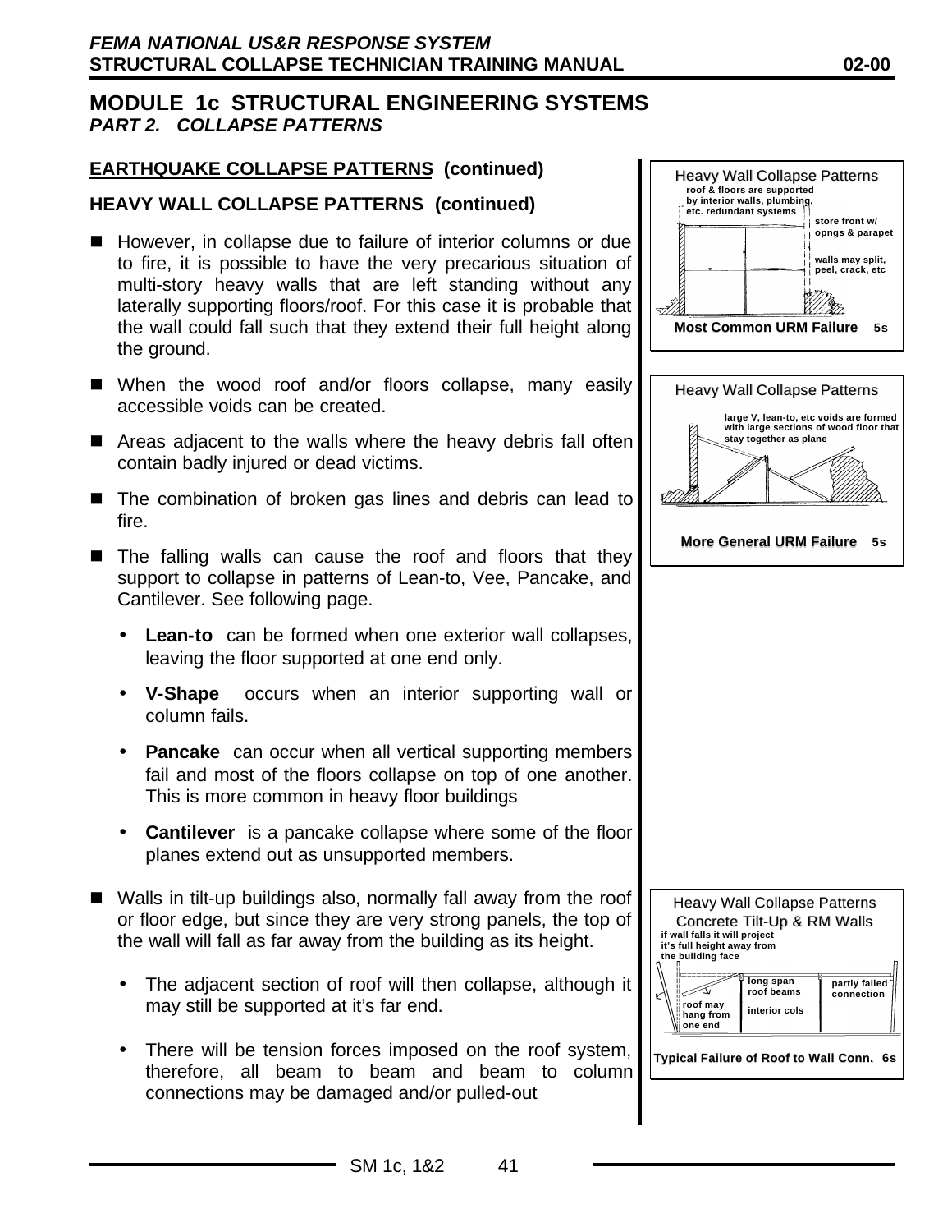## MODULE 1c STRUCTURAL ENGINEERING SYSTEMS

### *PART 2. COLLAPSE PATTERNS*

**EARTHQUAKE COLLAPSE PATTERNS (continued)**

**HEAVY WALL COLLAPSE PATTERNS (continued)**

- However, in collapse due to failure of interior columns or due to fire, it is possible to have the very precarious situation of multi-story heavy walls that are left standing without any laterally supporting floors/roof. For this case it is probable that the wall could fall such that they extend their full height along the ground.
- When the wood roof and/or floors collapse, many easily accessible voids can be created.
- Areas adjacent to the walls where the heavy debris fall often contain badly injured or dead victims.
- The combination of broken gas lines and debris can lead to fire.
- The falling walls can cause the roof and floors that they support to collapse in patterns of Lean-to, Vee, Pancake, and Cantilever. See following page.
  - **Lean-to** can be formed when one exterior wall collapses, leaving the floor supported at one end only.
  - **V-Shape** occurs when an interior supporting wall or column fails.
  - **Pancake** can occur when all vertical supporting members fail and most of the floors collapse on top of one another. This is more common in heavy floor buildings
  - **Cantilever** is a pancake collapse where some of the floor planes extend out as unsupported members.
- Walls in tilt-up buildings also, normally fall away from the roof or floor edge, but since they are very strong panels, the top of the wall will fall as far away from the building as its height.
  - The adjacent section of roof will then collapse, although it may still be supported at it's far end.
  - There will be tension forces imposed on the roof system, therefore, all beam to beam and beam to column connections may be damaged and/or pulled-out

Heavy Wall Collapse Patterns

roof & floors are supported by interior walls, plumbing, etc. redundant systems

store front w/ opngs & parapet

walls may split, peel, crack, etc

**Most Common URM Failure** 5s

Heavy Wall Collapse Patterns

large V, lean-to, etc voids are formed with large sections of wood floor that stay together as plane

**More General URM Failure** 5s

Heavy Wall Collapse Patterns
Concrete Tilt-Up & RM Walls

if wall falls it will project it's full height away from the building face

roof may hang from one end

long span roof beams

interior cols

partly failed connection

**Typical Failure of Roof to Wall Conn.** 6s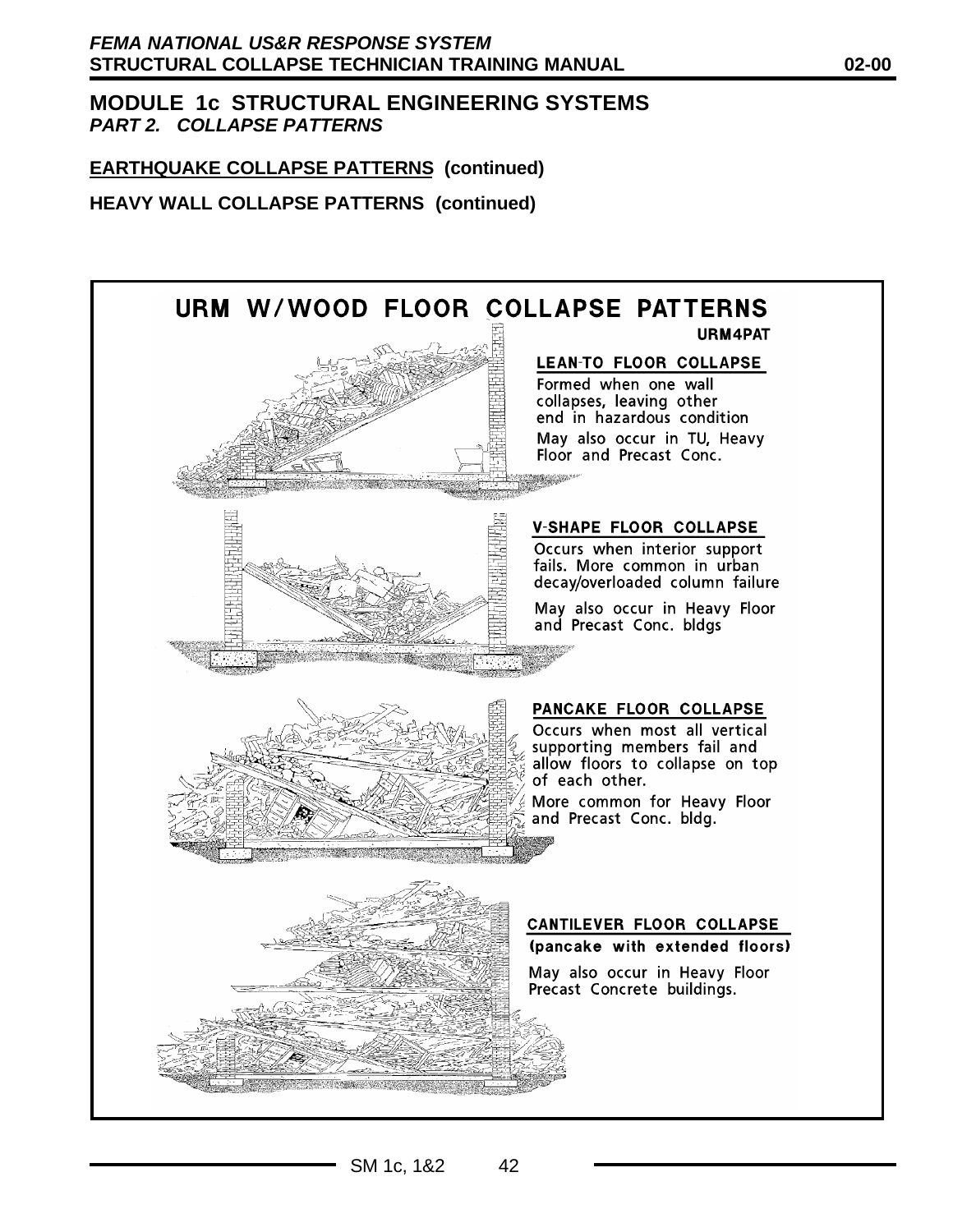## MODULE 1c STRUCTURAL ENGINEERING SYSTEMS

***PART 2. COLLAPSE PATTERNS***

**EARTHQUAKE COLLAPSE PATTERNS (continued)**

**HEAVY WALL COLLAPSE PATTERNS (continued)**

### URM W/WOOD FLOOR COLLAPSE PATTERNS

URM4PAT

**LEAN-TO FLOOR COLLAPSE**

Formed when one wall collapses, leaving other end in hazardous condition

May also occur in TU, Heavy Floor and Precast Conc.

**V-SHAPE FLOOR COLLAPSE**

Occurs when interior support fails. More common in urban decay/overloaded column failure

May also occur in Heavy Floor and Precast Conc. bldgs

**PANCAKE FLOOR COLLAPSE**

Occurs when most all vertical supporting members fail and allow floors to collapse on top of each other.

More common for Heavy Floor and Precast Conc. bldg.

**CANTILEVER FLOOR COLLAPSE**

**(pancake with extended floors)**

May also occur in Heavy Floor Precast Concrete buildings.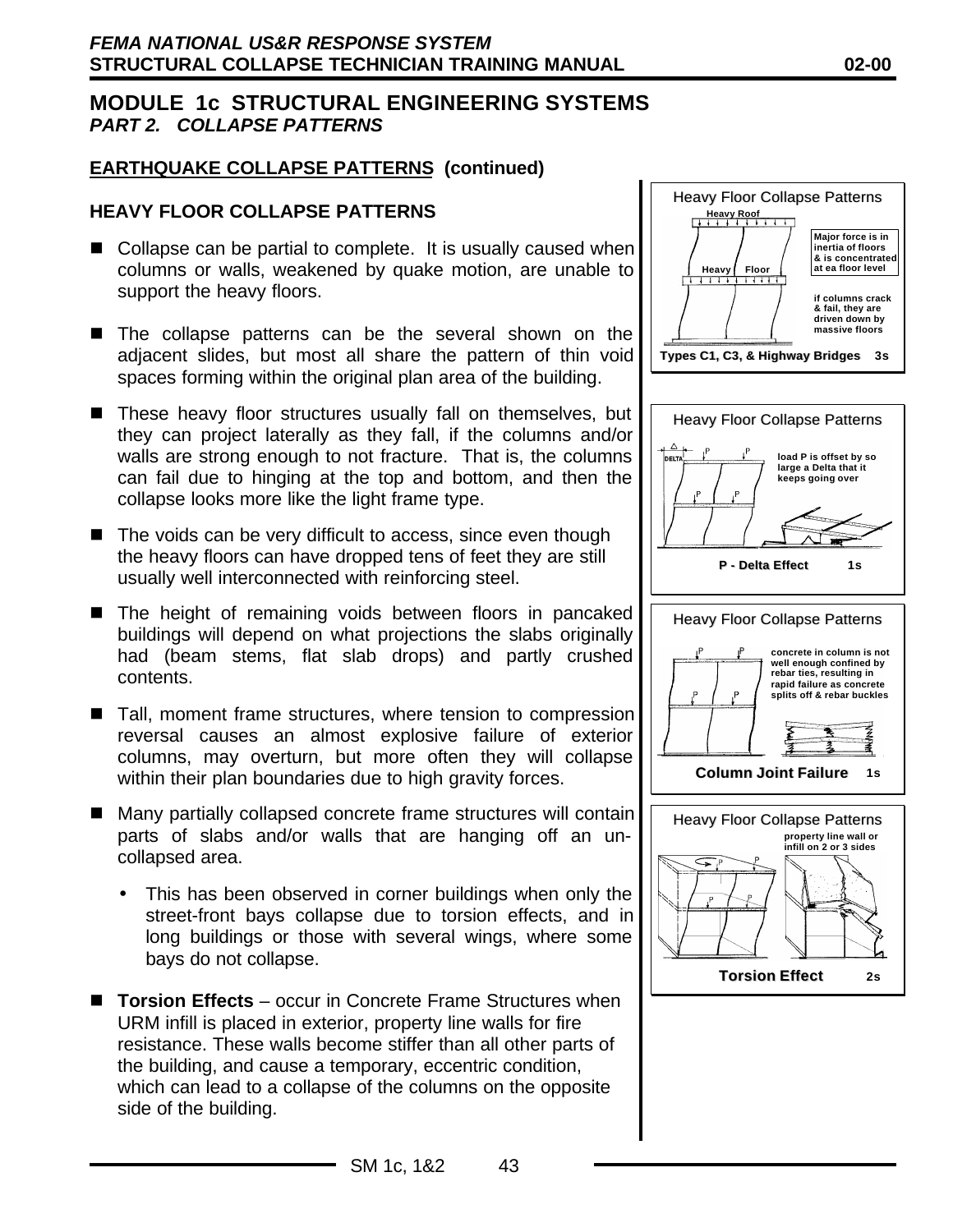## MODULE 1c STRUCTURAL ENGINEERING SYSTEMS
### *PART 2. COLLAPSE PATTERNS*

**EARTHQUAKE COLLAPSE PATTERNS (continued)**

**HEAVY FLOOR COLLAPSE PATTERNS**

- Collapse can be partial to complete. It is usually caused when columns or walls, weakened by quake motion, are unable to support the heavy floors.
- The collapse patterns can be the several shown on the adjacent slides, but most all share the pattern of thin void spaces forming within the original plan area of the building.
- These heavy floor structures usually fall on themselves, but they can project laterally as they fall, if the columns and/or walls are strong enough to not fracture. That is, the columns can fail due to hinging at the top and bottom, and then the collapse looks more like the light frame type.
- The voids can be very difficult to access, since even though the heavy floors can have dropped tens of feet they are still usually well interconnected with reinforcing steel.
- The height of remaining voids between floors in pancaked buildings will depend on what projections the slabs originally had (beam stems, flat slab drops) and partly crushed contents.
- Tall, moment frame structures, where tension to compression reversal causes an almost explosive failure of exterior columns, may overturn, but more often they will collapse within their plan boundaries due to high gravity forces.
- Many partially collapsed concrete frame structures will contain parts of slabs and/or walls that are hanging off an un-collapsed area.
  - This has been observed in corner buildings when only the street-front bays collapse due to torsion effects, and in long buildings or those with several wings, where some bays do not collapse.
- **Torsion Effects** – occur in Concrete Frame Structures when URM infill is placed in exterior, property line walls for fire resistance. These walls become stiffer than all other parts of the building, and cause a temporary, eccentric condition, which can lead to a collapse of the columns on the opposite side of the building.

Heavy Floor Collapse Patterns
Heavy Roof
Heavy Floor
Major force is in inertia of floors & is concentrated at ea floor level
if columns crack & fail, they are driven down by massive floors
Types C1, C3, & Highway Bridges 3s

Heavy Floor Collapse Patterns
DELTA
load P is offset by so large a Delta that it keeps going over
P - Delta Effect 1s

Heavy Floor Collapse Patterns
concrete in column is not well enough confined by rebar ties, resulting in rapid failure as concrete splits off & rebar buckles
Column Joint Failure 1s

Heavy Floor Collapse Patterns
property line wall or infill on 2 or 3 sides
Torsion Effect 2s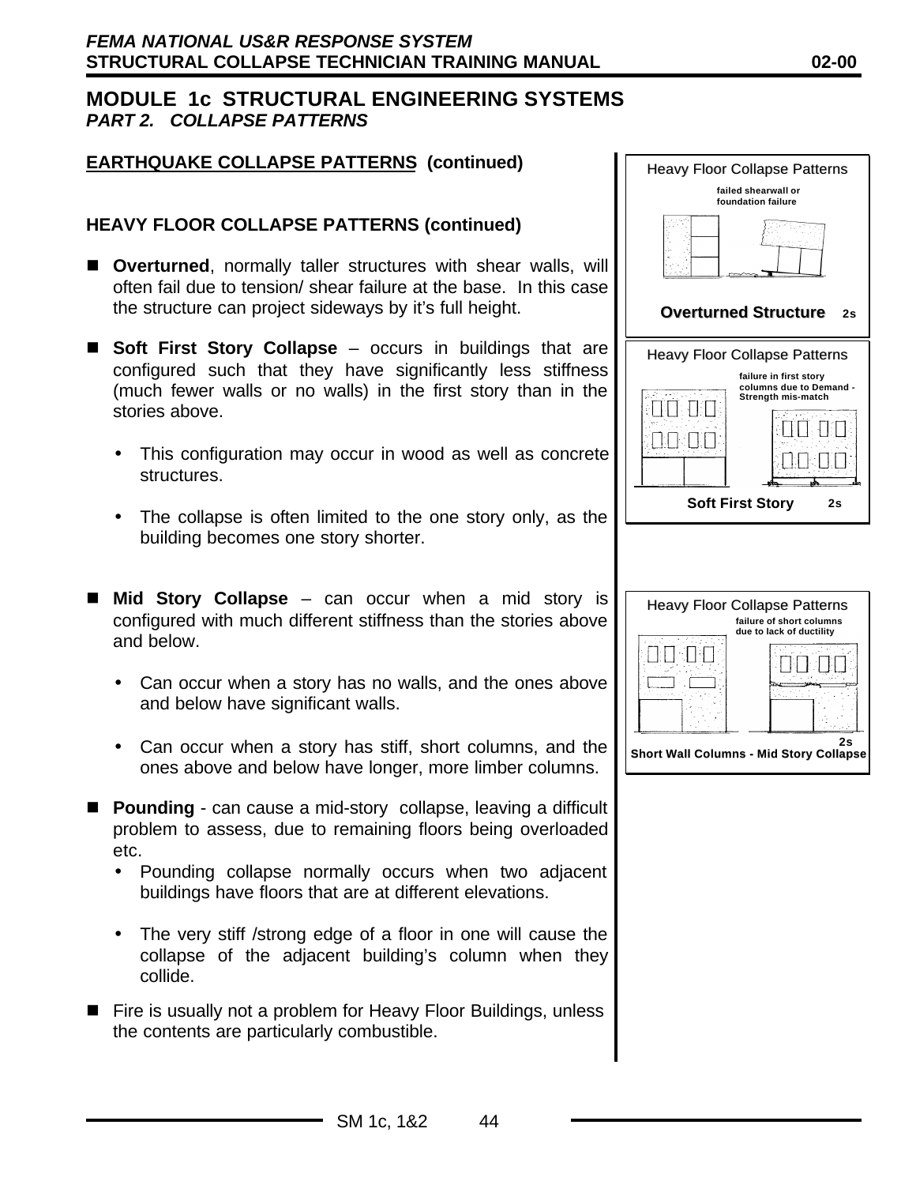## MODULE 1c STRUCTURAL ENGINEERING SYSTEMS
### *PART 2. COLLAPSE PATTERNS*

**EARTHQUAKE COLLAPSE PATTERNS (continued)**

**HEAVY FLOOR COLLAPSE PATTERNS (continued)**

- **Overturned**, normally taller structures with shear walls, will often fail due to tension/ shear failure at the base. In this case the structure can project sideways by it's full height.

- **Soft First Story Collapse** – occurs in buildings that are configured such that they have significantly less stiffness (much fewer walls or no walls) in the first story than in the stories above.
  - This configuration may occur in wood as well as concrete structures.
  - The collapse is often limited to the one story only, as the building becomes one story shorter.

- **Mid Story Collapse** – can occur when a mid story is configured with much different stiffness than the stories above and below.
  - Can occur when a story has no walls, and the ones above and below have significant walls.
  - Can occur when a story has stiff, short columns, and the ones above and below have longer, more limber columns.

- **Pounding** - can cause a mid-story collapse, leaving a difficult problem to assess, due to remaining floors being overloaded etc.
  - Pounding collapse normally occurs when two adjacent buildings have floors that are at different elevations.
  - The very stiff /strong edge of a floor in one will cause the collapse of the adjacent building's column when they collide.

- Fire is usually not a problem for Heavy Floor Buildings, unless the contents are particularly combustible.

Heavy Floor Collapse Patterns

failed shearwall or foundation failure

**Overturned Structure** 2s

Heavy Floor Collapse Patterns

failure in first story columns due to Demand - Strength mis-match

**Soft First Story** 2s

Heavy Floor Collapse Patterns

failure of short columns due to lack of ductility

2s

**Short Wall Columns - Mid Story Collapse**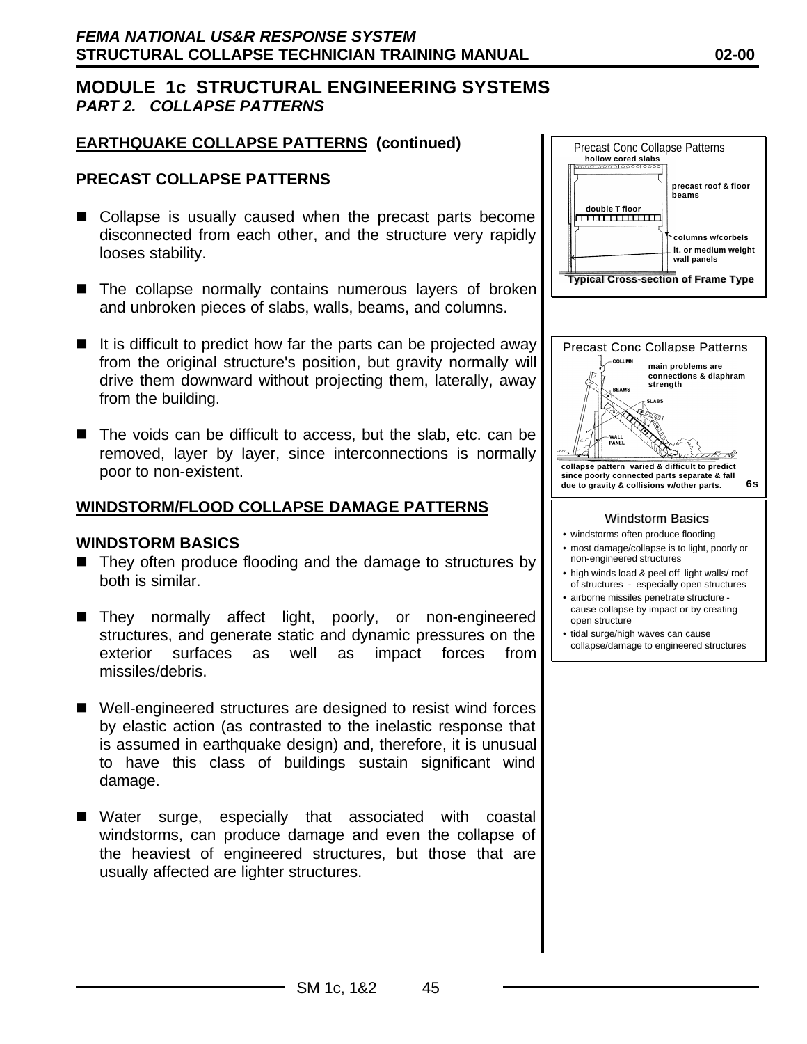# MODULE 1c STRUCTURAL ENGINEERING SYSTEMS

## *PART 2. COLLAPSE PATTERNS*

### EARTHQUAKE COLLAPSE PATTERNS (continued)

### PRECAST COLLAPSE PATTERNS

- Collapse is usually caused when the precast parts become disconnected from each other, and the structure very rapidly looses stability.
- The collapse normally contains numerous layers of broken and unbroken pieces of slabs, walls, beams, and columns.
- It is difficult to predict how far the parts can be projected away from the original structure's position, but gravity normally will drive them downward without projecting them, laterally, away from the building.
- The voids can be difficult to access, but the slab, etc. can be removed, layer by layer, since interconnections is normally poor to non-existent.

Precast Conc Collapse Patterns

hollow cored slabs; precast roof & floor beams; double T floor; columns w/corbels; lt. or medium weight wall panels

Typical Cross-section of Frame Type

Precast Conc Collapse Patterns

COLUMN; BEAMS; SLABS; WALL PANEL; main problems are connections & diaphram strength

collapse pattern varied & difficult to predict since poorly connected parts separate & fall due to gravity & collisions w/other parts. 6s

### WINDSTORM/FLOOD COLLAPSE DAMAGE PATTERNS

### WINDSTORM BASICS

- They often produce flooding and the damage to structures by both is similar.
- They normally affect light, poorly, or non-engineered structures, and generate static and dynamic pressures on the exterior surfaces as well as impact forces from missiles/debris.
- Well-engineered structures are designed to resist wind forces by elastic action (as contrasted to the inelastic response that is assumed in earthquake design) and, therefore, it is unusual to have this class of buildings sustain significant wind damage.
- Water surge, especially that associated with coastal windstorms, can produce damage and even the collapse of the heaviest of engineered structures, but those that are usually affected are lighter structures.

Windstorm Basics

- windstorms often produce flooding
- most damage/collapse is to light, poorly or non-engineered structures
- high winds load & peel off light walls/ roof of structures - especially open structures
- airborne missiles penetrate structure - cause collapse by impact or by creating open structure
- tidal surge/high waves can cause collapse/damage to engineered structures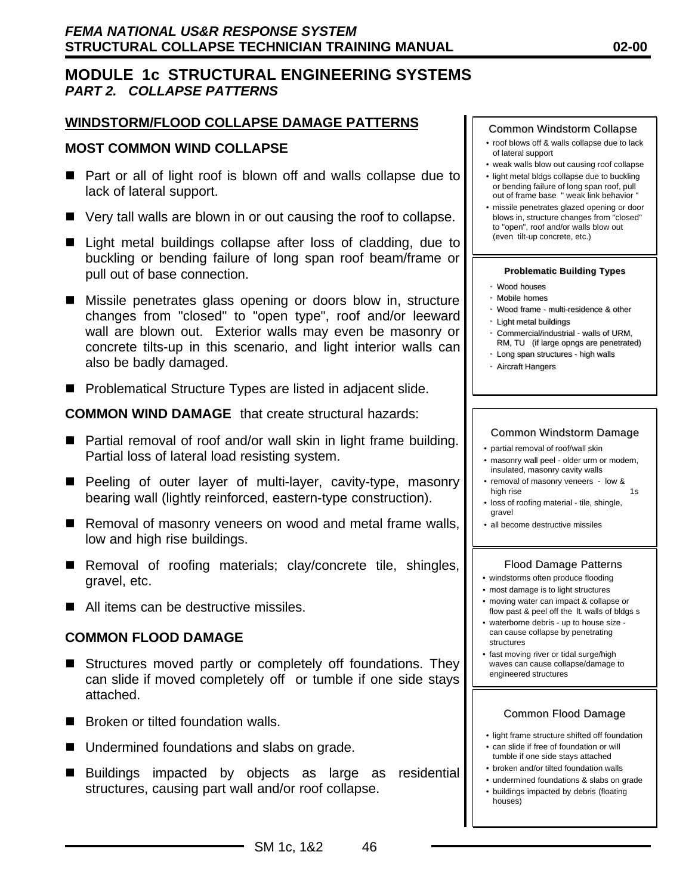# MODULE 1c STRUCTURAL ENGINEERING SYSTEMS

## *PART 2. COLLAPSE PATTERNS*

### WINDSTORM/FLOOD COLLAPSE DAMAGE PATTERNS

#### MOST COMMON WIND COLLAPSE

- Part or all of light roof is blown off and walls collapse due to lack of lateral support.
- Very tall walls are blown in or out causing the roof to collapse.
- Light metal buildings collapse after loss of cladding, due to buckling or bending failure of long span roof beam/frame or pull out of base connection.
- Missile penetrates glass opening or doors blow in, structure changes from "closed" to "open type", roof and/or leeward wall are blown out. Exterior walls may even be masonry or concrete tilts-up in this scenario, and light interior walls can also be badly damaged.
- Problematical Structure Types are listed in adjacent slide.

**COMMON WIND DAMAGE** that create structural hazards:

- Partial removal of roof and/or wall skin in light frame building. Partial loss of lateral load resisting system.
- Peeling of outer layer of multi-layer, cavity-type, masonry bearing wall (lightly reinforced, eastern-type construction).
- Removal of masonry veneers on wood and metal frame walls, low and high rise buildings.
- Removal of roofing materials; clay/concrete tile, shingles, gravel, etc.
- All items can be destructive missiles.

#### COMMON FLOOD DAMAGE

- Structures moved partly or completely off foundations. They can slide if moved completely off or tumble if one side stays attached.
- Broken or tilted foundation walls.
- Undermined foundations and slabs on grade.
- Buildings impacted by objects as large as residential structures, causing part wall and/or roof collapse.

---

**Common Windstorm Collapse**

- roof blows off & walls collapse due to lack of lateral support
- weak walls blow out causing roof collapse
- light metal bldgs collapse due to buckling or bending failure of long span roof, pull out of frame base " weak link behavior "
- missile penetrates glazed opening or door blows in, structure changes from "closed" to "open", roof and/or walls blow out (even tilt-up concrete, etc.)

**Problematic Building Types**

- Wood houses
- Mobile homes
- Wood frame - multi-residence & other
- Light metal buildings
- Commercial/industrial - walls of URM, RM, TU (if large opngs are penetrated)
- Long span structures - high walls
- Aircraft Hangers

**Common Windstorm Damage**

- partial removal of roof/wall skin
- masonry wall peel - older urm or modern, insulated, masonry cavity walls
- removal of masonry veneers - low & high rise 1s
- loss of roofing material - tile, shingle, gravel
- all become destructive missiles

**Flood Damage Patterns**

- windstorms often produce flooding
- most damage is to light structures
- moving water can impact & collapse or flow past & peel off the lt. walls of bldgs s
- waterborne debris - up to house size - can cause collapse by penetrating structures
- fast moving river or tidal surge/high waves can cause collapse/damage to engineered structures

**Common Flood Damage**

- light frame structure shifted off foundation
- can slide if free of foundation or will tumble if one side stays attached
- broken and/or tilted foundation walls
- undermined foundations & slabs on grade
- buildings impacted by debris (floating houses)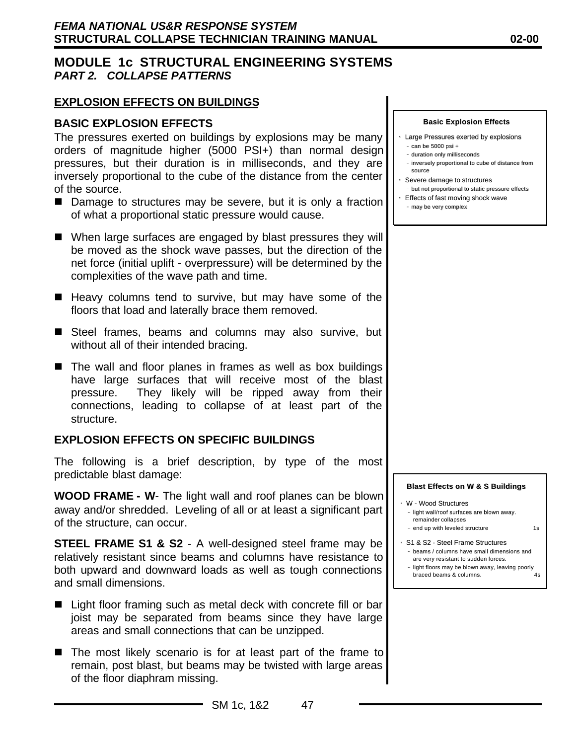## MODULE 1c STRUCTURAL ENGINEERING SYSTEMS
### *PART 2. COLLAPSE PATTERNS*

### EXPLOSION EFFECTS ON BUILDINGS

#### BASIC EXPLOSION EFFECTS

The pressures exerted on buildings by explosions may be many orders of magnitude higher (5000 PSI+) than normal design pressures, but their duration is in milliseconds, and they are inversely proportional to the cube of the distance from the center of the source.

- Damage to structures may be severe, but it is only a fraction of what a proportional static pressure would cause.
- When large surfaces are engaged by blast pressures they will be moved as the shock wave passes, but the direction of the net force (initial uplift - overpressure) will be determined by the complexities of the wave path and time.
- Heavy columns tend to survive, but may have some of the floors that load and laterally brace them removed.
- Steel frames, beams and columns may also survive, but without all of their intended bracing.
- The wall and floor planes in frames as well as box buildings have large surfaces that will receive most of the blast pressure. They likely will be ripped away from their connections, leading to collapse of at least part of the structure.

**Basic Explosion Effects**

- Large Pressures exerted by explosions
  - can be 5000 psi +
  - duration only milliseconds
  - inversely proportional to cube of distance from source
- Severe damage to structures
  - but not proportional to static pressure effects
- Effects of fast moving shock wave
  - may be very complex

#### EXPLOSION EFFECTS ON SPECIFIC BUILDINGS

The following is a brief description, by type of the most predictable blast damage:

**WOOD FRAME - W**- The light wall and roof planes can be blown away and/or shredded. Leveling of all or at least a significant part of the structure, can occur.

**STEEL FRAME S1 & S2** - A well-designed steel frame may be relatively resistant since beams and columns have resistance to both upward and downward loads as well as tough connections and small dimensions.

- Light floor framing such as metal deck with concrete fill or bar joist may be separated from beams since they have large areas and small connections that can be unzipped.
- The most likely scenario is for at least part of the frame to remain, post blast, but beams may be twisted with large areas of the floor diaphram missing.

**Blast Effects on W & S Buildings**

- W - Wood Structures
  - light wall/roof surfaces are blown away. remainder collapses
  - end up with leveled structure 1s
- S1 & S2 - Steel Frame Structures
  - beams / columns have small dimensions and are very resistant to sudden forces.
  - light floors may be blown away, leaving poorly braced beams & columns. 4s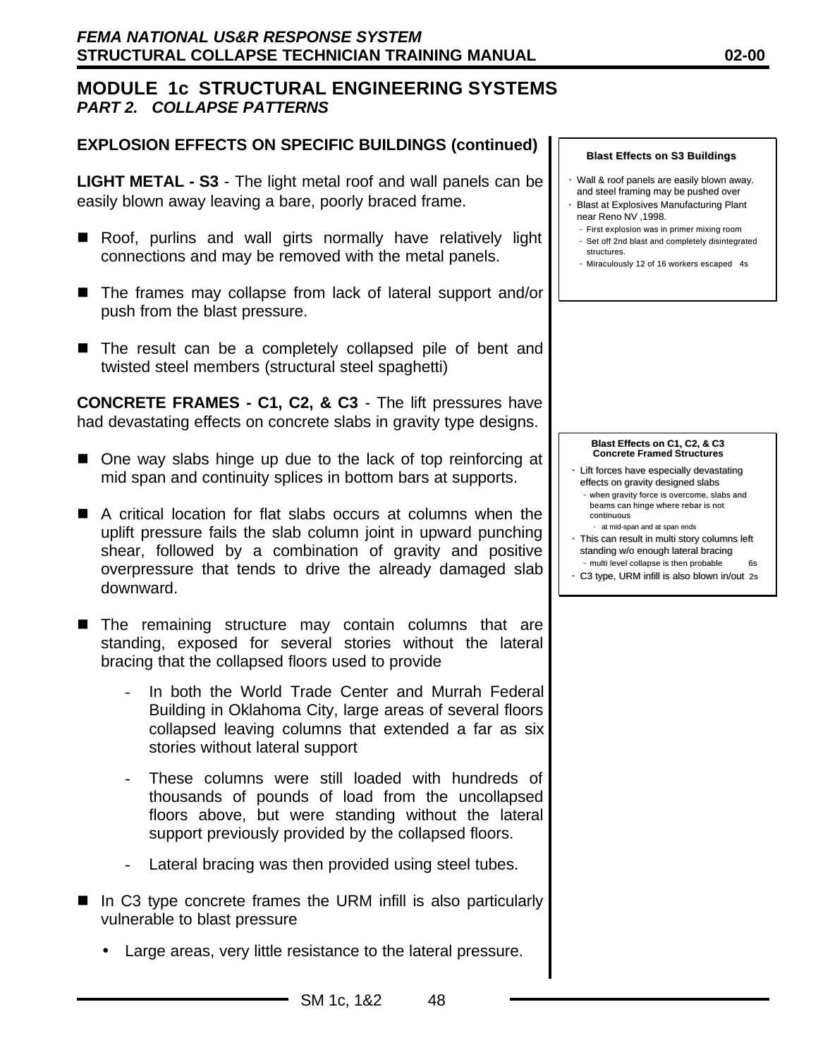## MODULE 1c STRUCTURAL ENGINEERING SYSTEMS
### *PART 2. COLLAPSE PATTERNS*

**EXPLOSION EFFECTS ON SPECIFIC BUILDINGS (continued)**

**LIGHT METAL - S3** - The light metal roof and wall panels can be easily blown away leaving a bare, poorly braced frame.

- Roof, purlins and wall girts normally have relatively light connections and may be removed with the metal panels.
- The frames may collapse from lack of lateral support and/or push from the blast pressure.
- The result can be a completely collapsed pile of bent and twisted steel members (structural steel spaghetti)

**Blast Effects on S3 Buildings**

- Wall & roof panels are easily blown away. and steel framing may be pushed over
- Blast at Explosives Manufacturing Plant near Reno NV ,1998.
  - First explosion was in primer mixing room
  - Set off 2nd blast and completely disintegrated structures.
  - Miraculously 12 of 16 workers escaped 4s

**CONCRETE FRAMES - C1, C2, & C3** - The lift pressures have had devastating effects on concrete slabs in gravity type designs.

- One way slabs hinge up due to the lack of top reinforcing at mid span and continuity splices in bottom bars at supports.
- A critical location for flat slabs occurs at columns when the uplift pressure fails the slab column joint in upward punching shear, followed by a combination of gravity and positive overpressure that tends to drive the already damaged slab downward.
- The remaining structure may contain columns that are standing, exposed for several stories without the lateral bracing that the collapsed floors used to provide
  - In both the World Trade Center and Murrah Federal Building in Oklahoma City, large areas of several floors collapsed leaving columns that extended a far as six stories without lateral support
  - These columns were still loaded with hundreds of thousands of pounds of load from the uncollapsed floors above, but were standing without the lateral support previously provided by the collapsed floors.
  - Lateral bracing was then provided using steel tubes.
- In C3 type concrete frames the URM infill is also particularly vulnerable to blast pressure
  - Large areas, very little resistance to the lateral pressure.

**Blast Effects on C1, C2, & C3 Concrete Framed Structures**

- Lift forces have especially devastating effects on gravity designed slabs
  - when gravity force is overcome, slabs and beams can hinge where rebar is not continuous
    - at mid-span and at span ends
- This can result in multi story columns left standing w/o enough lateral bracing
  - multi level collapse is then probable 6s
- C3 type, URM infill is also blown in/out 2s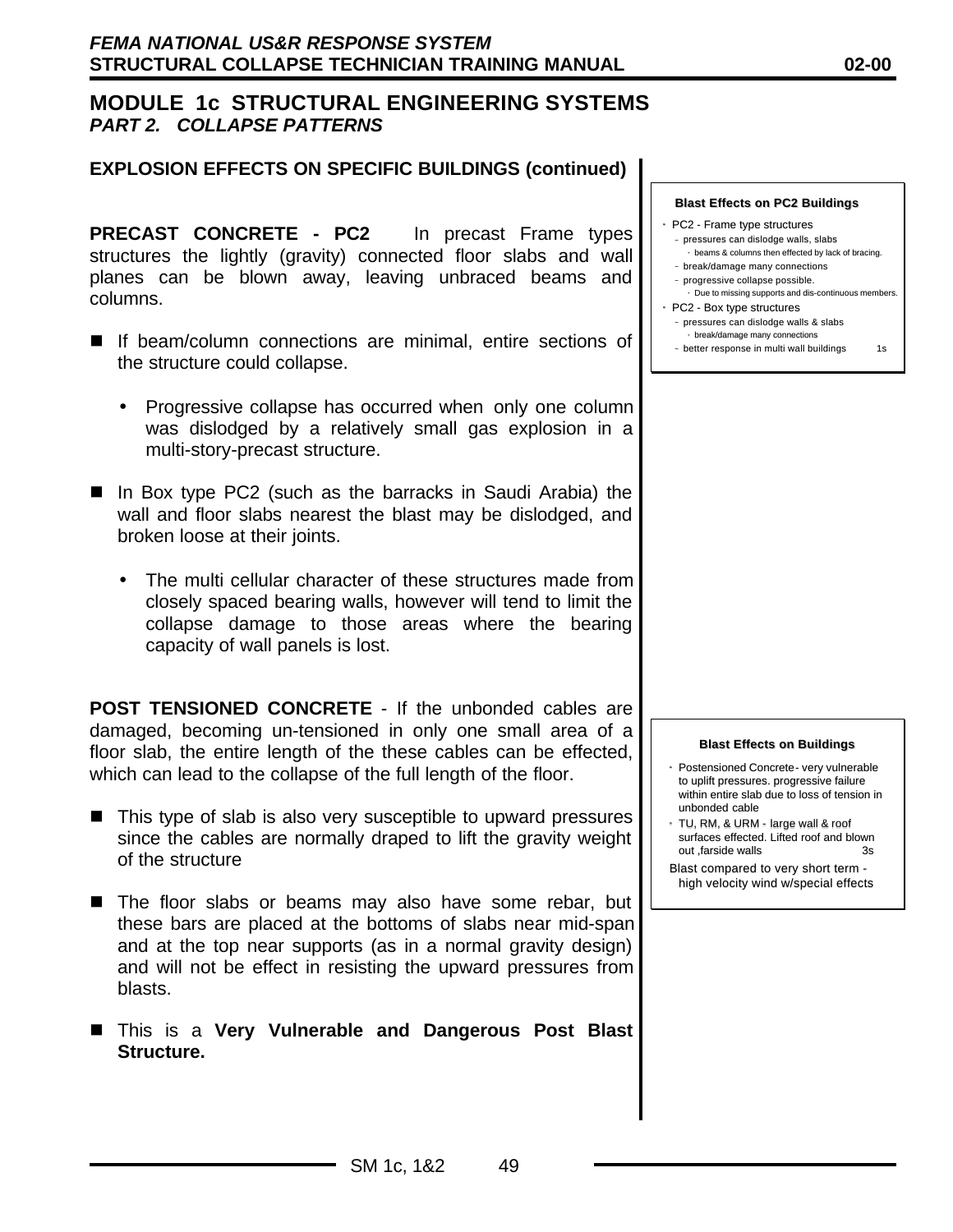## MODULE 1c STRUCTURAL ENGINEERING SYSTEMS

### *PART 2. COLLAPSE PATTERNS*

**EXPLOSION EFFECTS ON SPECIFIC BUILDINGS (continued)**

**PRECAST CONCRETE - PC2** In precast Frame types structures the lightly (gravity) connected floor slabs and wall planes can be blown away, leaving unbraced beams and columns.

- If beam/column connections are minimal, entire sections of the structure could collapse.
  - Progressive collapse has occurred when only one column was dislodged by a relatively small gas explosion in a multi-story-precast structure.
- In Box type PC2 (such as the barracks in Saudi Arabia) the wall and floor slabs nearest the blast may be dislodged, and broken loose at their joints.
  - The multi cellular character of these structures made from closely spaced bearing walls, however will tend to limit the collapse damage to those areas where the bearing capacity of wall panels is lost.

> **Blast Effects on PC2 Buildings**
>
> - PC2 - Frame type structures
>   - pressures can dislodge walls, slabs
>     - beams & columns then effected by lack of bracing.
>   - break/damage many connections
>   - progressive collapse possible.
>     - Due to missing supports and dis-continuous members.
> - PC2 - Box type structures
>   - pressures can dislodge walls & slabs
>     - break/damage many connections
>   - better response in multi wall buildings 1s

**POST TENSIONED CONCRETE** - If the unbonded cables are damaged, becoming un-tensioned in only one small area of a floor slab, the entire length of the these cables can be effected, which can lead to the collapse of the full length of the floor.

- This type of slab is also very susceptible to upward pressures since the cables are normally draped to lift the gravity weight of the structure
- The floor slabs or beams may also have some rebar, but these bars are placed at the bottoms of slabs near mid-span and at the top near supports (as in a normal gravity design) and will not be effect in resisting the upward pressures from blasts.
- This is a **Very Vulnerable and Dangerous Post Blast Structure.**

> **Blast Effects on Buildings**
>
> - Postensioned Concrete - very vulnerable to uplift pressures. progressive failure within entire slab due to loss of tension in unbonded cable
> - TU, RM, & URM - large wall & roof surfaces effected. Lifted roof and blown out ,farside walls 3s
>
> Blast compared to very short term - high velocity wind w/special effects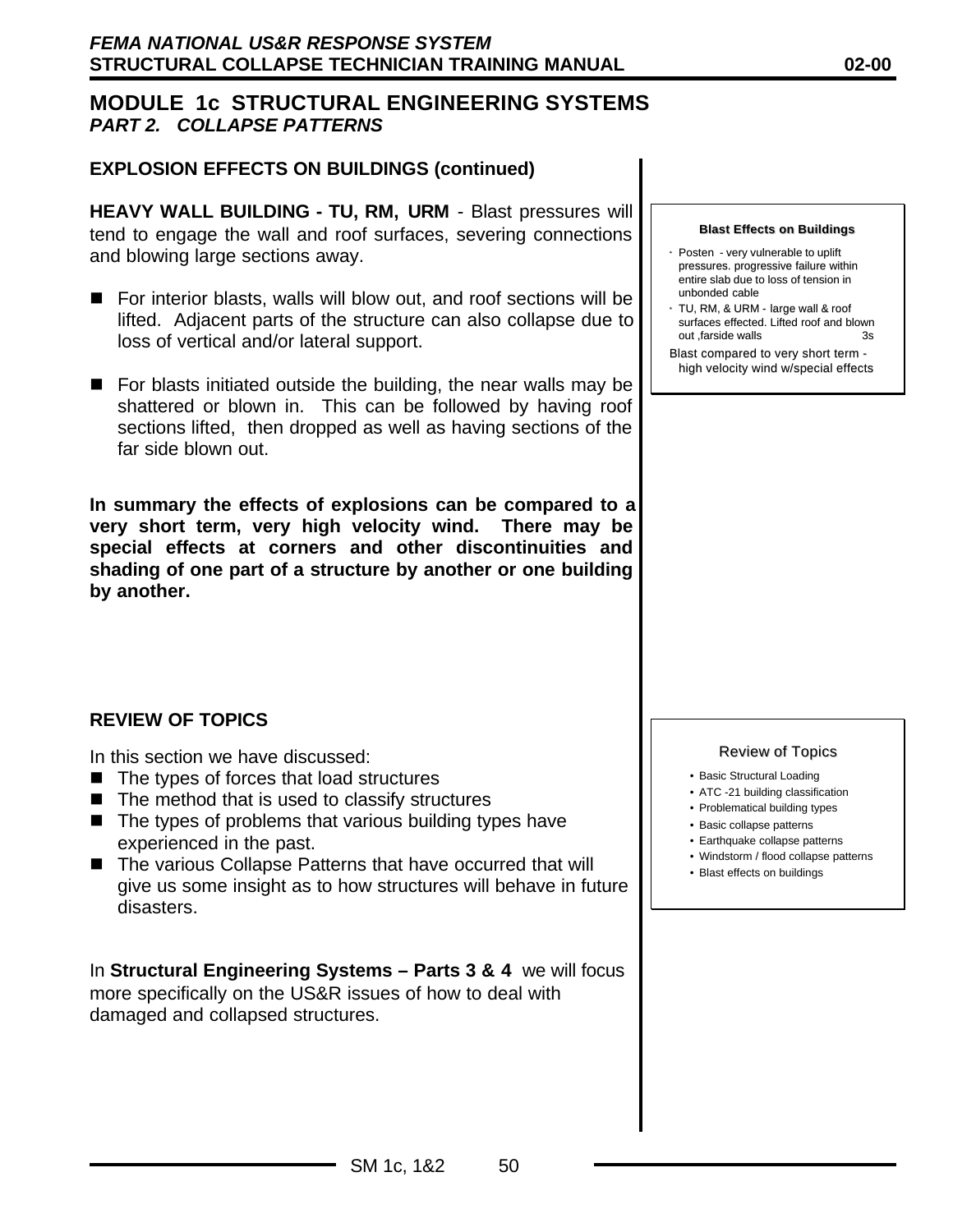## MODULE 1c STRUCTURAL ENGINEERING SYSTEMS
### *PART 2. COLLAPSE PATTERNS*

**EXPLOSION EFFECTS ON BUILDINGS (continued)**

**HEAVY WALL BUILDING - TU, RM, URM** - Blast pressures will tend to engage the wall and roof surfaces, severing connections and blowing large sections away.

- For interior blasts, walls will blow out, and roof sections will be lifted. Adjacent parts of the structure can also collapse due to loss of vertical and/or lateral support.
- For blasts initiated outside the building, the near walls may be shattered or blown in. This can be followed by having roof sections lifted, then dropped as well as having sections of the far side blown out.

**In summary the effects of explosions can be compared to a very short term, very high velocity wind. There may be special effects at corners and other discontinuities and shading of one part of a structure by another or one building by another.**

**Blast Effects on Buildings**

- Posten - very vulnerable to uplift pressures. progressive failure within entire slab due to loss of tension in unbonded cable
- TU, RM, & URM - large wall & roof surfaces effected. Lifted roof and blown out ,farside walls 3s

Blast compared to very short term - high velocity wind w/special effects

**REVIEW OF TOPICS**

In this section we have discussed:

- The types of forces that load structures
- The method that is used to classify structures
- The types of problems that various building types have experienced in the past.
- The various Collapse Patterns that have occurred that will give us some insight as to how structures will behave in future disasters.

In **Structural Engineering Systems – Parts 3 & 4** we will focus more specifically on the US&R issues of how to deal with damaged and collapsed structures.

Review of Topics

- Basic Structural Loading
- ATC -21 building classification
- Problematical building types
- Basic collapse patterns
- Earthquake collapse patterns
- Windstorm / flood collapse patterns
- Blast effects on buildings